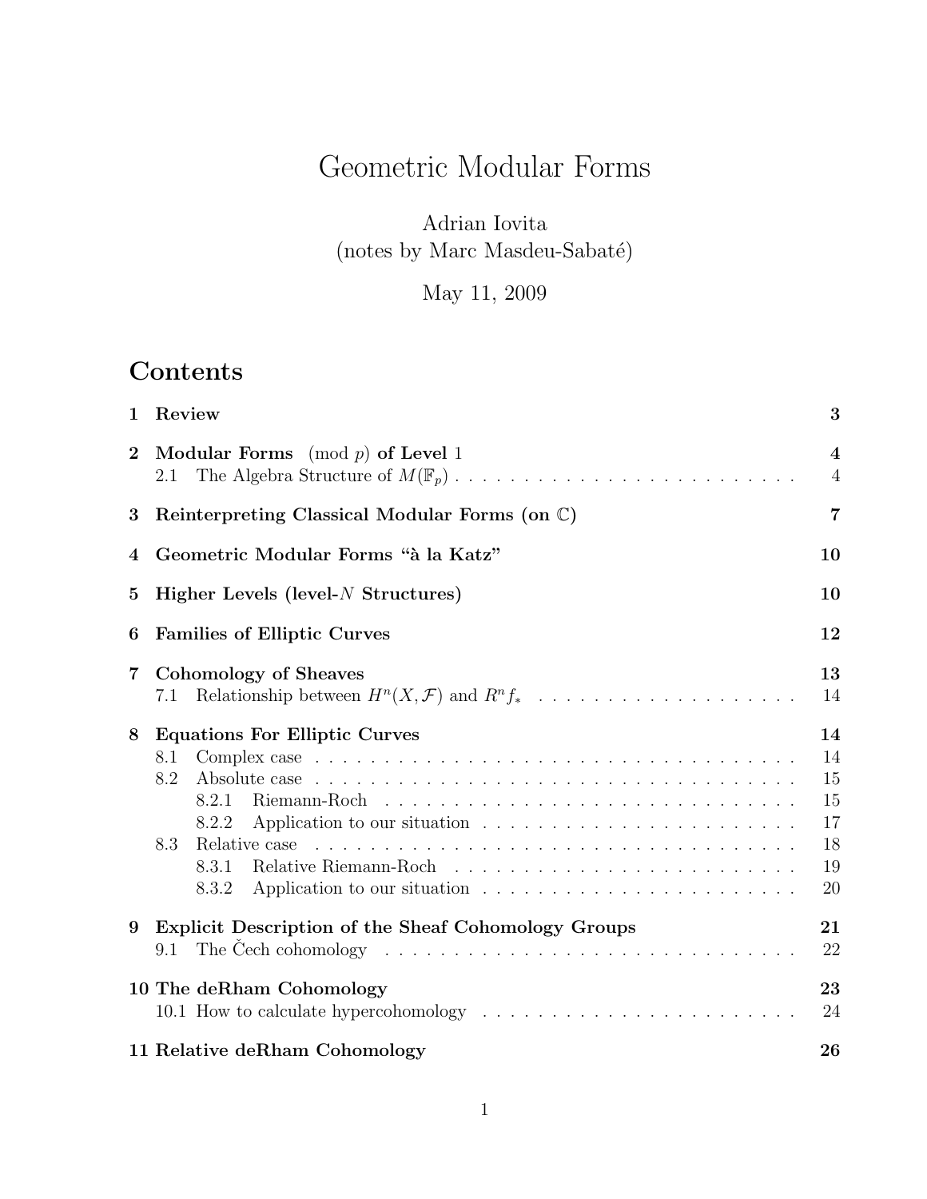# Geometric Modular Forms

Adrian Iovita
(notes by Marc Masdeu-Sabaté)

May 11, 2009

## Contents

| | | |
|---|---|---|
| **1** | **Review** | **3** |
| **2** | **Modular Forms $\pmod p$ of Level 1** | **4** |
| 2.1 | The Algebra Structure of $M(\mathbb{F}_p)$ | 4 |
| **3** | **Reinterpreting Classical Modular Forms (on $\mathbb{C}$)** | **7** |
| **4** | **Geometric Modular Forms "à la Katz"** | **10** |
| **5** | **Higher Levels (level-$N$ Structures)** | **10** |
| **6** | **Families of Elliptic Curves** | **12** |
| **7** | **Cohomology of Sheaves** | **13** |
| 7.1 | Relationship between $H^n(X, \mathcal{F})$ and $R^n f_*$ | 14 |
| **8** | **Equations For Elliptic Curves** | **14** |
| 8.1 | Complex case | 14 |
| 8.2 | Absolute case | 15 |
| 8.2.1 | Riemann-Roch | 15 |
| 8.2.2 | Application to our situation | 17 |
| 8.3 | Relative case | 18 |
| 8.3.1 | Relative Riemann-Roch | 19 |
| 8.3.2 | Application to our situation | 20 |
| **9** | **Explicit Description of the Sheaf Cohomology Groups** | **21** |
| 9.1 | The Čech cohomology | 22 |
| **10** | **The deRham Cohomology** | **23** |
| 10.1 | How to calculate hypercohomology | 24 |
| **11** | **Relative deRham Cohomology** | **26** |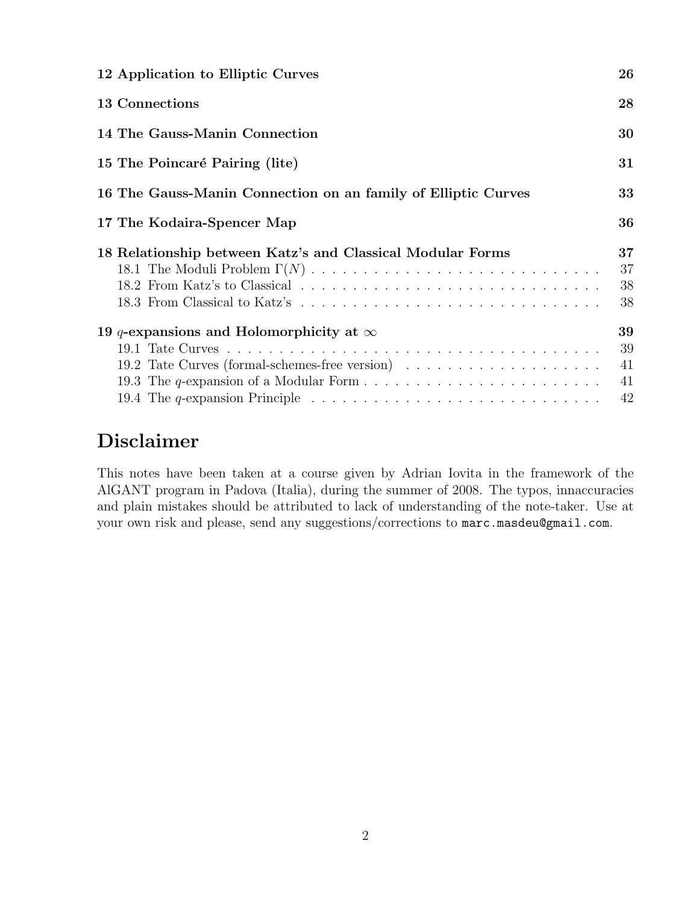| | |
|---|---|
| **12 Application to Elliptic Curves** | **26** |
| **13 Connections** | **28** |
| **14 The Gauss-Manin Connection** | **30** |
| **15 The Poincaré Pairing (lite)** | **31** |
| **16 The Gauss-Manin Connection on an family of Elliptic Curves** | **33** |
| **17 The Kodaira-Spencer Map** | **36** |
| **18 Relationship between Katz's and Classical Modular Forms** | **37** |
| 18.1 The Moduli Problem $\Gamma(N)$ | 37 |
| 18.2 From Katz's to Classical | 38 |
| 18.3 From Classical to Katz's | 38 |
| **19 $q$-expansions and Holomorphicity at $\infty$** | **39** |
| 19.1 Tate Curves | 39 |
| 19.2 Tate Curves (formal-schemes-free version) | 41 |
| 19.3 The $q$-expansion of a Modular Form | 41 |
| 19.4 The $q$-expansion Principle | 42 |

# Disclaimer

This notes have been taken at a course given by Adrian Iovita in the framework of the AlGANT program in Padova (Italia), during the summer of 2008. The typos, innaccuracies and plain mistakes should be attributed to lack of understanding of the note-taker. Use at your own risk and please, send any suggestions/corrections to marc.masdeu@gmail.com.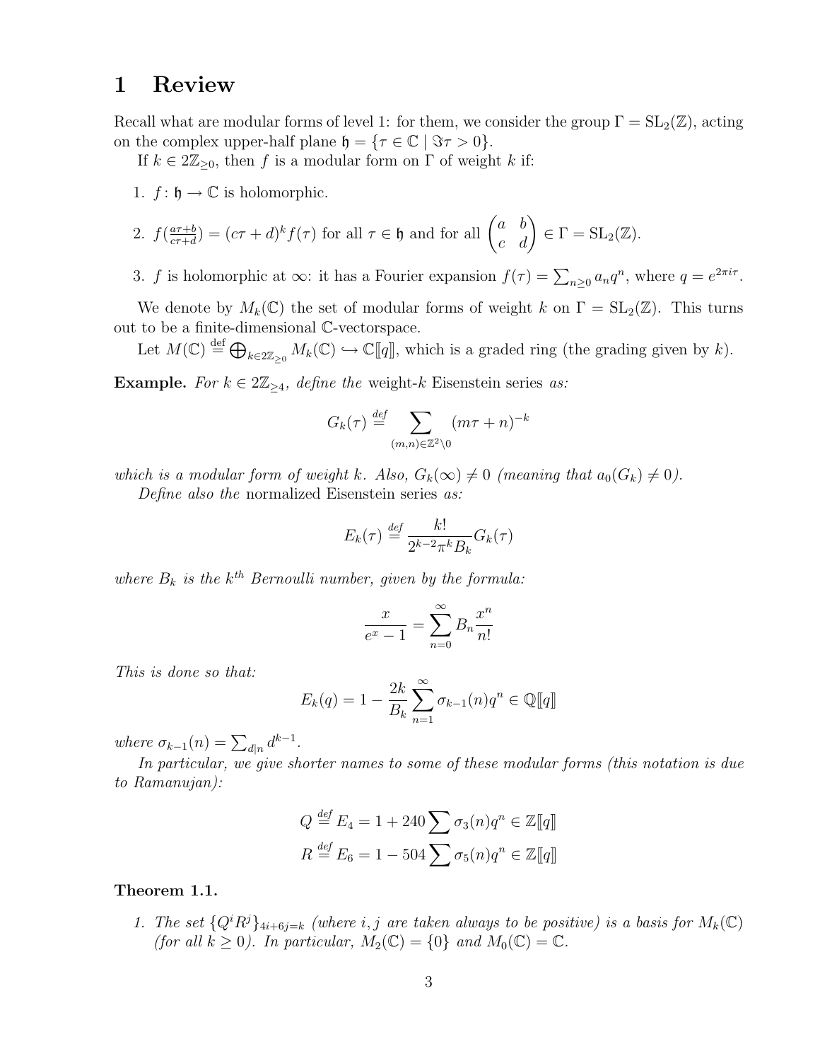# 1 Review

Recall what are modular forms of level 1: for them, we consider the group $\Gamma = \mathrm{SL}_2(\mathbb{Z})$, acting on the complex upper-half plane $\mathfrak{h} = \{\tau \in \mathbb{C} \mid \Im\tau > 0\}$.

If $k \in 2\mathbb{Z}_{\geq 0}$, then $f$ is a modular form on $\Gamma$ of weight $k$ if:

1. $f\colon \mathfrak{h} \to \mathbb{C}$ is holomorphic.
2. $f(\frac{a\tau+b}{c\tau+d}) = (c\tau+d)^k f(\tau)$ for all $\tau \in \mathfrak{h}$ and for all $\begin{pmatrix} a & b \\ c & d \end{pmatrix} \in \Gamma = \mathrm{SL}_2(\mathbb{Z})$.
3. $f$ is holomorphic at $\infty$: it has a Fourier expansion $f(\tau) = \sum_{n\geq 0} a_n q^n$, where $q = e^{2\pi i \tau}$.

We denote by $M_k(\mathbb{C})$ the set of modular forms of weight $k$ on $\Gamma = \mathrm{SL}_2(\mathbb{Z})$. This turns out to be a finite-dimensional $\mathbb{C}$-vectorspace.

Let $M(\mathbb{C}) \stackrel{\text{def}}{=} \bigoplus_{k\in 2\mathbb{Z}_{\geq 0}} M_k(\mathbb{C}) \hookrightarrow \mathbb{C}[\![q]\!]$, which is a graded ring (the grading given by $k$).

**Example.** *For $k \in 2\mathbb{Z}_{\geq 4}$, define the* weight-$k$ Eisenstein series *as:*

$$G_k(\tau) \stackrel{def}{=} \sum_{(m,n)\in\mathbb{Z}^2\setminus 0} (m\tau+n)^{-k}$$

*which is a modular form of weight $k$. Also, $G_k(\infty) \neq 0$ (meaning that $a_0(G_k) \neq 0$).*

*Define also the* normalized Eisenstein series *as:*

$$E_k(\tau) \stackrel{def}{=} \frac{k!}{2^{k-2}\pi^k B_k} G_k(\tau)$$

*where $B_k$ is the $k^{th}$ Bernoulli number, given by the formula:*

$$\frac{x}{e^x-1} = \sum_{n=0}^{\infty} B_n \frac{x^n}{n!}$$

*This is done so that:*

$$E_k(q) = 1 - \frac{2k}{B_k}\sum_{n=1}^{\infty} \sigma_{k-1}(n) q^n \in \mathbb{Q}[\![q]\!]$$

*where $\sigma_{k-1}(n) = \sum_{d\mid n} d^{k-1}$.*

*In particular, we give shorter names to some of these modular forms (this notation is due to Ramanujan):*

$$Q \stackrel{def}{=} E_4 = 1 + 240\sum \sigma_3(n)q^n \in \mathbb{Z}[\![q]\!]$$
$$R \stackrel{def}{=} E_6 = 1 - 504\sum \sigma_5(n)q^n \in \mathbb{Z}[\![q]\!]$$

**Theorem 1.1.**

1. *The set $\{Q^i R^j\}_{4i+6j=k}$ (where $i,j$ are taken always to be positive) is a basis for $M_k(\mathbb{C})$ (for all $k \geq 0$). In particular, $M_2(\mathbb{C}) = \{0\}$ and $M_0(\mathbb{C}) = \mathbb{C}$.*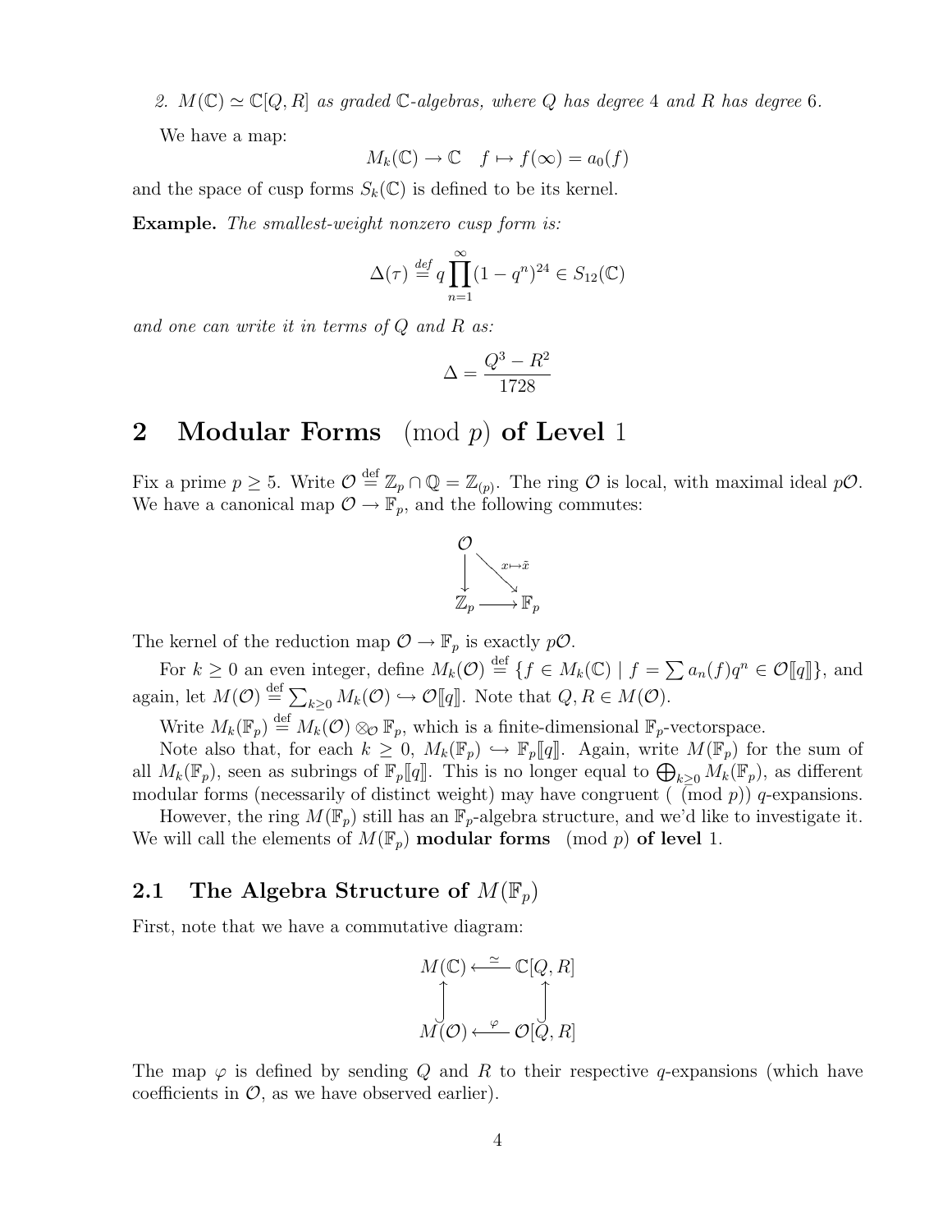*2.* $M(\mathbb{C}) \simeq \mathbb{C}[Q,R]$ *as graded* $\mathbb{C}$*-algebras, where* $Q$ *has degree* 4 *and* $R$ *has degree* 6*.*

We have a map:

$$M_k(\mathbb{C}) \to \mathbb{C} \quad f \mapsto f(\infty) = a_0(f)$$

and the space of cusp forms $S_k(\mathbb{C})$ is defined to be its kernel.

**Example.** *The smallest-weight nonzero cusp form is:*

$$\Delta(\tau) \stackrel{def}{=} q \prod_{n=1}^{\infty} (1-q^n)^{24} \in S_{12}(\mathbb{C})$$

*and one can write it in terms of* $Q$ *and* $R$ *as:*

$$\Delta = \frac{Q^3 - R^2}{1728}$$

# 2 Modular Forms $\pmod p$ of Level 1

Fix a prime $p \geq 5$. Write $\mathcal{O} \stackrel{\text{def}}{=} \mathbb{Z}_p \cap \mathbb{Q} = \mathbb{Z}_{(p)}$. The ring $\mathcal{O}$ is local, with maximal ideal $p\mathcal{O}$. We have a canonical map $\mathcal{O} \to \mathbb{F}_p$, and the following commutes:

$$\begin{array}{ccc} \mathcal{O} & & \\ \downarrow & \searrow^{x \mapsto \tilde{x}} & \\ \mathbb{Z}_p & \longrightarrow & \mathbb{F}_p \end{array}$$

The kernel of the reduction map $\mathcal{O} \to \mathbb{F}_p$ is exactly $p\mathcal{O}$.

For $k \geq 0$ an even integer, define $M_k(\mathcal{O}) \stackrel{\text{def}}{=} \{f \in M_k(\mathbb{C}) \mid f = \sum a_n(f) q^n \in \mathcal{O}[\![q]\!]\}$, and again, let $M(\mathcal{O}) \stackrel{\text{def}}{=} \sum_{k \geq 0} M_k(\mathcal{O}) \hookrightarrow \mathcal{O}[\![q]\!]$. Note that $Q, R \in M(\mathcal{O})$.

Write $M_k(\mathbb{F}_p) \stackrel{\text{def}}{=} M_k(\mathcal{O}) \otimes_{\mathcal{O}} \mathbb{F}_p$, which is a finite-dimensional $\mathbb{F}_p$-vectorspace.

Note also that, for each $k \geq 0$, $M_k(\mathbb{F}_p) \hookrightarrow \mathbb{F}_p[\![q]\!]$. Again, write $M(\mathbb{F}_p)$ for the sum of all $M_k(\mathbb{F}_p)$, seen as subrings of $\mathbb{F}_p[\![q]\!]$. This is no longer equal to $\bigoplus_{k \geq 0} M_k(\mathbb{F}_p)$, as different modular forms (necessarily of distinct weight) may have congruent ( $\pmod p$) $q$-expansions.

However, the ring $M(\mathbb{F}_p)$ still has an $\mathbb{F}_p$-algebra structure, and we'd like to investigate it. We will call the elements of $M(\mathbb{F}_p)$ **modular forms** $\pmod p$ **of level** 1.

## 2.1 The Algebra Structure of $M(\mathbb{F}_p)$

First, note that we have a commutative diagram:

$$\begin{array}{ccc} M(\mathbb{C}) & \xleftarrow{\simeq} & \mathbb{C}[Q,R] \\ \uparrow & & \uparrow \\ M(\mathcal{O}) & \xleftarrow{\varphi} & \mathcal{O}[Q,R] \end{array}$$

The map $\varphi$ is defined by sending $Q$ and $R$ to their respective $q$-expansions (which have coefficients in $\mathcal{O}$, as we have observed earlier).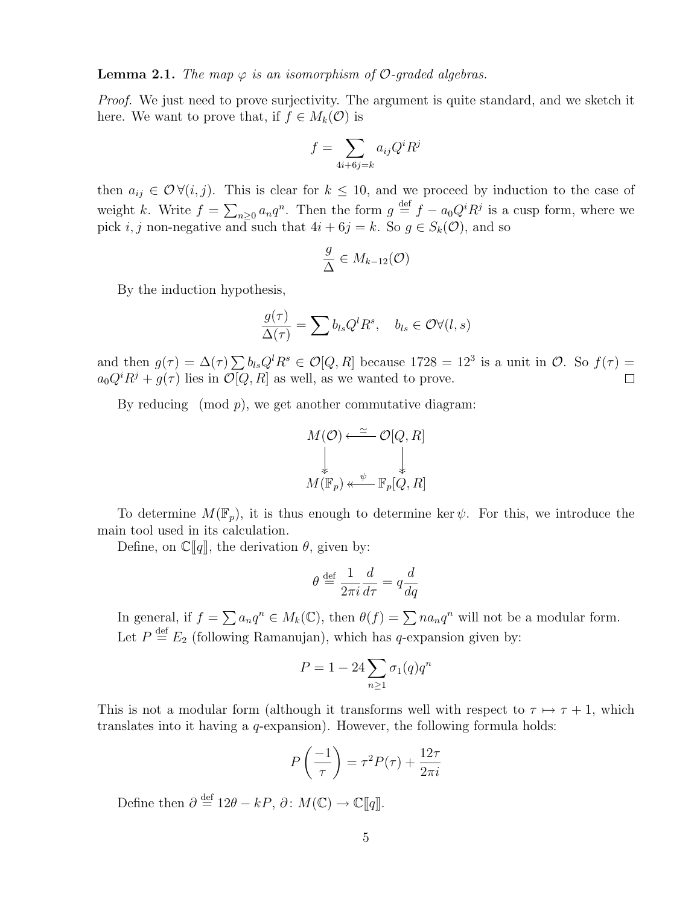**Lemma 2.1.** *The map $\varphi$ is an isomorphism of $\mathcal{O}$-graded algebras.*

*Proof.* We just need to prove surjectivity. The argument is quite standard, and we sketch it here. We want to prove that, if $f \in M_k(\mathcal{O})$ is

$$f = \sum_{4i+6j=k} a_{ij} Q^i R^j$$

then $a_{ij} \in \mathcal{O} \, \forall (i,j)$. This is clear for $k \leq 10$, and we proceed by induction to the case of weight $k$. Write $f = \sum_{n \geq 0} a_n q^n$. Then the form $g \overset{\text{def}}{=} f - a_0 Q^i R^j$ is a cusp form, where we pick $i, j$ non-negative and such that $4i + 6j = k$. So $g \in S_k(\mathcal{O})$, and so

$$\frac{g}{\Delta} \in M_{k-12}(\mathcal{O})$$

By the induction hypothesis,

$$\frac{g(\tau)}{\Delta(\tau)} = \sum b_{ls} Q^l R^s, \quad b_{ls} \in \mathcal{O} \forall (l,s)$$

and then $g(\tau) = \Delta(\tau) \sum b_{ls} Q^l R^s \in \mathcal{O}[Q,R]$ because $1728 = 12^3$ is a unit in $\mathcal{O}$. So $f(\tau) = a_0 Q^i R^j + g(\tau)$ lies in $\mathcal{O}[Q,R]$ as well, as we wanted to prove. $\square$

By reducing $\pmod p$, we get another commutative diagram:

$$\begin{array}{ccc} M(\mathcal{O}) & \xleftarrow{\ \simeq\ } & \mathcal{O}[Q,R] \\ \downarrow & & \downarrow \\ M(\mathbb{F}_p) & \xleftarrow{\ \psi\ } & \mathbb{F}_p[Q,R] \end{array}$$

To determine $M(\mathbb{F}_p)$, it is thus enough to determine $\ker \psi$. For this, we introduce the main tool used in its calculation.

Define, on $\mathbb{C}[\![q]\!]$, the derivation $\theta$, given by:

$$\theta \overset{\text{def}}{=} \frac{1}{2\pi i} \frac{d}{d\tau} = q \frac{d}{dq}$$

In general, if $f = \sum a_n q^n \in M_k(\mathbb{C})$, then $\theta(f) = \sum n a_n q^n$ will not be a modular form.

Let $P \overset{\text{def}}{=} E_2$ (following Ramanujan), which has $q$-expansion given by:

$$P = 1 - 24 \sum_{n \geq 1} \sigma_1(q) q^n$$

This is not a modular form (although it transforms well with respect to $\tau \mapsto \tau + 1$, which translates into it having a $q$-expansion). However, the following formula holds:

$$P\left(\frac{-1}{\tau}\right) = \tau^2 P(\tau) + \frac{12\tau}{2\pi i}$$

Define then $\partial \overset{\text{def}}{=} 12\theta - kP$, $\partial \colon M(\mathbb{C}) \to \mathbb{C}[\![q]\!]$.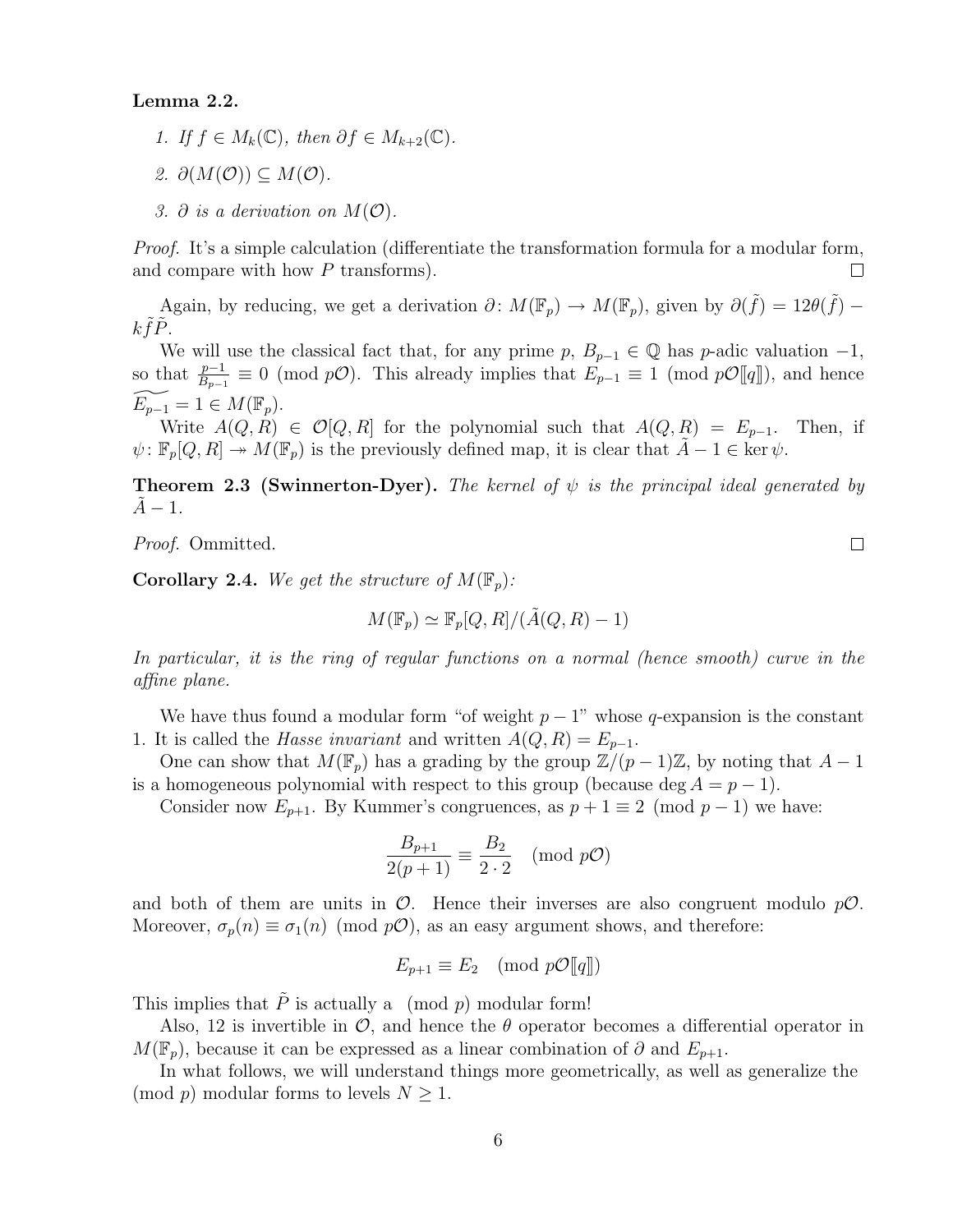**Lemma 2.2.**

1. *If $f \in M_k(\mathbb{C})$, then $\partial f \in M_{k+2}(\mathbb{C})$.*
2. *$\partial(M(\mathcal{O})) \subseteq M(\mathcal{O})$.*
3. *$\partial$ is a derivation on $M(\mathcal{O})$.*

*Proof.* It's a simple calculation (differentiate the transformation formula for a modular form, and compare with how $P$ transforms). $\square$

Again, by reducing, we get a derivation $\partial\colon M(\mathbb{F}_p) \to M(\mathbb{F}_p)$, given by $\partial(\tilde{f}) = 12\theta(\tilde{f}) - k\tilde{f}\tilde{P}$.

We will use the classical fact that, for any prime $p$, $B_{p-1} \in \mathbb{Q}$ has $p$-adic valuation $-1$, so that $\frac{p-1}{B_{p-1}} \equiv 0 \pmod{p\mathcal{O}}$. This already implies that $E_{p-1} \equiv 1 \pmod{p\mathcal{O}[\![q]\!]}$, and hence $\widetilde{E_{p-1}} = 1 \in M(\mathbb{F}_p)$.

Write $A(Q,R) \in \mathcal{O}[Q,R]$ for the polynomial such that $A(Q,R) = E_{p-1}$. Then, if $\psi\colon \mathbb{F}_p[Q,R] \twoheadrightarrow M(\mathbb{F}_p)$ is the previously defined map, it is clear that $\tilde{A} - 1 \in \ker\psi$.

**Theorem 2.3 (Swinnerton-Dyer).** *The kernel of $\psi$ is the principal ideal generated by $\tilde{A} - 1$.*

*Proof.* Ommitted. $\square$

**Corollary 2.4.** *We get the structure of $M(\mathbb{F}_p)$:*

$$M(\mathbb{F}_p) \simeq \mathbb{F}_p[Q,R]/(\tilde{A}(Q,R) - 1)$$

*In particular, it is the ring of regular functions on a normal (hence smooth) curve in the affine plane.*

We have thus found a modular form "of weight $p-1$" whose $q$-expansion is the constant 1. It is called the *Hasse invariant* and written $A(Q,R) = E_{p-1}$.

One can show that $M(\mathbb{F}_p)$ has a grading by the group $\mathbb{Z}/(p-1)\mathbb{Z}$, by noting that $A - 1$ is a homogeneous polynomial with respect to this group (because $\deg A = p-1$).

Consider now $E_{p+1}$. By Kummer's congruences, as $p+1 \equiv 2 \pmod{p-1}$ we have:

$$\frac{B_{p+1}}{2(p+1)} \equiv \frac{B_2}{2\cdot 2} \pmod{p\mathcal{O}}$$

and both of them are units in $\mathcal{O}$. Hence their inverses are also congruent modulo $p\mathcal{O}$. Moreover, $\sigma_p(n) \equiv \sigma_1(n) \pmod{p\mathcal{O}}$, as an easy argument shows, and therefore:

$$E_{p+1} \equiv E_2 \pmod{p\mathcal{O}[\![q]\!]}$$

This implies that $\tilde{P}$ is actually a $\pmod{p}$ modular form!

Also, 12 is invertible in $\mathcal{O}$, and hence the $\theta$ operator becomes a differential operator in $M(\mathbb{F}_p)$, because it can be expressed as a linear combination of $\partial$ and $E_{p+1}$.

In what follows, we will understand things more geometrically, as well as generalize the $\pmod{p}$ modular forms to levels $N \geq 1$.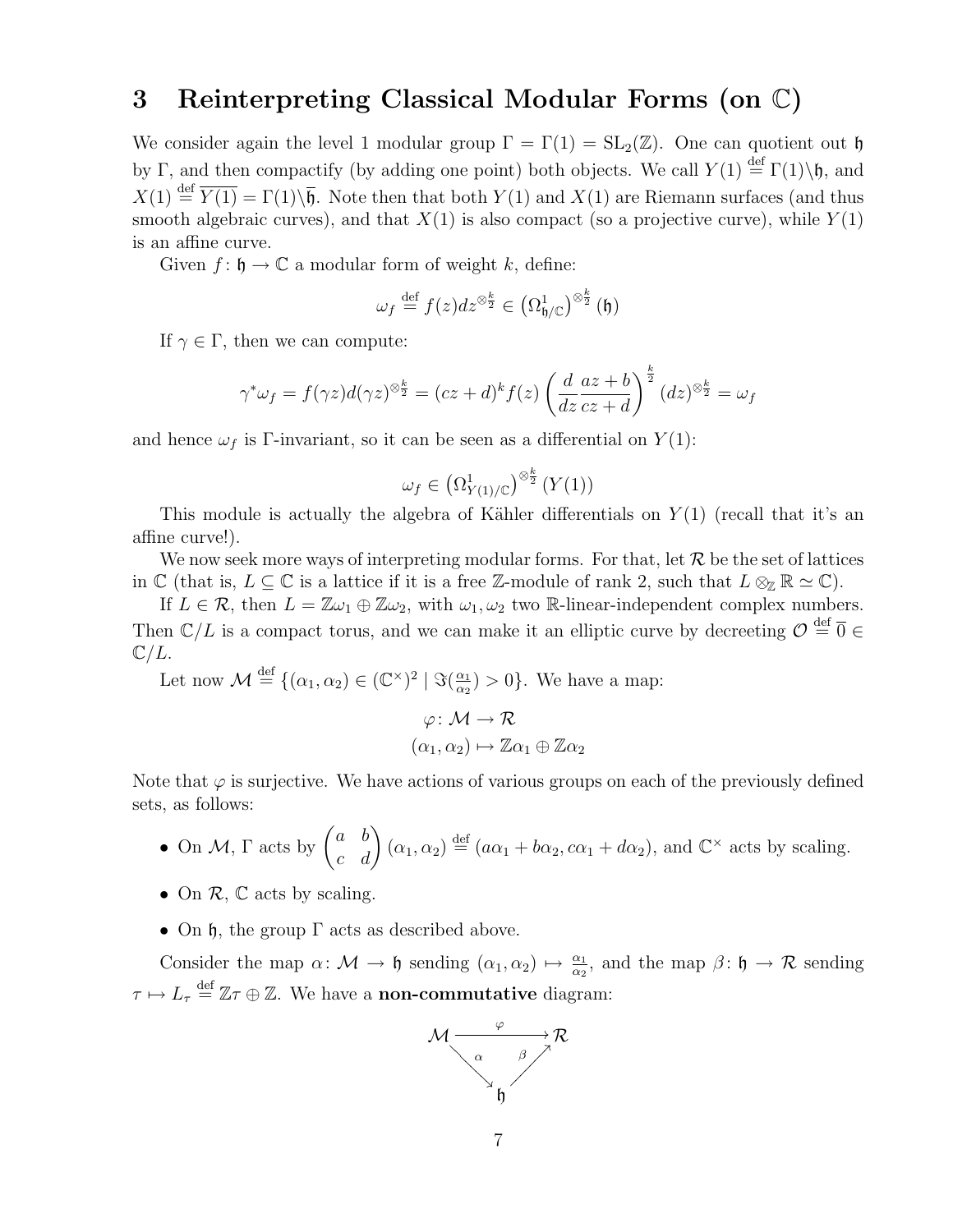# 3 Reinterpreting Classical Modular Forms (on $\mathbb{C}$)

We consider again the level 1 modular group $\Gamma = \Gamma(1) = \mathrm{SL}_2(\mathbb{Z})$. One can quotient out $\mathfrak{h}$ by $\Gamma$, and then compactify (by adding one point) both objects. We call $Y(1) \stackrel{\text{def}}{=} \Gamma(1)\backslash\mathfrak{h}$, and $X(1) \stackrel{\text{def}}{=} \overline{Y(1)} = \Gamma(1)\backslash\overline{\mathfrak{h}}$. Note then that both $Y(1)$ and $X(1)$ are Riemann surfaces (and thus smooth algebraic curves), and that $X(1)$ is also compact (so a projective curve), while $Y(1)$ is an affine curve.

Given $f\colon \mathfrak{h} \to \mathbb{C}$ a modular form of weight $k$, define:

$$\omega_f \stackrel{\text{def}}{=} f(z)dz^{\otimes\frac{k}{2}} \in \left(\Omega^1_{\mathfrak{h}/\mathbb{C}}\right)^{\otimes\frac{k}{2}}(\mathfrak{h})$$

If $\gamma \in \Gamma$, then we can compute:

$$\gamma^*\omega_f = f(\gamma z)d(\gamma z)^{\otimes\frac{k}{2}} = (cz+d)^k f(z)\left(\frac{d}{dz}\frac{az+b}{cz+d}\right)^{\frac{k}{2}}(dz)^{\otimes\frac{k}{2}} = \omega_f$$

and hence $\omega_f$ is $\Gamma$-invariant, so it can be seen as a differential on $Y(1)$:

$$\omega_f \in \left(\Omega^1_{Y(1)/\mathbb{C}}\right)^{\otimes\frac{k}{2}}(Y(1))$$

This module is actually the algebra of Kähler differentials on $Y(1)$ (recall that it's an affine curve!).

We now seek more ways of interpreting modular forms. For that, let $\mathcal{R}$ be the set of lattices in $\mathbb{C}$ (that is, $L \subseteq \mathbb{C}$ is a lattice if it is a free $\mathbb{Z}$-module of rank 2, such that $L \otimes_{\mathbb{Z}} \mathbb{R} \simeq \mathbb{C}$).

If $L \in \mathcal{R}$, then $L = \mathbb{Z}\omega_1 \oplus \mathbb{Z}\omega_2$, with $\omega_1, \omega_2$ two $\mathbb{R}$-linear-independent complex numbers. Then $\mathbb{C}/L$ is a compact torus, and we can make it an elliptic curve by decreeting $\mathcal{O} \stackrel{\text{def}}{=} \overline{0} \in \mathbb{C}/L$.

Let now $\mathcal{M} \stackrel{\text{def}}{=} \{(\alpha_1, \alpha_2) \in (\mathbb{C}^\times)^2 \mid \Im(\frac{\alpha_1}{\alpha_2}) > 0\}$. We have a map:

$$\varphi\colon \mathcal{M} \to \mathcal{R}$$
$$(\alpha_1, \alpha_2) \mapsto \mathbb{Z}\alpha_1 \oplus \mathbb{Z}\alpha_2$$

Note that $\varphi$ is surjective. We have actions of various groups on each of the previously defined sets, as follows:

- On $\mathcal{M}$, $\Gamma$ acts by $\begin{pmatrix} a & b \\ c & d \end{pmatrix}(\alpha_1, \alpha_2) \stackrel{\text{def}}{=} (a\alpha_1 + b\alpha_2, c\alpha_1 + d\alpha_2)$, and $\mathbb{C}^\times$ acts by scaling.
- On $\mathcal{R}$, $\mathbb{C}$ acts by scaling.
- On $\mathfrak{h}$, the group $\Gamma$ acts as described above.

Consider the map $\alpha\colon \mathcal{M} \to \mathfrak{h}$ sending $(\alpha_1, \alpha_2) \mapsto \frac{\alpha_1}{\alpha_2}$, and the map $\beta\colon \mathfrak{h} \to \mathcal{R}$ sending $\tau \mapsto L_\tau \stackrel{\text{def}}{=} \mathbb{Z}\tau \oplus \mathbb{Z}$. We have a **non-commutative** diagram:

$$\begin{array}{ccc} \mathcal{M} & \xrightarrow{\varphi} & \mathcal{R} \\ & \searrow^{\alpha} \quad {}^{\beta}\nearrow & \\ & \mathfrak{h} & \end{array}$$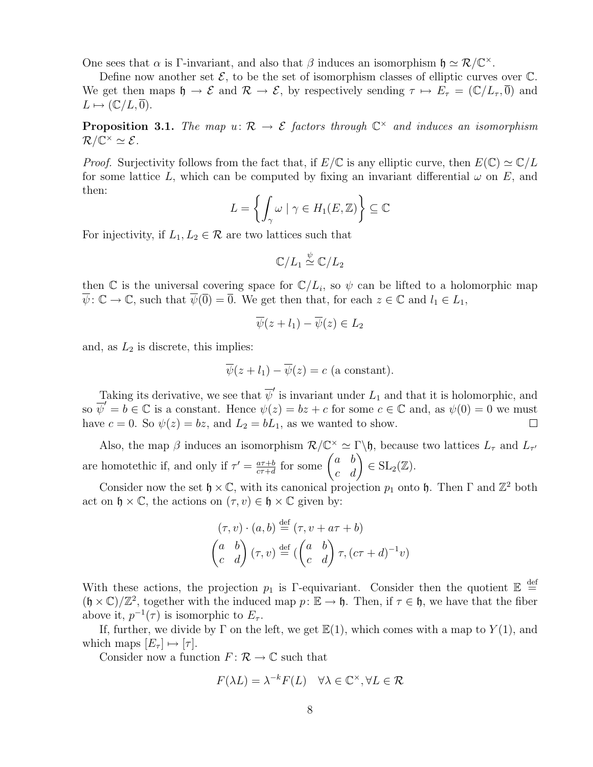One sees that $\alpha$ is $\Gamma$-invariant, and also that $\beta$ induces an isomorphism $\mathfrak{h} \simeq \mathcal{R}/\mathbb{C}^\times$.

Define now another set $\mathcal{E}$, to be the set of isomorphism classes of elliptic curves over $\mathbb{C}$. We get then maps $\mathfrak{h} \to \mathcal{E}$ and $\mathcal{R} \to \mathcal{E}$, by respectively sending $\tau \mapsto E_\tau = (\mathbb{C}/L_\tau, \overline{0})$ and $L \mapsto (\mathbb{C}/L, \overline{0})$.

**Proposition 3.1.** *The map $u\colon \mathcal{R} \to \mathcal{E}$ factors through $\mathbb{C}^\times$ and induces an isomorphism $\mathcal{R}/\mathbb{C}^\times \simeq \mathcal{E}$.*

*Proof.* Surjectivity follows from the fact that, if $E/\mathbb{C}$ is any elliptic curve, then $E(\mathbb{C}) \simeq \mathbb{C}/L$ for some lattice $L$, which can be computed by fixing an invariant differential $\omega$ on $E$, and then:

$$L = \left\{ \int_\gamma \omega \mid \gamma \in H_1(E, \mathbb{Z}) \right\} \subseteq \mathbb{C}$$

For injectivity, if $L_1, L_2 \in \mathcal{R}$ are two lattices such that

$$\mathbb{C}/L_1 \overset{\psi}{\simeq} \mathbb{C}/L_2$$

then $\mathbb{C}$ is the universal covering space for $\mathbb{C}/L_i$, so $\psi$ can be lifted to a holomorphic map $\overline{\psi}\colon \mathbb{C} \to \mathbb{C}$, such that $\overline{\psi}(\overline{0}) = \overline{0}$. We get then that, for each $z \in \mathbb{C}$ and $l_1 \in L_1$,

$$\overline{\psi}(z + l_1) - \overline{\psi}(z) \in L_2$$

and, as $L_2$ is discrete, this implies:

$$\overline{\psi}(z + l_1) - \overline{\psi}(z) = c \text{ (a constant).}$$

Taking its derivative, we see that $\overline{\psi}'$ is invariant under $L_1$ and that it is holomorphic, and so $\overline{\psi}' = b \in \mathbb{C}$ is a constant. Hence $\psi(z) = bz + c$ for some $c \in \mathbb{C}$ and, as $\psi(0) = 0$ we must have $c = 0$. So $\psi(z) = bz$, and $L_2 = bL_1$, as we wanted to show. $\square$

Also, the map $\beta$ induces an isomorphism $\mathcal{R}/\mathbb{C}^\times \simeq \Gamma\backslash\mathfrak{h}$, because two lattices $L_\tau$ and $L_{\tau'}$ are homotethic if, and only if $\tau' = \frac{a\tau+b}{c\tau+d}$ for some $\begin{pmatrix} a & b \\ c & d \end{pmatrix} \in \mathrm{SL}_2(\mathbb{Z})$.

Consider now the set $\mathfrak{h} \times \mathbb{C}$, with its canonical projection $p_1$ onto $\mathfrak{h}$. Then $\Gamma$ and $\mathbb{Z}^2$ both act on $\mathfrak{h} \times \mathbb{C}$, the actions on $(\tau, v) \in \mathfrak{h} \times \mathbb{C}$ given by:

$$(\tau, v) \cdot (a, b) \overset{\text{def}}{=} (\tau, v + a\tau + b)$$
$$\begin{pmatrix} a & b \\ c & d \end{pmatrix} (\tau, v) \overset{\text{def}}{=} (\begin{pmatrix} a & b \\ c & d \end{pmatrix} \tau, (c\tau + d)^{-1} v)$$

With these actions, the projection $p_1$ is $\Gamma$-equivariant. Consider then the quotient $\mathbb{E} \overset{\text{def}}{=} (\mathfrak{h} \times \mathbb{C})/\mathbb{Z}^2$, together with the induced map $p\colon \mathbb{E} \to \mathfrak{h}$. Then, if $\tau \in \mathfrak{h}$, we have that the fiber above it, $p^{-1}(\tau)$ is isomorphic to $E_\tau$.

If, further, we divide by $\Gamma$ on the left, we get $\mathbb{E}(1)$, which comes with a map to $Y(1)$, and which maps $[E_\tau] \mapsto [\tau]$.

Consider now a function $F\colon \mathcal{R} \to \mathbb{C}$ such that

$$F(\lambda L) = \lambda^{-k} F(L) \quad \forall \lambda \in \mathbb{C}^\times, \forall L \in \mathcal{R}$$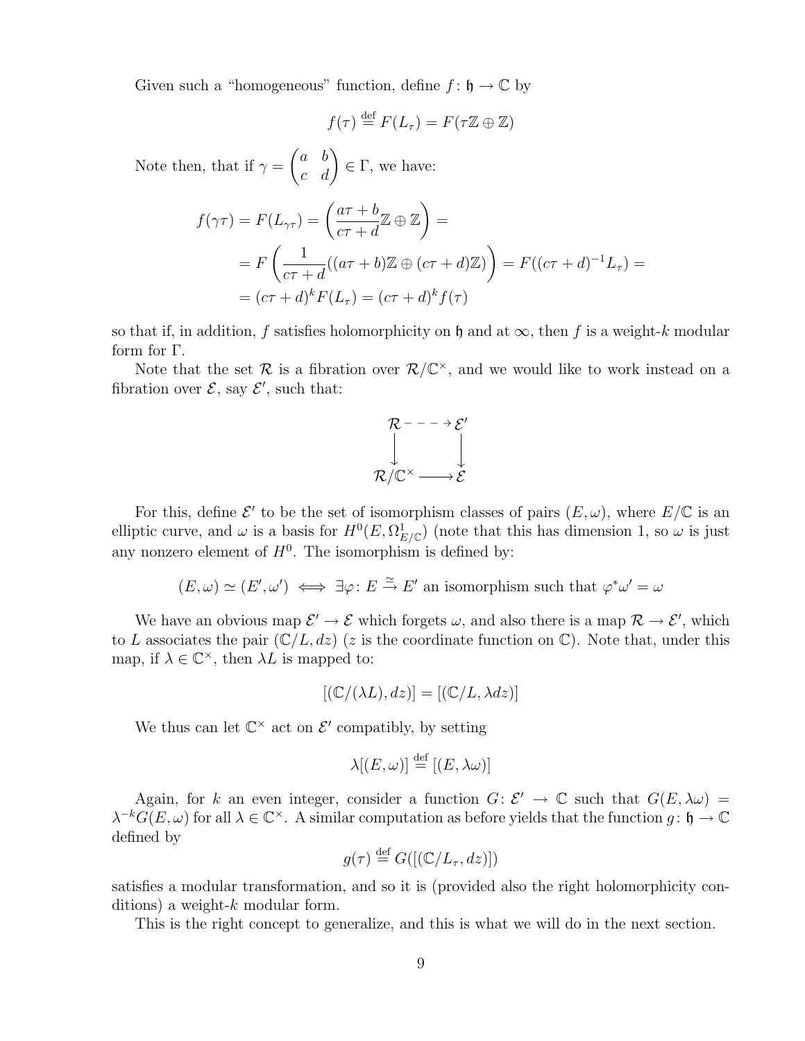Given such a "homogeneous" function, define $f\colon \mathfrak{h} \to \mathbb{C}$ by

$$f(\tau) \stackrel{\text{def}}{=} F(L_\tau) = F(\tau\mathbb{Z} \oplus \mathbb{Z})$$

Note then, that if $\gamma = \begin{pmatrix} a & b \\ c & d \end{pmatrix} \in \Gamma$, we have:

$$\begin{aligned}
f(\gamma\tau) = F(L_{\gamma\tau}) &= \left(\frac{a\tau + b}{c\tau + d}\mathbb{Z} \oplus \mathbb{Z}\right) = \\
&= F\left(\frac{1}{c\tau + d}((a\tau + b)\mathbb{Z} \oplus (c\tau + d)\mathbb{Z})\right) = F((c\tau + d)^{-1}L_\tau) = \\
&= (c\tau + d)^k F(L_\tau) = (c\tau + d)^k f(\tau)
\end{aligned}$$

so that if, in addition, $f$ satisfies holomorphicity on $\mathfrak{h}$ and at $\infty$, then $f$ is a weight-$k$ modular form for $\Gamma$.

Note that the set $\mathcal{R}$ is a fibration over $\mathcal{R}/\mathbb{C}^\times$, and we would like to work instead on a fibration over $\mathcal{E}$, say $\mathcal{E}'$, such that:

$$\begin{array}{ccc}
\mathcal{R} & \dashrightarrow & \mathcal{E}' \\
\downarrow & & \downarrow \\
\mathcal{R}/\mathbb{C}^\times & \longrightarrow & \mathcal{E}
\end{array}$$

For this, define $\mathcal{E}'$ to be the set of isomorphism classes of pairs $(E, \omega)$, where $E/\mathbb{C}$ is an elliptic curve, and $\omega$ is a basis for $H^0(E, \Omega^1_{E/\mathbb{C}})$ (note that this has dimension 1, so $\omega$ is just any nonzero element of $H^0$. The isomorphism is defined by:

$$(E, \omega) \simeq (E', \omega') \iff \exists \varphi\colon E \xrightarrow{\simeq} E' \text{ an isomorphism such that } \varphi^*\omega' = \omega$$

We have an obvious map $\mathcal{E}' \to \mathcal{E}$ which forgets $\omega$, and also there is a map $\mathcal{R} \to \mathcal{E}'$, which to $L$ associates the pair $(\mathbb{C}/L, dz)$ ($z$ is the coordinate function on $\mathbb{C}$). Note that, under this map, if $\lambda \in \mathbb{C}^\times$, then $\lambda L$ is mapped to:

$$[(\mathbb{C}/(\lambda L), dz)] = [(\mathbb{C}/L, \lambda dz)]$$

We thus can let $\mathbb{C}^\times$ act on $\mathcal{E}'$ compatibly, by setting

$$\lambda[(E, \omega)] \stackrel{\text{def}}{=} [(E, \lambda\omega)]$$

Again, for $k$ an even integer, consider a function $G\colon \mathcal{E}' \to \mathbb{C}$ such that $G(E, \lambda\omega) = \lambda^{-k}G(E, \omega)$ for all $\lambda \in \mathbb{C}^\times$. A similar computation as before yields that the function $g\colon \mathfrak{h} \to \mathbb{C}$ defined by

$$g(\tau) \stackrel{\text{def}}{=} G([(\mathbb{C}/L_\tau, dz)])$$

satisfies a modular transformation, and so it is (provided also the right holomorphicity conditions) a weight-$k$ modular form.

This is the right concept to generalize, and this is what we will do in the next section.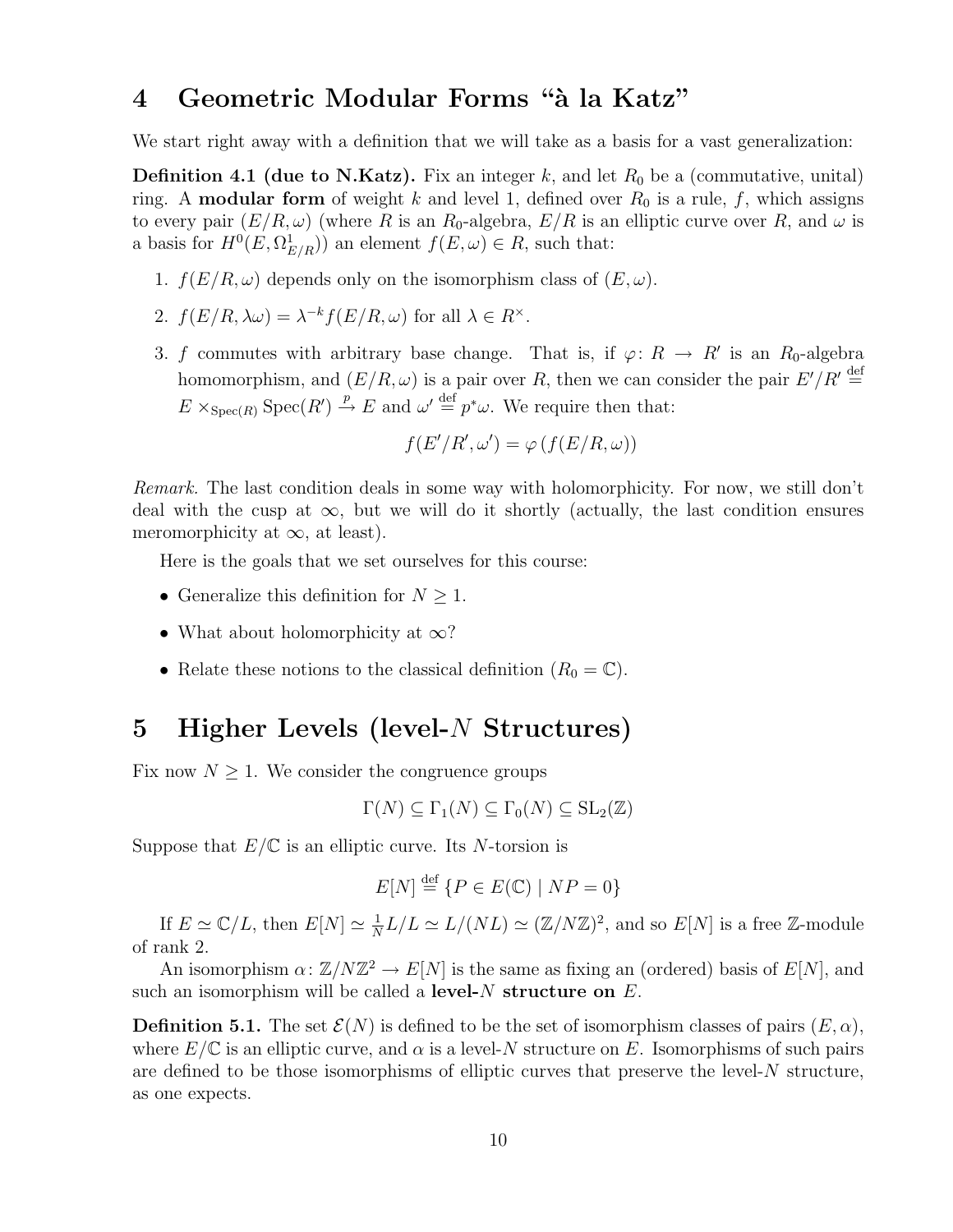# 4 Geometric Modular Forms "à la Katz"

We start right away with a definition that we will take as a basis for a vast generalization:

**Definition 4.1 (due to N.Katz).** Fix an integer $k$, and let $R_0$ be a (commutative, unital) ring. A **modular form** of weight $k$ and level 1, defined over $R_0$ is a rule, $f$, which assigns to every pair $(E/R, \omega)$ (where $R$ is an $R_0$-algebra, $E/R$ is an elliptic curve over $R$, and $\omega$ is a basis for $H^0(E, \Omega^1_{E/R})$) an element $f(E, \omega) \in R$, such that:

1. $f(E/R, \omega)$ depends only on the isomorphism class of $(E, \omega)$.
2. $f(E/R, \lambda\omega) = \lambda^{-k} f(E/R, \omega)$ for all $\lambda \in R^\times$.
3. $f$ commutes with arbitrary base change. That is, if $\varphi \colon R \to R'$ is an $R_0$-algebra homomorphism, and $(E/R, \omega)$ is a pair over $R$, then we can consider the pair $E'/R' \overset{\text{def}}{=} E \times_{\mathrm{Spec}(R)} \mathrm{Spec}(R') \xrightarrow{p} E$ and $\omega' \overset{\text{def}}{=} p^*\omega$. We require then that:

$$f(E'/R', \omega') = \varphi\left(f(E/R, \omega)\right)$$

*Remark.* The last condition deals in some way with holomorphicity. For now, we still don't deal with the cusp at $\infty$, but we will do it shortly (actually, the last condition ensures meromorphicity at $\infty$, at least).

Here is the goals that we set ourselves for this course:

- Generalize this definition for $N \geq 1$.
- What about holomorphicity at $\infty$?
- Relate these notions to the classical definition ($R_0 = \mathbb{C}$).

# 5 Higher Levels (level-$N$ Structures)

Fix now $N \geq 1$. We consider the congruence groups

$$\Gamma(N) \subseteq \Gamma_1(N) \subseteq \Gamma_0(N) \subseteq \mathrm{SL}_2(\mathbb{Z})$$

Suppose that $E/\mathbb{C}$ is an elliptic curve. Its $N$-torsion is

$$E[N] \overset{\text{def}}{=} \{P \in E(\mathbb{C}) \mid NP = 0\}$$

If $E \simeq \mathbb{C}/L$, then $E[N] \simeq \frac{1}{N}L/L \simeq L/(NL) \simeq (\mathbb{Z}/N\mathbb{Z})^2$, and so $E[N]$ is a free $\mathbb{Z}$-module of rank 2.

An isomorphism $\alpha \colon \mathbb{Z}/N\mathbb{Z}^2 \to E[N]$ is the same as fixing an (ordered) basis of $E[N]$, and such an isomorphism will be called a **level-$N$ structure on** $E$.

**Definition 5.1.** The set $\mathcal{E}(N)$ is defined to be the set of isomorphism classes of pairs $(E, \alpha)$, where $E/\mathbb{C}$ is an elliptic curve, and $\alpha$ is a level-$N$ structure on $E$. Isomorphisms of such pairs are defined to be those isomorphisms of elliptic curves that preserve the level-$N$ structure, as one expects.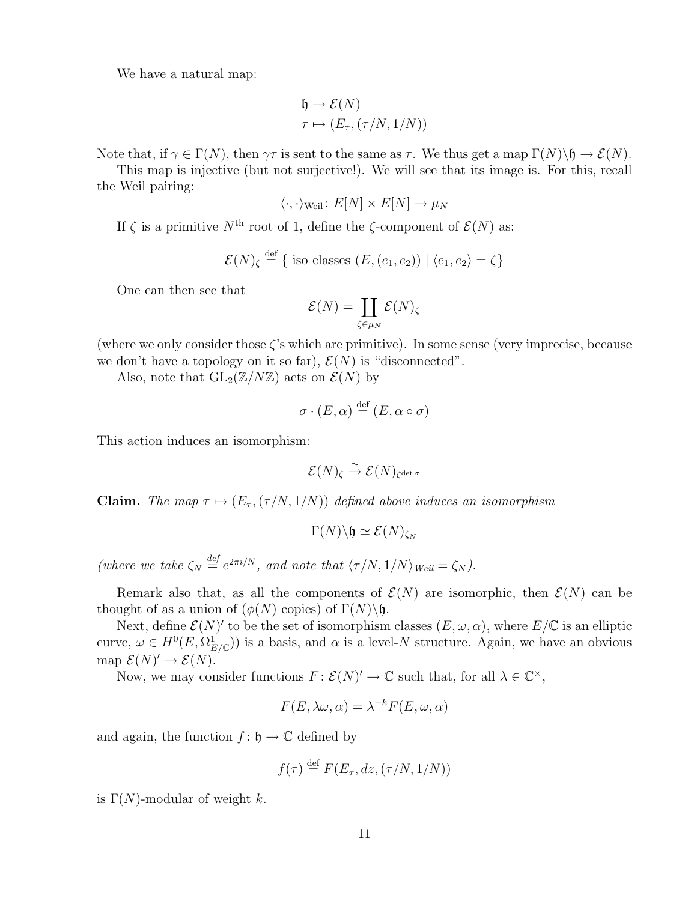We have a natural map:

$$
\begin{aligned}
\mathfrak{h} &\to \mathcal{E}(N) \\
\tau &\mapsto (E_\tau, (\tau/N, 1/N))
\end{aligned}
$$

Note that, if $\gamma \in \Gamma(N)$, then $\gamma\tau$ is sent to the same as $\tau$. We thus get a map $\Gamma(N)\backslash\mathfrak{h} \to \mathcal{E}(N)$.

This map is injective (but not surjective!). We will see that its image is. For this, recall the Weil pairing:

$$
\langle \cdot, \cdot \rangle_{\mathrm{Weil}} \colon E[N] \times E[N] \to \mu_N
$$

If $\zeta$ is a primitive $N^{\text{th}}$ root of 1, define the $\zeta$-component of $\mathcal{E}(N)$ as:

$$
\mathcal{E}(N)_\zeta \stackrel{\text{def}}{=} \{ \text{ iso classes } (E, (e_1, e_2)) \mid \langle e_1, e_2 \rangle = \zeta \}
$$

One can then see that

$$
\mathcal{E}(N) = \coprod_{\zeta \in \mu_N} \mathcal{E}(N)_\zeta
$$

(where we only consider those $\zeta$'s which are primitive). In some sense (very imprecise, because we don't have a topology on it so far), $\mathcal{E}(N)$ is "disconnected".

Also, note that $\mathrm{GL}_2(\mathbb{Z}/N\mathbb{Z})$ acts on $\mathcal{E}(N)$ by

$$
\sigma \cdot (E, \alpha) \stackrel{\text{def}}{=} (E, \alpha \circ \sigma)
$$

This action induces an isomorphism:

$$
\mathcal{E}(N)_\zeta \xrightarrow{\simeq} \mathcal{E}(N)_{\zeta^{\det \sigma}}
$$

**Claim.** *The map $\tau \mapsto (E_\tau, (\tau/N, 1/N))$ defined above induces an isomorphism*

$$
\Gamma(N)\backslash\mathfrak{h} \simeq \mathcal{E}(N)_{\zeta_N}
$$

*(where we take $\zeta_N \stackrel{\text{def}}{=} e^{2\pi i/N}$, and note that $\langle \tau/N, 1/N \rangle_{\text{Weil}} = \zeta_N$).*

Remark also that, as all the components of $\mathcal{E}(N)$ are isomorphic, then $\mathcal{E}(N)$ can be thought of as a union of ($\phi(N)$ copies) of $\Gamma(N)\backslash\mathfrak{h}$.

Next, define $\mathcal{E}(N)'$ to be the set of isomorphism classes $(E, \omega, \alpha)$, where $E/\mathbb{C}$ is an elliptic curve, $\omega \in H^0(E, \Omega^1_{E/\mathbb{C}}))$ is a basis, and $\alpha$ is a level-$N$ structure. Again, we have an obvious map $\mathcal{E}(N)' \to \mathcal{E}(N)$.

Now, we may consider functions $F \colon \mathcal{E}(N)' \to \mathbb{C}$ such that, for all $\lambda \in \mathbb{C}^\times$,

$$
F(E, \lambda\omega, \alpha) = \lambda^{-k} F(E, \omega, \alpha)
$$

and again, the function $f \colon \mathfrak{h} \to \mathbb{C}$ defined by

$$
f(\tau) \stackrel{\text{def}}{=} F(E_\tau, dz, (\tau/N, 1/N))
$$

is $\Gamma(N)$-modular of weight $k$.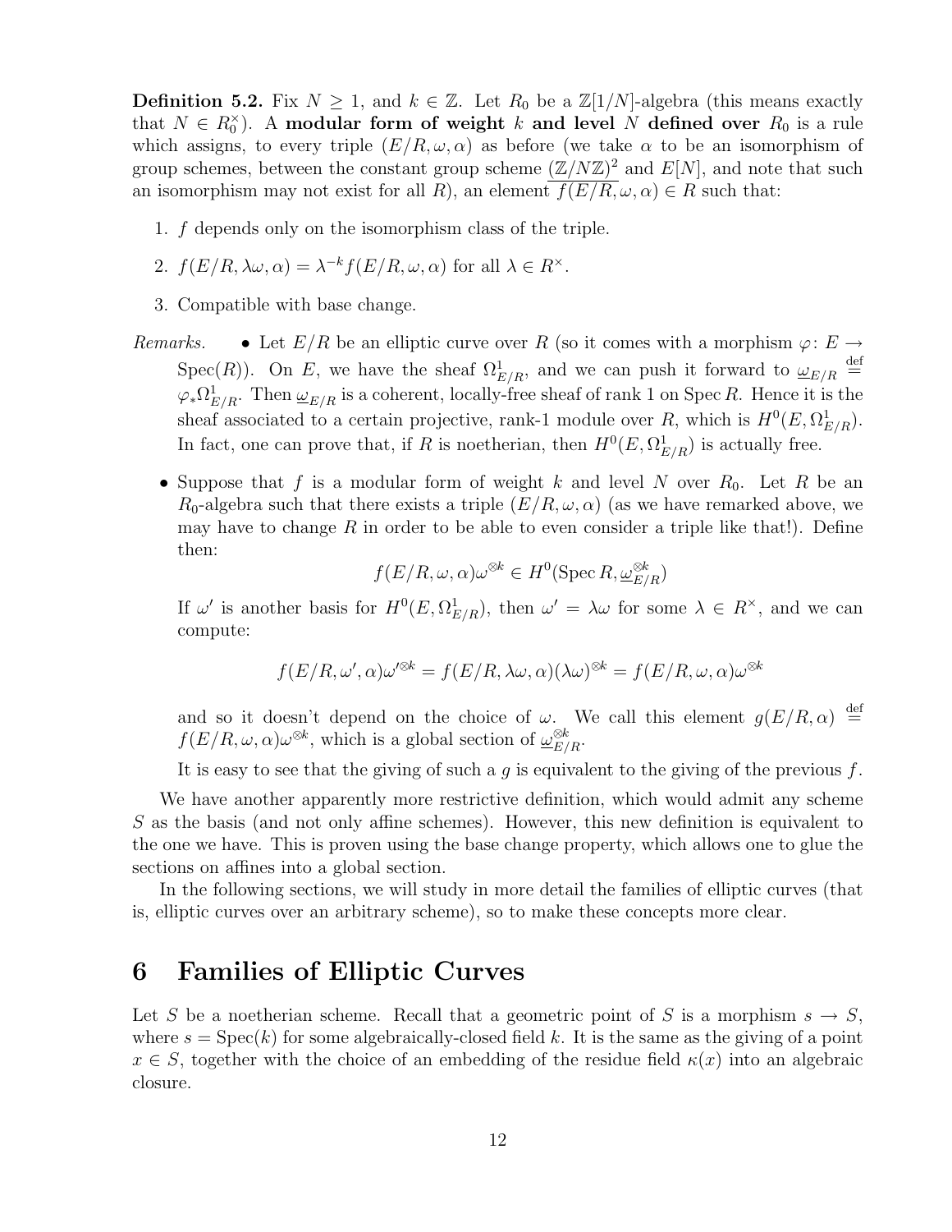**Definition 5.2.** Fix $N \geq 1$, and $k \in \mathbb{Z}$. Let $R_0$ be a $\mathbb{Z}[1/N]$-algebra (this means exactly that $N \in R_0^\times$). A **modular form of weight $k$ and level $N$ defined over** $R_0$ is a rule which assigns, to every triple $(E/R, \omega, \alpha)$ as before (we take $\alpha$ to be an isomorphism of group schemes, between the constant group scheme $\underline{(\mathbb{Z}/N\mathbb{Z})^2}$ and $E[N]$, and note that such an isomorphism may not exist for all $R$), an element $f(E/R, \omega, \alpha) \in R$ such that:

1. $f$ depends only on the isomorphism class of the triple.
2. $f(E/R, \lambda\omega, \alpha) = \lambda^{-k} f(E/R, \omega, \alpha)$ for all $\lambda \in R^\times$.
3. Compatible with base change.

*Remarks.*

- Let $E/R$ be an elliptic curve over $R$ (so it comes with a morphism $\varphi \colon E \to \operatorname{Spec}(R)$). On $E$, we have the sheaf $\Omega^1_{E/R}$, and we can push it forward to $\underline{\omega}_{E/R} \stackrel{\text{def}}{=} \varphi_* \Omega^1_{E/R}$. Then $\underline{\omega}_{E/R}$ is a coherent, locally-free sheaf of rank 1 on $\operatorname{Spec} R$. Hence it is the sheaf associated to a certain projective, rank-1 module over $R$, which is $H^0(E, \Omega^1_{E/R})$. In fact, one can prove that, if $R$ is noetherian, then $H^0(E, \Omega^1_{E/R})$ is actually free.

- Suppose that $f$ is a modular form of weight $k$ and level $N$ over $R_0$. Let $R$ be an $R_0$-algebra such that there exists a triple $(E/R, \omega, \alpha)$ (as we have remarked above, we may have to change $R$ in order to be able to even consider a triple like that!). Define then:
$$f(E/R, \omega, \alpha)\omega^{\otimes k} \in H^0(\operatorname{Spec} R, \underline{\omega}^{\otimes k}_{E/R})$$
If $\omega'$ is another basis for $H^0(E, \Omega^1_{E/R})$, then $\omega' = \lambda\omega$ for some $\lambda \in R^\times$, and we can compute:
$$f(E/R, \omega', \alpha)\omega'^{\otimes k} = f(E/R, \lambda\omega, \alpha)(\lambda\omega)^{\otimes k} = f(E/R, \omega, \alpha)\omega^{\otimes k}$$
and so it doesn't depend on the choice of $\omega$. We call this element $g(E/R, \alpha) \stackrel{\text{def}}{=} f(E/R, \omega, \alpha)\omega^{\otimes k}$, which is a global section of $\underline{\omega}^{\otimes k}_{E/R}$.

  It is easy to see that the giving of such a $g$ is equivalent to the giving of the previous $f$.

We have another apparently more restrictive definition, which would admit any scheme $S$ as the basis (and not only affine schemes). However, this new definition is equivalent to the one we have. This is proven using the base change property, which allows one to glue the sections on affines into a global section.

In the following sections, we will study in more detail the families of elliptic curves (that is, elliptic curves over an arbitrary scheme), so to make these concepts more clear.

# 6 Families of Elliptic Curves

Let $S$ be a noetherian scheme. Recall that a geometric point of $S$ is a morphism $s \to S$, where $s = \operatorname{Spec}(k)$ for some algebraically-closed field $k$. It is the same as the giving of a point $x \in S$, together with the choice of an embedding of the residue field $\kappa(x)$ into an algebraic closure.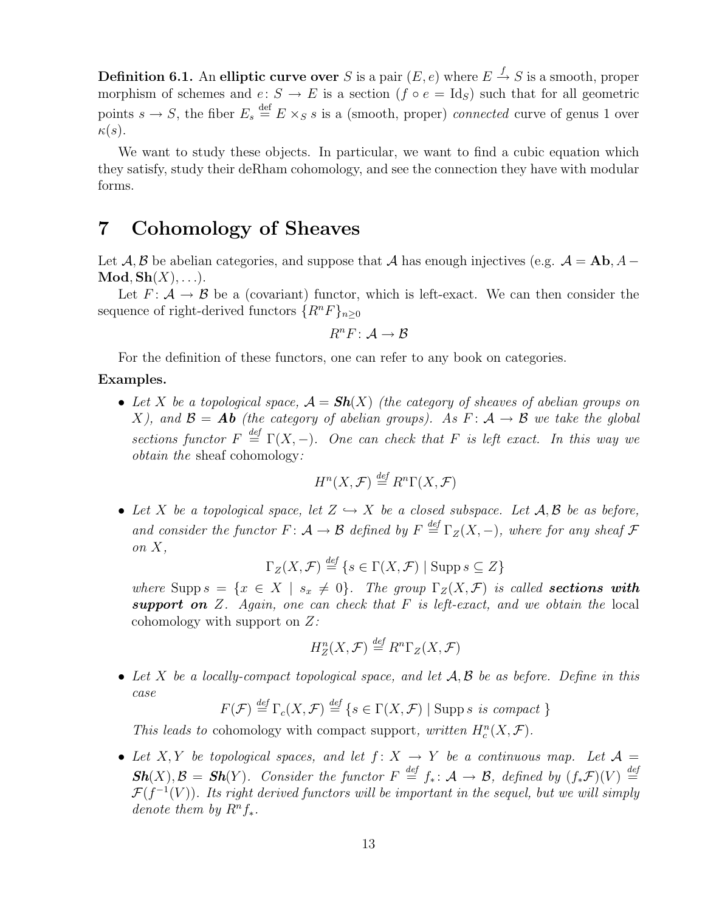**Definition 6.1.** An **elliptic curve over** $S$ is a pair $(E, e)$ where $E \xrightarrow{f} S$ is a smooth, proper morphism of schemes and $e\colon S \to E$ is a section ($f \circ e = \mathrm{Id}_S$) such that for all geometric points $s \to S$, the fiber $E_s \stackrel{\text{def}}{=} E \times_S s$ is a (smooth, proper) *connected* curve of genus 1 over $\kappa(s)$.

We want to study these objects. In particular, we want to find a cubic equation which they satisfy, study their deRham cohomology, and see the connection they have with modular forms.

# 7 Cohomology of Sheaves

Let $\mathcal{A}, \mathcal{B}$ be abelian categories, and suppose that $\mathcal{A}$ has enough injectives (e.g. $\mathcal{A} = \mathbf{Ab}, A-\mathbf{Mod}, \mathbf{Sh}(X), \ldots$).

Let $F\colon \mathcal{A} \to \mathcal{B}$ be a (covariant) functor, which is left-exact. We can then consider the sequence of right-derived functors $\{R^n F\}_{n \geq 0}$

$$R^n F\colon \mathcal{A} \to \mathcal{B}$$

For the definition of these functors, one can refer to any book on categories.

**Examples.**

- *Let $X$ be a topological space, $\mathcal{A} = \mathbf{Sh}(X)$ (the category of sheaves of abelian groups on $X$), and $\mathcal{B} = \mathbf{Ab}$ (the category of abelian groups). As $F\colon \mathcal{A} \to \mathcal{B}$ we take the global sections functor $F \stackrel{def}{=} \Gamma(X, -)$. One can check that $F$ is left exact. In this way we obtain the* sheaf cohomology*:*

$$H^n(X, \mathcal{F}) \stackrel{def}{=} R^n\Gamma(X, \mathcal{F})$$

- *Let $X$ be a topological space, let $Z \hookrightarrow X$ be a closed subspace. Let $\mathcal{A}, \mathcal{B}$ be as before, and consider the functor $F\colon \mathcal{A} \to \mathcal{B}$ defined by $F \stackrel{def}{=} \Gamma_Z(X, -)$, where for any sheaf $\mathcal{F}$ on $X$,*

$$\Gamma_Z(X, \mathcal{F}) \stackrel{def}{=} \{s \in \Gamma(X, \mathcal{F}) \mid \operatorname{Supp} s \subseteq Z\}$$

  *where $\operatorname{Supp} s = \{x \in X \mid s_x \neq 0\}$. The group $\Gamma_Z(X, \mathcal{F})$ is called* ***sections with support on*** *$Z$. Again, one can check that $F$ is left-exact, and we obtain the* local cohomology with support on $Z$*:*

$$H^n_Z(X, \mathcal{F}) \stackrel{def}{=} R^n\Gamma_Z(X, \mathcal{F})$$

- *Let $X$ be a locally-compact topological space, and let $\mathcal{A}, \mathcal{B}$ be as before. Define in this case*

$$F(\mathcal{F}) \stackrel{def}{=} \Gamma_c(X, \mathcal{F}) \stackrel{def}{=} \{s \in \Gamma(X, \mathcal{F}) \mid \operatorname{Supp} s \text{ is compact }\}$$

  *This leads to* cohomology with compact support*, written $H^n_c(X, \mathcal{F})$.*

- *Let $X, Y$ be topological spaces, and let $f\colon X \to Y$ be a continuous map. Let $\mathcal{A} = \mathbf{Sh}(X), \mathcal{B} = \mathbf{Sh}(Y)$. Consider the functor $F \stackrel{def}{=} f_*\colon \mathcal{A} \to \mathcal{B}$, defined by $(f_*\mathcal{F})(V) \stackrel{def}{=} \mathcal{F}(f^{-1}(V))$. Its right derived functors will be important in the sequel, but we will simply denote them by $R^n f_*$.*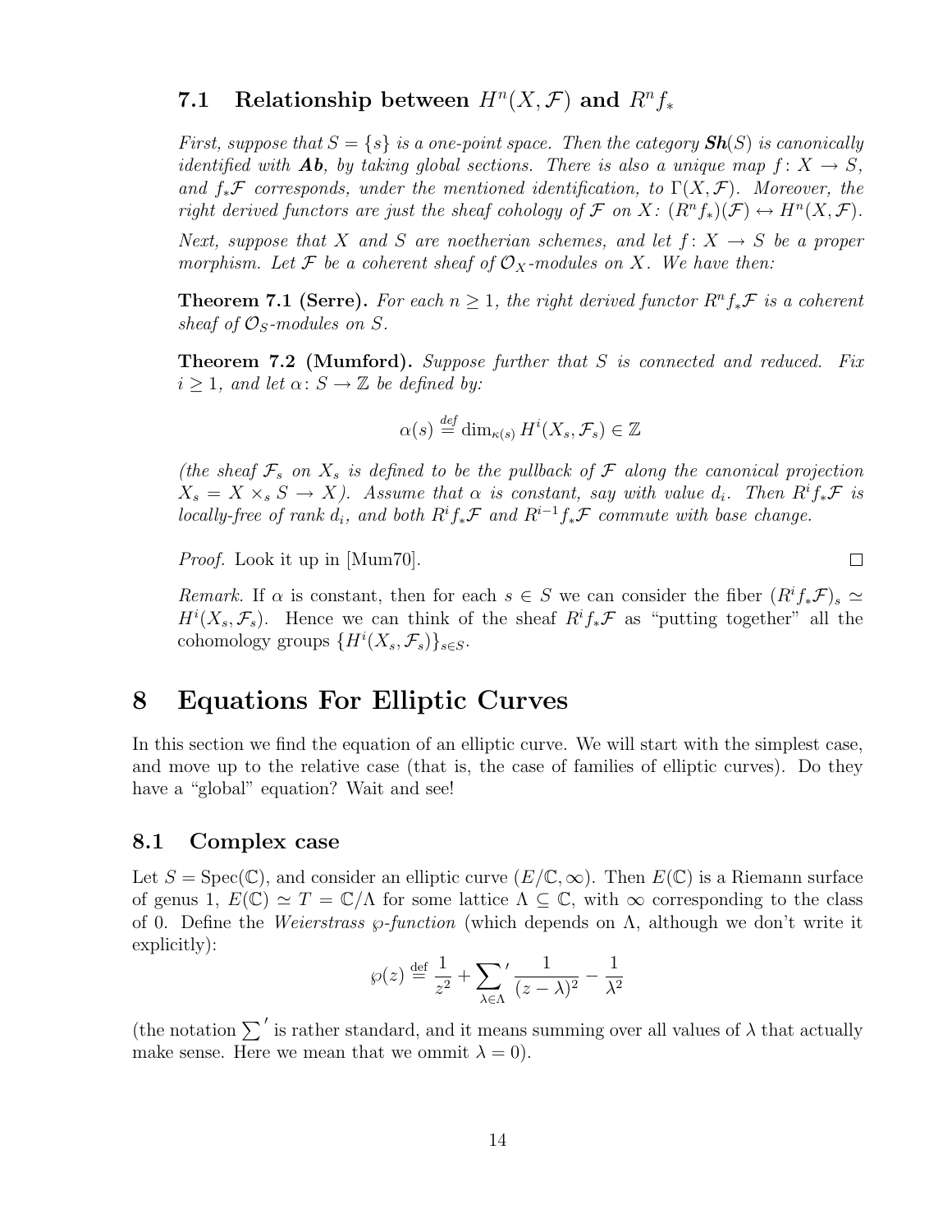### 7.1 Relationship between $H^n(X, \mathcal{F})$ and $R^n f_*$

*First, suppose that $S = \{s\}$ is a one-point space. Then the category $\mathbf{Sh}(S)$ is canonically identified with $\mathbf{Ab}$, by taking global sections. There is also a unique map $f\colon X \to S$, and $f_*\mathcal{F}$ corresponds, under the mentioned identification, to $\Gamma(X, \mathcal{F})$. Moreover, the right derived functors are just the sheaf cohomology of $\mathcal{F}$ on $X$: $(R^n f_*)(\mathcal{F}) \leftrightarrow H^n(X, \mathcal{F})$.*

*Next, suppose that $X$ and $S$ are noetherian schemes, and let $f\colon X \to S$ be a proper morphism. Let $\mathcal{F}$ be a coherent sheaf of $\mathcal{O}_X$-modules on $X$. We have then:*

**Theorem 7.1 (Serre).** *For each $n \geq 1$, the right derived functor $R^n f_*\mathcal{F}$ is a coherent sheaf of $\mathcal{O}_S$-modules on $S$.*

**Theorem 7.2 (Mumford).** *Suppose further that $S$ is connected and reduced. Fix $i \geq 1$, and let $\alpha\colon S \to \mathbb{Z}$ be defined by:*

$$\alpha(s) \overset{def}{=} \dim_{\kappa(s)} H^i(X_s, \mathcal{F}_s) \in \mathbb{Z}$$

*(the sheaf $\mathcal{F}_s$ on $X_s$ is defined to be the pullback of $\mathcal{F}$ along the canonical projection $X_s = X \times_s S \to X$). Assume that $\alpha$ is constant, say with value $d_i$. Then $R^i f_*\mathcal{F}$ is locally-free of rank $d_i$, and both $R^i f_*\mathcal{F}$ and $R^{i-1} f_*\mathcal{F}$ commute with base change.*

*Proof.* Look it up in [Mum70]. $\square$

*Remark.* If $\alpha$ is constant, then for each $s \in S$ we can consider the fiber $(R^i f_*\mathcal{F})_s \simeq H^i(X_s, \mathcal{F}_s)$. Hence we can think of the sheaf $R^i f_*\mathcal{F}$ as "putting together" all the cohomology groups $\{H^i(X_s, \mathcal{F}_s)\}_{s \in S}$.

# 8 Equations For Elliptic Curves

In this section we find the equation of an elliptic curve. We will start with the simplest case, and move up to the relative case (that is, the case of families of elliptic curves). Do they have a "global" equation? Wait and see!

## 8.1 Complex case

Let $S = \mathrm{Spec}(\mathbb{C})$, and consider an elliptic curve $(E/\mathbb{C}, \infty)$. Then $E(\mathbb{C})$ is a Riemann surface of genus 1, $E(\mathbb{C}) \simeq T = \mathbb{C}/\Lambda$ for some lattice $\Lambda \subseteq \mathbb{C}$, with $\infty$ corresponding to the class of 0. Define the *Weierstrass $\wp$-function* (which depends on $\Lambda$, although we don't write it explicitly):

$$\wp(z) \overset{\text{def}}{=} \frac{1}{z^2} + \sum_{\lambda \in \Lambda}{}' \frac{1}{(z - \lambda)^2} - \frac{1}{\lambda^2}$$

(the notation $\sum'$ is rather standard, and it means summing over all values of $\lambda$ that actually make sense. Here we mean that we ommit $\lambda = 0$).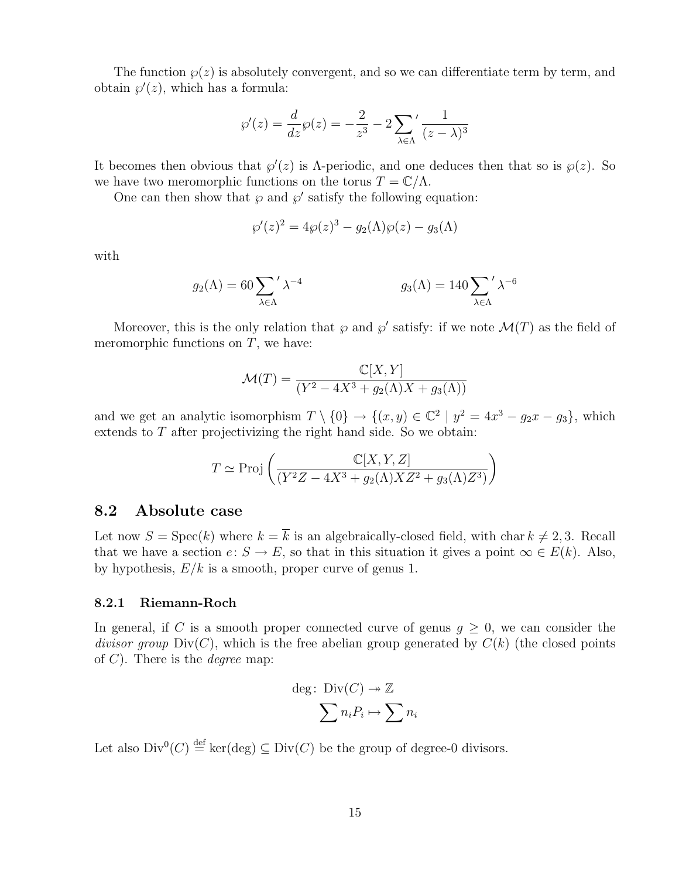The function $\wp(z)$ is absolutely convergent, and so we can differentiate term by term, and obtain $\wp'(z)$, which has a formula:

$$\wp'(z) = \frac{d}{dz}\wp(z) = -\frac{2}{z^3} - 2\sum_{\lambda\in\Lambda}{}' \frac{1}{(z-\lambda)^3}$$

It becomes then obvious that $\wp'(z)$ is $\Lambda$-periodic, and one deduces then that so is $\wp(z)$. So we have two meromorphic functions on the torus $T = \mathbb{C}/\Lambda$.

One can then show that $\wp$ and $\wp'$ satisfy the following equation:

$$\wp'(z)^2 = 4\wp(z)^3 - g_2(\Lambda)\wp(z) - g_3(\Lambda)$$

with

$$g_2(\Lambda) = 60\sum_{\lambda\in\Lambda}{}' \lambda^{-4} \qquad\qquad g_3(\Lambda) = 140\sum_{\lambda\in\Lambda}{}' \lambda^{-6}$$

Moreover, this is the only relation that $\wp$ and $\wp'$ satisfy: if we note $\mathcal{M}(T)$ as the field of meromorphic functions on $T$, we have:

$$\mathcal{M}(T) = \frac{\mathbb{C}[X,Y]}{(Y^2 - 4X^3 + g_2(\Lambda)X + g_3(\Lambda))}$$

and we get an analytic isomorphism $T \setminus \{0\} \to \{(x,y) \in \mathbb{C}^2 \mid y^2 = 4x^3 - g_2x - g_3\}$, which extends to $T$ after projectivizing the right hand side. So we obtain:

$$T \simeq \operatorname{Proj}\left(\frac{\mathbb{C}[X,Y,Z]}{(Y^2Z - 4X^3 + g_2(\Lambda)XZ^2 + g_3(\Lambda)Z^3)}\right)$$

## 8.2 Absolute case

Let now $S = \operatorname{Spec}(k)$ where $k = \overline{k}$ is an algebraically-closed field, with $\operatorname{char} k \neq 2, 3$. Recall that we have a section $e\colon S \to E$, so that in this situation it gives a point $\infty \in E(k)$. Also, by hypothesis, $E/k$ is a smooth, proper curve of genus 1.

### 8.2.1 Riemann-Roch

In general, if $C$ is a smooth proper connected curve of genus $g \geq 0$, we can consider the *divisor group* $\operatorname{Div}(C)$, which is the free abelian group generated by $C(k)$ (the closed points of $C$). There is the *degree* map:

$$\begin{aligned}\deg\colon \operatorname{Div}(C) &\twoheadrightarrow \mathbb{Z}\\ \sum n_i P_i &\mapsto \sum n_i\end{aligned}$$

Let also $\operatorname{Div}^0(C) \overset{\text{def}}{=} \ker(\deg) \subseteq \operatorname{Div}(C)$ be the group of degree-0 divisors.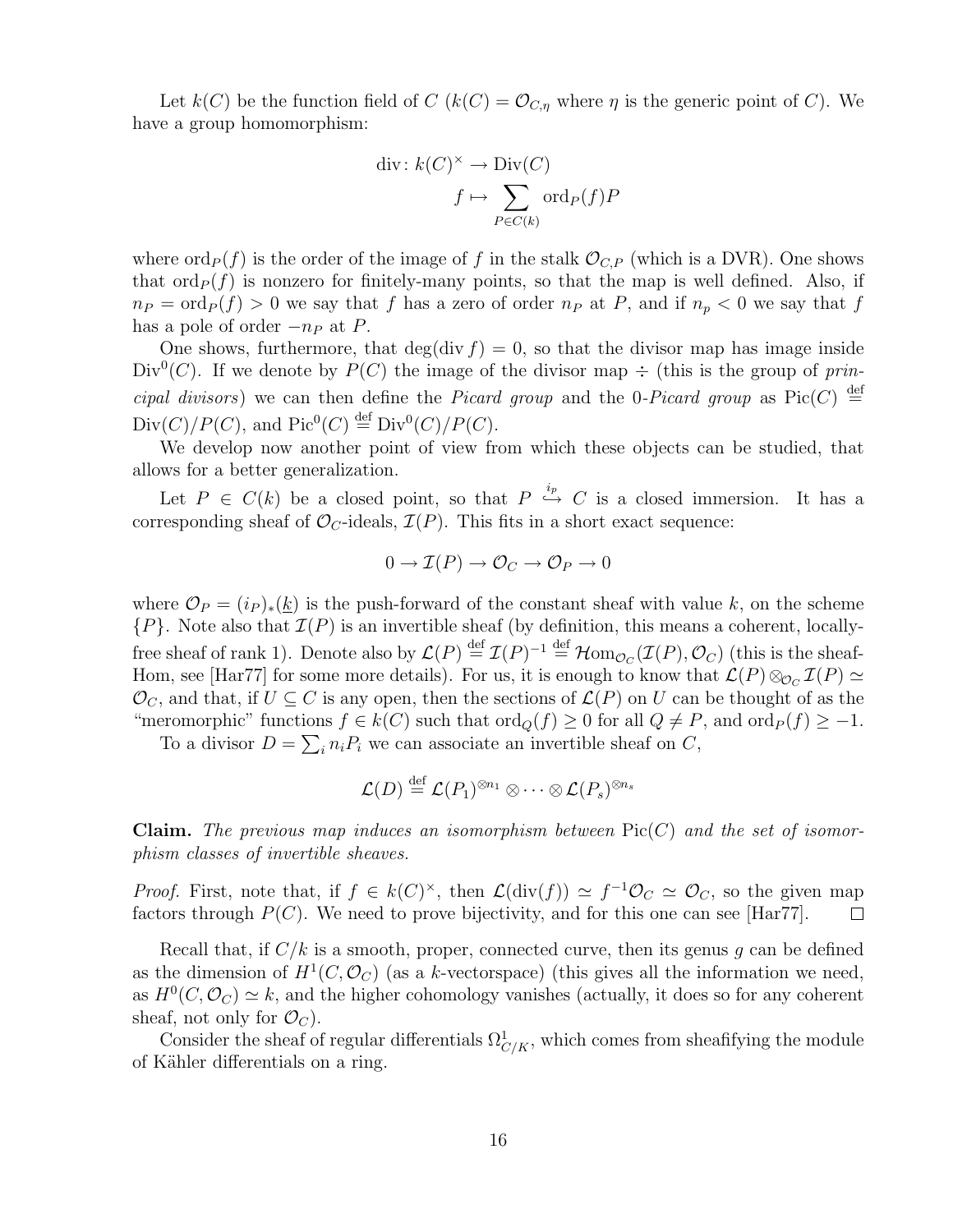Let $k(C)$ be the function field of $C$ ($k(C) = \mathcal{O}_{C,\eta}$ where $\eta$ is the generic point of $C$). We have a group homomorphism:

$$\begin{aligned} \operatorname{div}\colon k(C)^\times &\to \operatorname{Div}(C) \\ f &\mapsto \sum_{P \in C(k)} \operatorname{ord}_P(f) P \end{aligned}$$

where $\operatorname{ord}_P(f)$ is the order of the image of $f$ in the stalk $\mathcal{O}_{C,P}$ (which is a DVR). One shows that $\operatorname{ord}_P(f)$ is nonzero for finitely-many points, so that the map is well defined. Also, if $n_P = \operatorname{ord}_P(f) > 0$ we say that $f$ has a zero of order $n_P$ at $P$, and if $n_p < 0$ we say that $f$ has a pole of order $-n_P$ at $P$.

One shows, furthermore, that $\deg(\operatorname{div} f) = 0$, so that the divisor map has image inside $\operatorname{Div}^0(C)$. If we denote by $P(C)$ the image of the divisor map $\div$ (this is the group of *principal divisors*) we can then define the *Picard group* and the 0-*Picard group* as $\operatorname{Pic}(C) \overset{\text{def}}{=} \operatorname{Div}(C)/P(C)$, and $\operatorname{Pic}^0(C) \overset{\text{def}}{=} \operatorname{Div}^0(C)/P(C)$.

We develop now another point of view from which these objects can be studied, that allows for a better generalization.

Let $P \in C(k)$ be a closed point, so that $P \overset{i_p}{\hookrightarrow} C$ is a closed immersion. It has a corresponding sheaf of $\mathcal{O}_C$-ideals, $\mathcal{I}(P)$. This fits in a short exact sequence:

$$0 \to \mathcal{I}(P) \to \mathcal{O}_C \to \mathcal{O}_P \to 0$$

where $\mathcal{O}_P = (i_P)_*(\underline{k})$ is the push-forward of the constant sheaf with value $k$, on the scheme $\{P\}$. Note also that $\mathcal{I}(P)$ is an invertible sheaf (by definition, this means a coherent, locally-free sheaf of rank 1). Denote also by $\mathcal{L}(P) \overset{\text{def}}{=} \mathcal{I}(P)^{-1} \overset{\text{def}}{=} \mathcal{H}\text{om}_{\mathcal{O}_C}(\mathcal{I}(P), \mathcal{O}_C)$ (this is the sheaf-Hom, see [Har77] for some more details). For us, it is enough to know that $\mathcal{L}(P) \otimes_{\mathcal{O}_C} \mathcal{I}(P) \simeq \mathcal{O}_C$, and that, if $U \subseteq C$ is any open, then the sections of $\mathcal{L}(P)$ on $U$ can be thought of as the "meromorphic" functions $f \in k(C)$ such that $\operatorname{ord}_Q(f) \geq 0$ for all $Q \neq P$, and $\operatorname{ord}_P(f) \geq -1$.

To a divisor $D = \sum_i n_i P_i$ we can associate an invertible sheaf on $C$,

$$\mathcal{L}(D) \overset{\text{def}}{=} \mathcal{L}(P_1)^{\otimes n_1} \otimes \cdots \otimes \mathcal{L}(P_s)^{\otimes n_s}$$

**Claim.** *The previous map induces an isomorphism between* $\operatorname{Pic}(C)$ *and the set of isomorphism classes of invertible sheaves.*

*Proof.* First, note that, if $f \in k(C)^\times$, then $\mathcal{L}(\operatorname{div}(f)) \simeq f^{-1}\mathcal{O}_C \simeq \mathcal{O}_C$, so the given map factors through $P(C)$. We need to prove bijectivity, and for this one can see [Har77]. $\square$

Recall that, if $C/k$ is a smooth, proper, connected curve, then its genus $g$ can be defined as the dimension of $H^1(C, \mathcal{O}_C)$ (as a $k$-vectorspace) (this gives all the information we need, as $H^0(C, \mathcal{O}_C) \simeq k$, and the higher cohomology vanishes (actually, it does so for any coherent sheaf, not only for $\mathcal{O}_C$).

Consider the sheaf of regular differentials $\Omega^1_{C/K}$, which comes from sheafifying the module of Kähler differentials on a ring.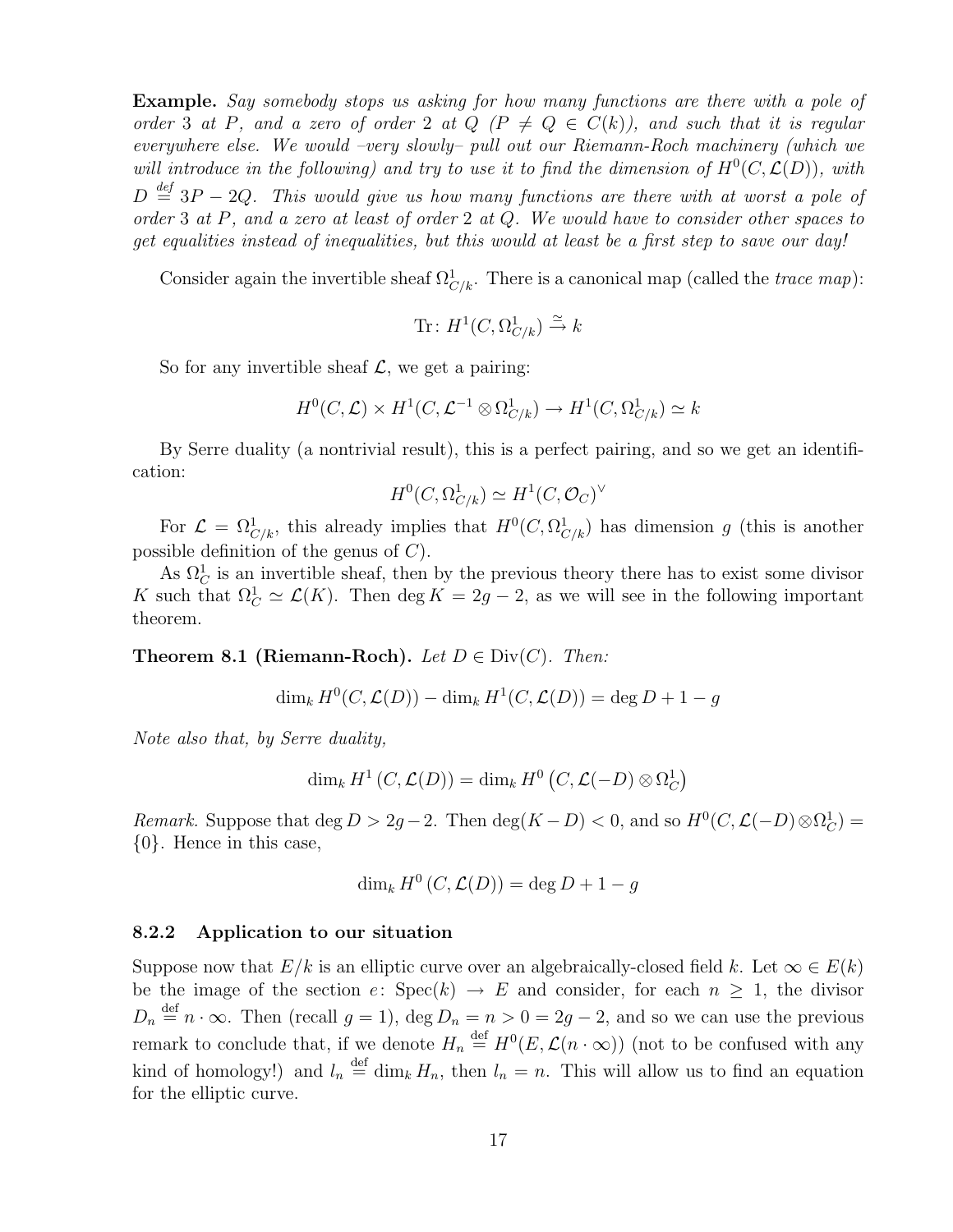**Example.** *Say somebody stops us asking for how many functions are there with a pole of order 3 at $P$, and a zero of order 2 at $Q$ ($P \neq Q \in C(k)$), and such that it is regular everywhere else. We would –very slowly– pull out our Riemann-Roch machinery (which we will introduce in the following) and try to use it to find the dimension of $H^0(C, \mathcal{L}(D))$, with $D \overset{def}{=} 3P - 2Q$. This would give us how many functions are there with at worst a pole of order 3 at $P$, and a zero at least of order 2 at $Q$. We would have to consider other spaces to get equalities instead of inequalities, but this would at least be a first step to save our day!*

Consider again the invertible sheaf $\Omega^1_{C/k}$. There is a canonical map (called the *trace map*):

$$\mathrm{Tr}\colon H^1(C, \Omega^1_{C/k}) \xrightarrow{\simeq} k$$

So for any invertible sheaf $\mathcal{L}$, we get a pairing:

$$H^0(C, \mathcal{L}) \times H^1(C, \mathcal{L}^{-1} \otimes \Omega^1_{C/k}) \to H^1(C, \Omega^1_{C/k}) \simeq k$$

By Serre duality (a nontrivial result), this is a perfect pairing, and so we get an identification:

$$H^0(C, \Omega^1_{C/k}) \simeq H^1(C, \mathcal{O}_C)^\vee$$

For $\mathcal{L} = \Omega^1_{C/k}$, this already implies that $H^0(C, \Omega^1_{C/k})$ has dimension $g$ (this is another possible definition of the genus of $C$).

As $\Omega^1_C$ is an invertible sheaf, then by the previous theory there has to exist some divisor $K$ such that $\Omega^1_C \simeq \mathcal{L}(K)$. Then $\deg K = 2g - 2$, as we will see in the following important theorem.

**Theorem 8.1 (Riemann-Roch).** *Let $D \in \mathrm{Div}(C)$. Then:*

$$\dim_k H^0(C, \mathcal{L}(D)) - \dim_k H^1(C, \mathcal{L}(D)) = \deg D + 1 - g$$

*Note also that, by Serre duality,*

$$\dim_k H^1\left(C, \mathcal{L}(D)\right) = \dim_k H^0\left(C, \mathcal{L}(-D) \otimes \Omega^1_C\right)$$

*Remark.* Suppose that $\deg D > 2g - 2$. Then $\deg(K - D) < 0$, and so $H^0(C, \mathcal{L}(-D) \otimes \Omega^1_C) = \{0\}$. Hence in this case,

$$\dim_k H^0\left(C, \mathcal{L}(D)\right) = \deg D + 1 - g$$

### 8.2.2 Application to our situation

Suppose now that $E/k$ is an elliptic curve over an algebraically-closed field $k$. Let $\infty \in E(k)$ be the image of the section $e\colon \mathrm{Spec}(k) \to E$ and consider, for each $n \geq 1$, the divisor $D_n \overset{\mathrm{def}}{=} n \cdot \infty$. Then (recall $g = 1$), $\deg D_n = n > 0 = 2g - 2$, and so we can use the previous remark to conclude that, if we denote $H_n \overset{\mathrm{def}}{=} H^0(E, \mathcal{L}(n \cdot \infty))$ (not to be confused with any kind of homology!) and $l_n \overset{\mathrm{def}}{=} \dim_k H_n$, then $l_n = n$. This will allow us to find an equation for the elliptic curve.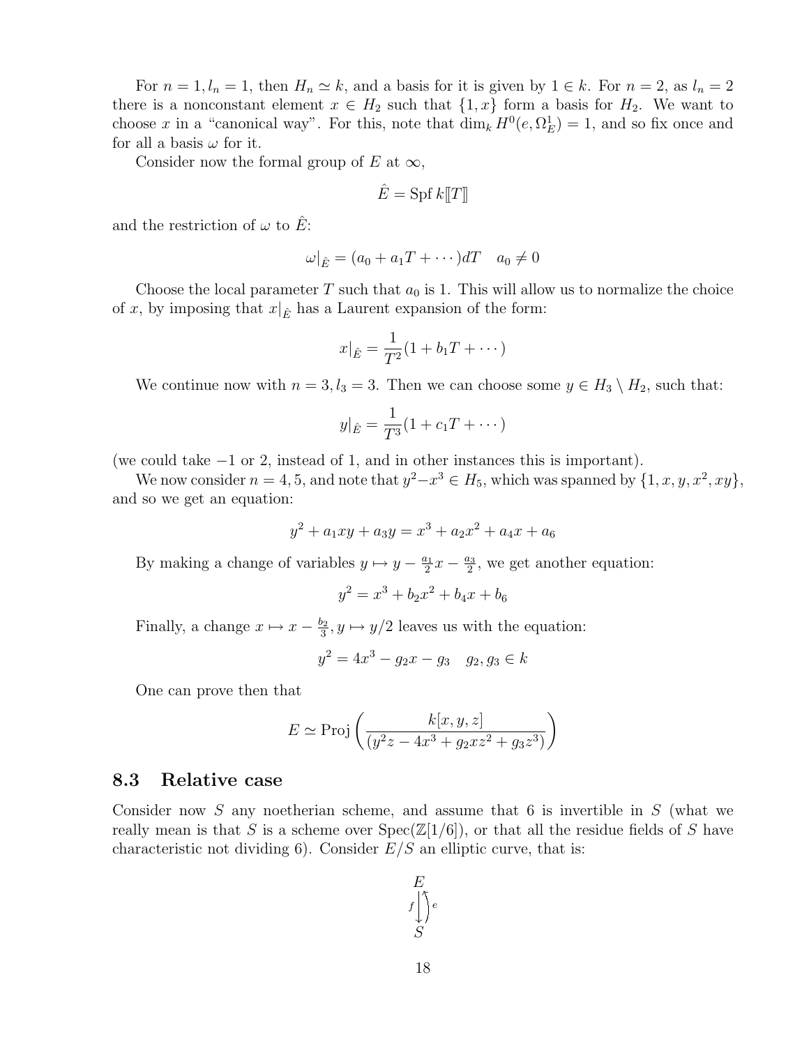For $n = 1, l_n = 1$, then $H_n \simeq k$, and a basis for it is given by $1 \in k$. For $n = 2$, as $l_n = 2$ there is a nonconstant element $x \in H_2$ such that $\{1, x\}$ form a basis for $H_2$. We want to choose $x$ in a "canonical way". For this, note that $\dim_k H^0(e, \Omega^1_E) = 1$, and so fix once and for all a basis $\omega$ for it.

Consider now the formal group of $E$ at $\infty$,

$$\hat{E} = \operatorname{Spf} k[\![T]\!]$$

and the restriction of $\omega$ to $\hat{E}$:

$$\omega|_{\hat{E}} = (a_0 + a_1 T + \cdots) dT \quad a_0 \neq 0$$

Choose the local parameter $T$ such that $a_0$ is 1. This will allow us to normalize the choice of $x$, by imposing that $x|_{\hat{E}}$ has a Laurent expansion of the form:

$$x|_{\hat{E}} = \frac{1}{T^2}(1 + b_1 T + \cdots)$$

We continue now with $n = 3, l_3 = 3$. Then we can choose some $y \in H_3 \setminus H_2$, such that:

$$y|_{\hat{E}} = \frac{1}{T^3}(1 + c_1 T + \cdots)$$

(we could take $-1$ or 2, instead of 1, and in other instances this is important).

We now consider $n = 4, 5$, and note that $y^2 - x^3 \in H_5$, which was spanned by $\{1, x, y, x^2, xy\}$, and so we get an equation:

$$y^2 + a_1 xy + a_3 y = x^3 + a_2 x^2 + a_4 x + a_6$$

By making a change of variables $y \mapsto y - \frac{a_1}{2}x - \frac{a_3}{2}$, we get another equation:

$$y^2 = x^3 + b_2 x^2 + b_4 x + b_6$$

Finally, a change $x \mapsto x - \frac{b_2}{3}, y \mapsto y/2$ leaves us with the equation:

$$y^2 = 4x^3 - g_2 x - g_3 \quad g_2, g_3 \in k$$

One can prove then that

$$E \simeq \operatorname{Proj}\left(\frac{k[x, y, z]}{(y^2 z - 4x^3 + g_2 x z^2 + g_3 z^3)}\right)$$

## 8.3 Relative case

Consider now $S$ any noetherian scheme, and assume that 6 is invertible in $S$ (what we really mean is that $S$ is a scheme over $\operatorname{Spec}(\mathbb{Z}[1/6])$, or that all the residue fields of $S$ have characteristic not dividing 6). Consider $E/S$ an elliptic curve, that is:

$$\begin{array}{c} E \\ f \downarrow \uparrow e \\ S \end{array}$$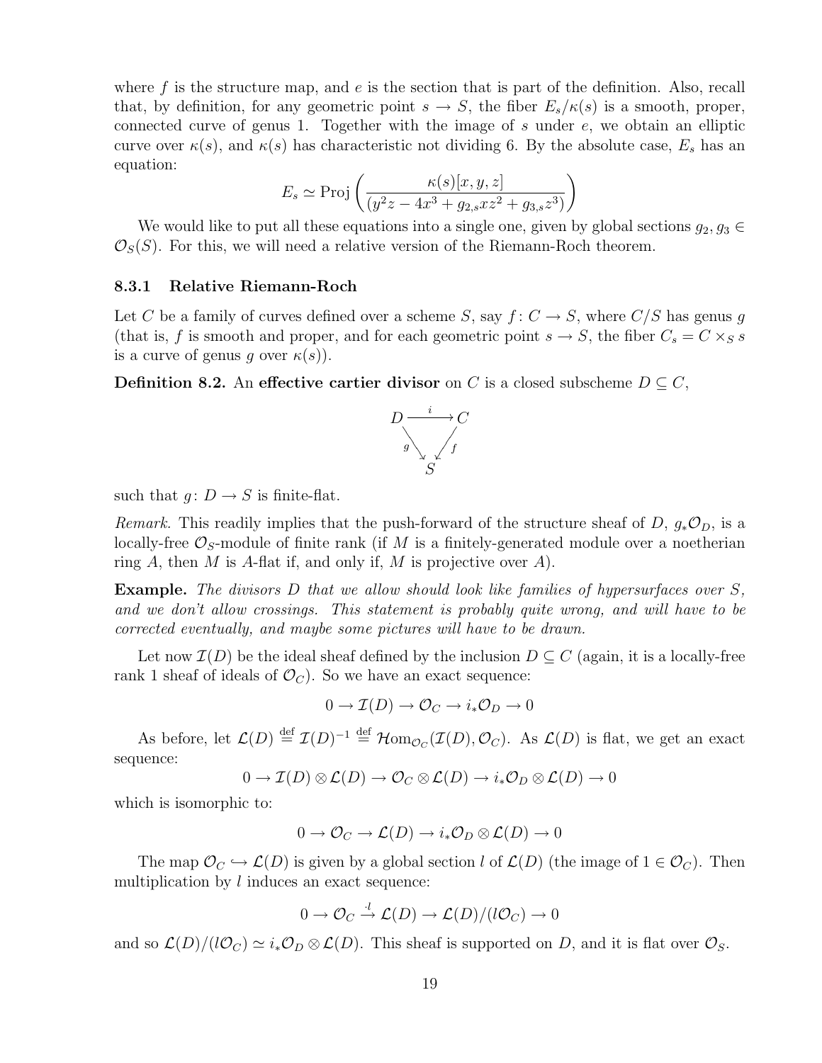where $f$ is the structure map, and $e$ is the section that is part of the definition. Also, recall that, by definition, for any geometric point $s \to S$, the fiber $E_s/\kappa(s)$ is a smooth, proper, connected curve of genus 1. Together with the image of $s$ under $e$, we obtain an elliptic curve over $\kappa(s)$, and $\kappa(s)$ has characteristic not dividing 6. By the absolute case, $E_s$ has an equation:

$$E_s \simeq \operatorname{Proj}\left(\frac{\kappa(s)[x,y,z]}{(y^2z - 4x^3 + g_{2,s}xz^2 + g_{3,s}z^3)}\right)$$

We would like to put all these equations into a single one, given by global sections $g_2, g_3 \in \mathcal{O}_S(S)$. For this, we will need a relative version of the Riemann-Roch theorem.

### 8.3.1 Relative Riemann-Roch

Let $C$ be a family of curves defined over a scheme $S$, say $f\colon C \to S$, where $C/S$ has genus $g$ (that is, $f$ is smooth and proper, and for each geometric point $s \to S$, the fiber $C_s = C \times_S s$ is a curve of genus $g$ over $\kappa(s)$).

**Definition 8.2.** An **effective cartier divisor** on $C$ is a closed subscheme $D \subseteq C$,

$$\begin{array}{ccc} D & \xrightarrow{i} & C \\ & {\scriptstyle g}\searrow \quad \swarrow{\scriptstyle f} & \\ & S & \end{array}$$

such that $g\colon D \to S$ is finite-flat.

*Remark.* This readily implies that the push-forward of the structure sheaf of $D$, $g_*\mathcal{O}_D$, is a locally-free $\mathcal{O}_S$-module of finite rank (if $M$ is a finitely-generated module over a noetherian ring $A$, then $M$ is $A$-flat if, and only if, $M$ is projective over $A$).

**Example.** *The divisors $D$ that we allow should look like families of hypersurfaces over $S$, and we don't allow crossings. This statement is probably quite wrong, and will have to be corrected eventually, and maybe some pictures will have to be drawn.*

Let now $\mathcal{I}(D)$ be the ideal sheaf defined by the inclusion $D \subseteq C$ (again, it is a locally-free rank 1 sheaf of ideals of $\mathcal{O}_C$). So we have an exact sequence:

$$0 \to \mathcal{I}(D) \to \mathcal{O}_C \to i_*\mathcal{O}_D \to 0$$

As before, let $\mathcal{L}(D) \overset{\text{def}}{=} \mathcal{I}(D)^{-1} \overset{\text{def}}{=} \mathcal{H}\text{om}_{\mathcal{O}_C}(\mathcal{I}(D), \mathcal{O}_C)$. As $\mathcal{L}(D)$ is flat, we get an exact sequence:

$$0 \to \mathcal{I}(D) \otimes \mathcal{L}(D) \to \mathcal{O}_C \otimes \mathcal{L}(D) \to i_*\mathcal{O}_D \otimes \mathcal{L}(D) \to 0$$

which is isomorphic to:

$$0 \to \mathcal{O}_C \to \mathcal{L}(D) \to i_*\mathcal{O}_D \otimes \mathcal{L}(D) \to 0$$

The map $\mathcal{O}_C \hookrightarrow \mathcal{L}(D)$ is given by a global section $l$ of $\mathcal{L}(D)$ (the image of $1 \in \mathcal{O}_C$). Then multiplication by $l$ induces an exact sequence:

$$0 \to \mathcal{O}_C \xrightarrow{\cdot l} \mathcal{L}(D) \to \mathcal{L}(D)/(l\mathcal{O}_C) \to 0$$

and so $\mathcal{L}(D)/(l\mathcal{O}_C) \simeq i_*\mathcal{O}_D \otimes \mathcal{L}(D)$. This sheaf is supported on $D$, and it is flat over $\mathcal{O}_S$.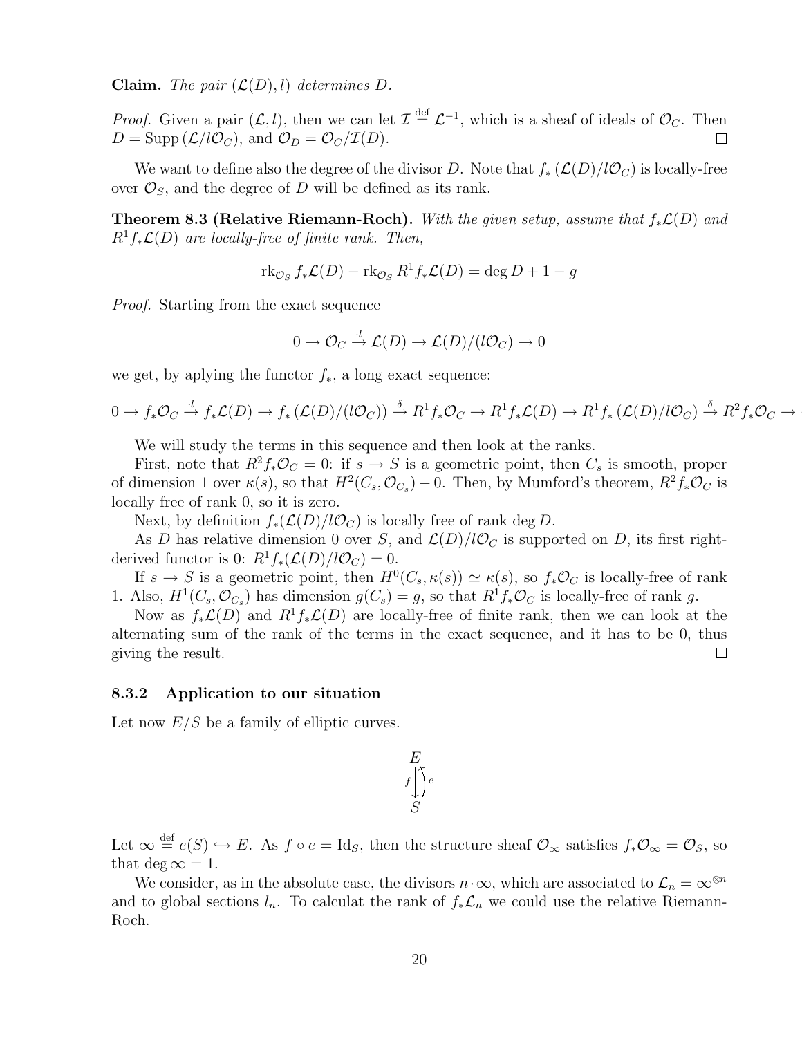**Claim.** *The pair $(\mathcal{L}(D), l)$ determines $D$.*

*Proof.* Given a pair $(\mathcal{L}, l)$, then we can let $\mathcal{I} \stackrel{\text{def}}{=} \mathcal{L}^{-1}$, which is a sheaf of ideals of $\mathcal{O}_C$. Then $D = \operatorname{Supp}(\mathcal{L}/l\mathcal{O}_C)$, and $\mathcal{O}_D = \mathcal{O}_C/\mathcal{I}(D)$. $\square$

We want to define also the degree of the divisor $D$. Note that $f_*(\mathcal{L}(D)/l\mathcal{O}_C)$ is locally-free over $\mathcal{O}_S$, and the degree of $D$ will be defined as its rank.

**Theorem 8.3 (Relative Riemann-Roch).** *With the given setup, assume that $f_*\mathcal{L}(D)$ and $R^1f_*\mathcal{L}(D)$ are locally-free of finite rank. Then,*

$$\operatorname{rk}_{\mathcal{O}_S} f_*\mathcal{L}(D) - \operatorname{rk}_{\mathcal{O}_S} R^1f_*\mathcal{L}(D) = \deg D + 1 - g$$

*Proof.* Starting from the exact sequence

$$0 \to \mathcal{O}_C \xrightarrow{\cdot l} \mathcal{L}(D) \to \mathcal{L}(D)/(l\mathcal{O}_C) \to 0$$

we get, by aplying the functor $f_*$, a long exact sequence:

$$0 \to f_*\mathcal{O}_C \xrightarrow{\cdot l} f_*\mathcal{L}(D) \to f_*\left(\mathcal{L}(D)/(l\mathcal{O}_C)\right) \xrightarrow{\delta} R^1f_*\mathcal{O}_C \to R^1f_*\mathcal{L}(D) \to R^1f_*\left(\mathcal{L}(D)/l\mathcal{O}_C\right) \xrightarrow{\delta} R^2f_*\mathcal{O}_C \to$$

We will study the terms in this sequence and then look at the ranks.

First, note that $R^2f_*\mathcal{O}_C = 0$: if $s \to S$ is a geometric point, then $C_s$ is smooth, proper of dimension 1 over $\kappa(s)$, so that $H^2(C_s, \mathcal{O}_{C_s}) - 0$. Then, by Mumford's theorem, $R^2f_*\mathcal{O}_C$ is locally free of rank 0, so it is zero.

Next, by definition $f_*(\mathcal{L}(D)/l\mathcal{O}_C)$ is locally free of rank $\deg D$.

As $D$ has relative dimension 0 over $S$, and $\mathcal{L}(D)/l\mathcal{O}_C$ is supported on $D$, its first right-derived functor is 0: $R^1f_*(\mathcal{L}(D)/l\mathcal{O}_C) = 0$.

If $s \to S$ is a geometric point, then $H^0(C_s, \kappa(s)) \simeq \kappa(s)$, so $f_*\mathcal{O}_C$ is locally-free of rank 1. Also, $H^1(C_s, \mathcal{O}_{C_s})$ has dimension $g(C_s) = g$, so that $R^1f_*\mathcal{O}_C$ is locally-free of rank $g$.

Now as $f_*\mathcal{L}(D)$ and $R^1f_*\mathcal{L}(D)$ are locally-free of finite rank, then we can look at the alternating sum of the rank of the terms in the exact sequence, and it has to be 0, thus giving the result. $\square$

#### 8.3.2 Application to our situation

Let now $E/S$ be a family of elliptic curves.

$$E \underset{e}{\overset{f}{\rightleftarrows}} S$$

Let $\infty \stackrel{\text{def}}{=} e(S) \hookrightarrow E$. As $f \circ e = \mathrm{Id}_S$, then the structure sheaf $\mathcal{O}_\infty$ satisfies $f_*\mathcal{O}_\infty = \mathcal{O}_S$, so that $\deg \infty = 1$.

We consider, as in the absolute case, the divisors $n \cdot \infty$, which are associated to $\mathcal{L}_n = \infty^{\otimes n}$ and to global sections $l_n$. To calculat the rank of $f_*\mathcal{L}_n$ we could use the relative Riemann-Roch.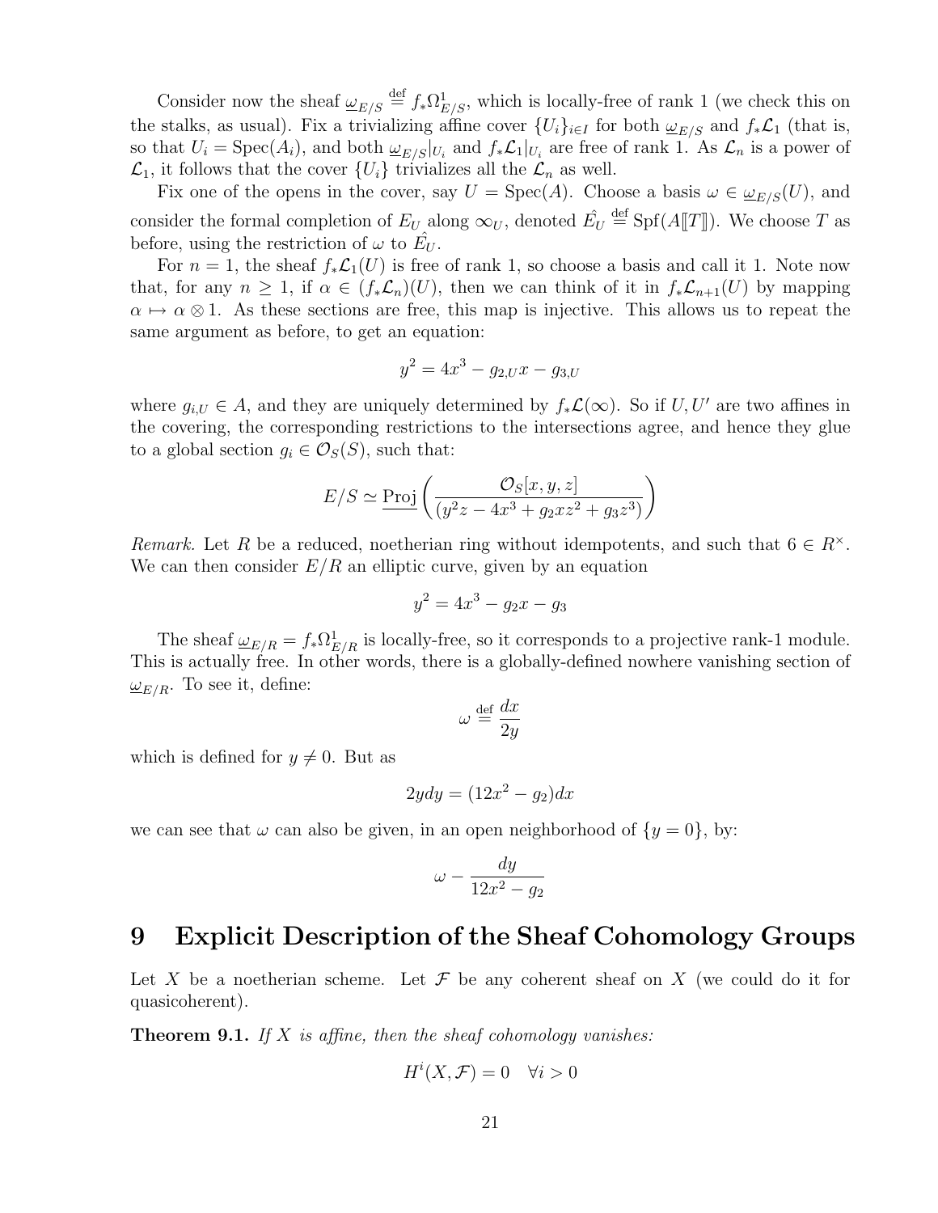Consider now the sheaf $\underline{\omega}_{E/S} \overset{\text{def}}{=} f_*\Omega^1_{E/S}$, which is locally-free of rank 1 (we check this on the stalks, as usual). Fix a trivializing affine cover $\{U_i\}_{i \in I}$ for both $\underline{\omega}_{E/S}$ and $f_*\mathcal{L}_1$ (that is, so that $U_i = \operatorname{Spec}(A_i)$, and both $\underline{\omega}_{E/S}|_{U_i}$ and $f_*\mathcal{L}_1|_{U_i}$ are free of rank 1. As $\mathcal{L}_n$ is a power of $\mathcal{L}_1$, it follows that the cover $\{U_i\}$ trivializes all the $\mathcal{L}_n$ as well.

Fix one of the opens in the cover, say $U = \operatorname{Spec}(A)$. Choose a basis $\omega \in \underline{\omega}_{E/S}(U)$, and consider the formal completion of $E_U$ along $\infty_U$, denoted $\hat{E_U} \overset{\text{def}}{=} \operatorname{Spf}(A[\![T]\!])$. We choose $T$ as before, using the restriction of $\omega$ to $\hat{E_U}$.

For $n = 1$, the sheaf $f_*\mathcal{L}_1(U)$ is free of rank 1, so choose a basis and call it 1. Note now that, for any $n \geq 1$, if $\alpha \in (f_*\mathcal{L}_n)(U)$, then we can think of it in $f_*\mathcal{L}_{n+1}(U)$ by mapping $\alpha \mapsto \alpha \otimes 1$. As these sections are free, this map is injective. This allows us to repeat the same argument as before, to get an equation:

$$y^2 = 4x^3 - g_{2,U}x - g_{3,U}$$

where $g_{i,U} \in A$, and they are uniquely determined by $f_*\mathcal{L}(\infty)$. So if $U, U'$ are two affines in the covering, the corresponding restrictions to the intersections agree, and hence they glue to a global section $g_i \in \mathcal{O}_S(S)$, such that:

$$E/S \simeq \underline{\operatorname{Proj}}\left(\frac{\mathcal{O}_S[x,y,z]}{(y^2z - 4x^3 + g_2xz^2 + g_3z^3)}\right)$$

*Remark.* Let $R$ be a reduced, noetherian ring without idempotents, and such that $6 \in R^\times$. We can then consider $E/R$ an elliptic curve, given by an equation

$$y^2 = 4x^3 - g_2x - g_3$$

The sheaf $\underline{\omega}_{E/R} = f_*\Omega^1_{E/R}$ is locally-free, so it corresponds to a projective rank-1 module. This is actually free. In other words, there is a globally-defined nowhere vanishing section of $\underline{\omega}_{E/R}$. To see it, define:

$$\omega \overset{\text{def}}{=} \frac{dx}{2y}$$

which is defined for $y \neq 0$. But as

$$2ydy = (12x^2 - g_2)dx$$

we can see that $\omega$ can also be given, in an open neighborhood of $\{y = 0\}$, by:

$$\omega - \frac{dy}{12x^2 - g_2}$$

# 9 Explicit Description of the Sheaf Cohomology Groups

Let $X$ be a noetherian scheme. Let $\mathcal{F}$ be any coherent sheaf on $X$ (we could do it for quasicoherent).

**Theorem 9.1.** *If $X$ is affine, then the sheaf cohomology vanishes:*

$$H^i(X, \mathcal{F}) = 0 \quad \forall i > 0$$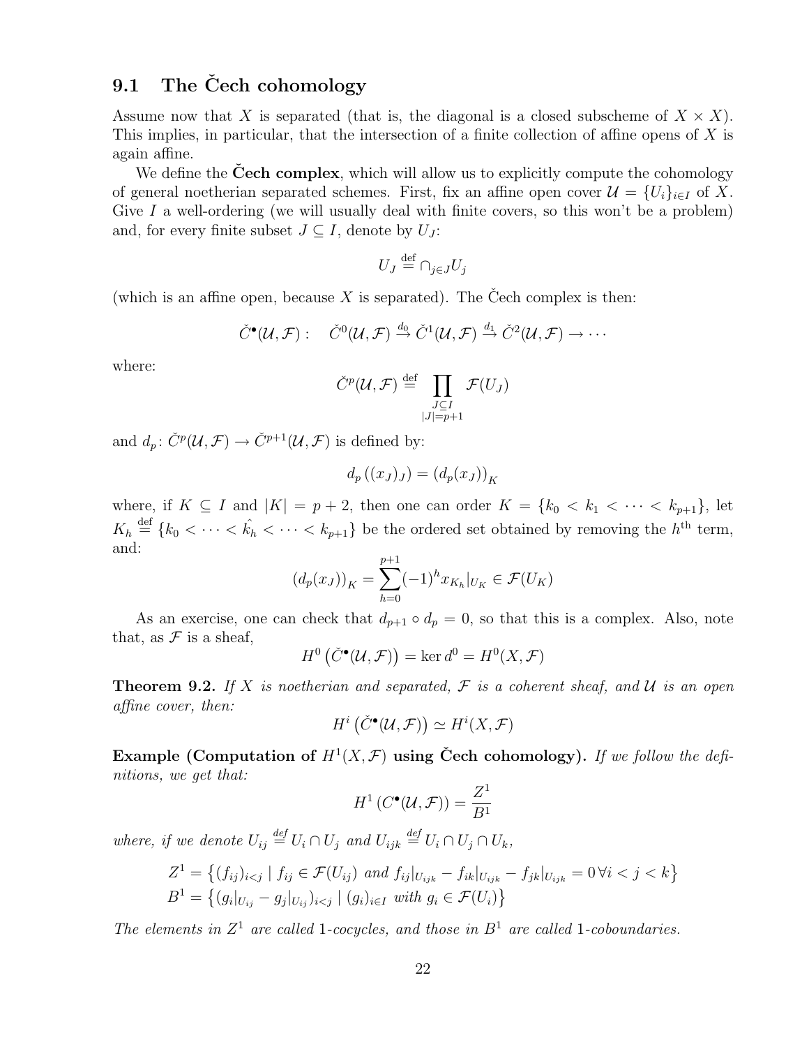## 9.1 The Čech cohomology

Assume now that $X$ is separated (that is, the diagonal is a closed subscheme of $X \times X$). This implies, in particular, that the intersection of a finite collection of affine opens of $X$ is again affine.

We define the **Čech complex**, which will allow us to explicitly compute the cohomology of general noetherian separated schemes. First, fix an affine open cover $\mathcal{U} = \{U_i\}_{i \in I}$ of $X$. Give $I$ a well-ordering (we will usually deal with finite covers, so this won't be a problem) and, for every finite subset $J \subseteq I$, denote by $U_J$:

$$U_J \stackrel{\text{def}}{=} \cap_{j \in J} U_j$$

(which is an affine open, because $X$ is separated). The Čech complex is then:

$$\check{C}^\bullet(\mathcal{U}, \mathcal{F}) : \quad \check{C}^0(\mathcal{U}, \mathcal{F}) \xrightarrow{d_0} \check{C}^1(\mathcal{U}, \mathcal{F}) \xrightarrow{d_1} \check{C}^2(\mathcal{U}, \mathcal{F}) \to \cdots$$

where:

$$\check{C}^p(\mathcal{U}, \mathcal{F}) \stackrel{\text{def}}{=} \prod_{\substack{J \subseteq I \\ |J| = p+1}} \mathcal{F}(U_J)$$

and $d_p \colon \check{C}^p(\mathcal{U}, \mathcal{F}) \to \check{C}^{p+1}(\mathcal{U}, \mathcal{F})$ is defined by:

$$d_p\left((x_J)_J\right) = \left(d_p(x_J)\right)_K$$

where, if $K \subseteq I$ and $|K| = p + 2$, then one can order $K = \{k_0 < k_1 < \cdots < k_{p+1}\}$, let $K_h \stackrel{\text{def}}{=} \{k_0 < \cdots < \hat{k_h} < \cdots < k_{p+1}\}$ be the ordered set obtained by removing the $h^{\text{th}}$ term, and:

$$\left(d_p(x_J)\right)_K = \sum_{h=0}^{p+1} (-1)^h x_{K_h}|_{U_K} \in \mathcal{F}(U_K)$$

As an exercise, one can check that $d_{p+1} \circ d_p = 0$, so that this is a complex. Also, note that, as $\mathcal{F}$ is a sheaf,

$$H^0\left(\check{C}^\bullet(\mathcal{U}, \mathcal{F})\right) = \ker d^0 = H^0(X, \mathcal{F})$$

**Theorem 9.2.** *If $X$ is noetherian and separated, $\mathcal{F}$ is a coherent sheaf, and $\mathcal{U}$ is an open affine cover, then:*

$$H^i\left(\check{C}^\bullet(\mathcal{U}, \mathcal{F})\right) \simeq H^i(X, \mathcal{F})$$

**Example (Computation of $H^1(X, \mathcal{F})$ using Čech cohomology).** *If we follow the definitions, we get that:*

$$H^1\left(C^\bullet(\mathcal{U}, \mathcal{F})\right) = \frac{Z^1}{B^1}$$

*where, if we denote $U_{ij} \stackrel{def}{=} U_i \cap U_j$ and $U_{ijk} \stackrel{def}{=} U_i \cap U_j \cap U_k$,*

$$Z^1 = \left\{(f_{ij})_{i<j} \mid f_{ij} \in \mathcal{F}(U_{ij}) \text{ and } f_{ij}|_{U_{ijk}} - f_{ik}|_{U_{ijk}} - f_{jk}|_{U_{ijk}} = 0 \, \forall i < j < k\right\}$$
$$B^1 = \left\{(g_i|_{U_{ij}} - g_j|_{U_{ij}})_{i<j} \mid (g_i)_{i \in I} \text{ with } g_i \in \mathcal{F}(U_i)\right\}$$

*The elements in $Z^1$ are called 1-cocycles, and those in $B^1$ are called 1-coboundaries.*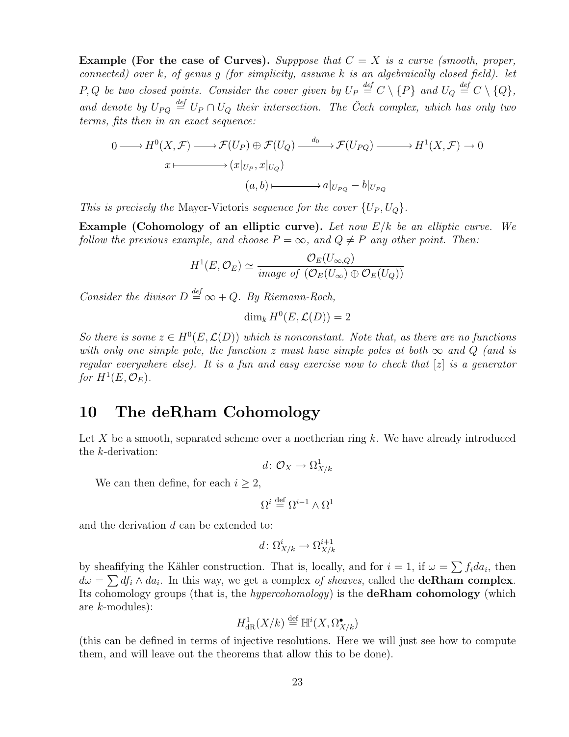**Example (For the case of Curves).** *Supppose that $C = X$ is a curve (smooth, proper, connected) over $k$, of genus $g$ (for simplicity, assume $k$ is an algebraically closed field). let $P, Q$ be two closed points. Consider the cover given by $U_P \stackrel{def}{=} C \setminus \{P\}$ and $U_Q \stackrel{def}{=} C \setminus \{Q\}$, and denote by $U_{PQ} \stackrel{def}{=} U_P \cap U_Q$ their intersection. The Čech complex, which has only two terms, fits then in an exact sequence:*

$$
\begin{array}{ccccccccc}
0 \longrightarrow & H^0(X, \mathcal{F}) & \longrightarrow & \mathcal{F}(U_P) \oplus \mathcal{F}(U_Q) & \xrightarrow{d_0} & \mathcal{F}(U_{PQ}) & \longrightarrow & H^1(X, \mathcal{F}) \to 0 \\
& x & \longmapsto & (x|_{U_P}, x|_{U_Q}) & & & & \\
& & & (a, b) & \longmapsto & a|_{U_{PQ}} - b|_{U_{PQ}} & &
\end{array}
$$

*This is precisely the* Mayer-Vietoris *sequence for the cover $\{U_P, U_Q\}$.*

**Example (Cohomology of an elliptic curve).** *Let now $E/k$ be an elliptic curve. We follow the previous example, and choose $P = \infty$, and $Q \neq P$ any other point. Then:*

$$
H^1(E, \mathcal{O}_E) \simeq \frac{\mathcal{O}_E(U_{\infty,Q})}{\text{image of } (\mathcal{O}_E(U_\infty) \oplus \mathcal{O}_E(U_Q))}
$$

*Consider the divisor $D \stackrel{def}{=} \infty + Q$. By Riemann-Roch,*

$$
\dim_k H^0(E, \mathcal{L}(D)) = 2
$$

*So there is some $z \in H^0(E, \mathcal{L}(D))$ which is nonconstant. Note that, as there are no functions with only one simple pole, the function $z$ must have simple poles at both $\infty$ and $Q$ (and is regular everywhere else). It is a fun and easy exercise now to check that $[z]$ is a generator for $H^1(E, \mathcal{O}_E)$.*

# 10 The deRham Cohomology

Let $X$ be a smooth, separated scheme over a noetherian ring $k$. We have already introduced the $k$-derivation:

$$
d \colon \mathcal{O}_X \to \Omega^1_{X/k}
$$

We can then define, for each $i \geq 2$,

$$
\Omega^i \stackrel{\text{def}}{=} \Omega^{i-1} \wedge \Omega^1
$$

and the derivation $d$ can be extended to:

$$
d \colon \Omega^i_{X/k} \to \Omega^{i+1}_{X/k}
$$

by sheafifying the Kähler construction. That is, locally, and for $i = 1$, if $\omega = \sum f_i da_i$, then $d\omega = \sum df_i \wedge da_i$. In this way, we get a complex *of sheaves*, called the **deRham complex**. Its cohomology groups (that is, the *hypercohomology*) is the **deRham cohomology** (which are $k$-modules):

$$
H^1_{\text{dR}}(X/k) \stackrel{\text{def}}{=} \mathbb{H}^i(X, \Omega^\bullet_{X/k})
$$

(this can be defined in terms of injective resolutions. Here we will just see how to compute them, and will leave out the theorems that allow this to be done).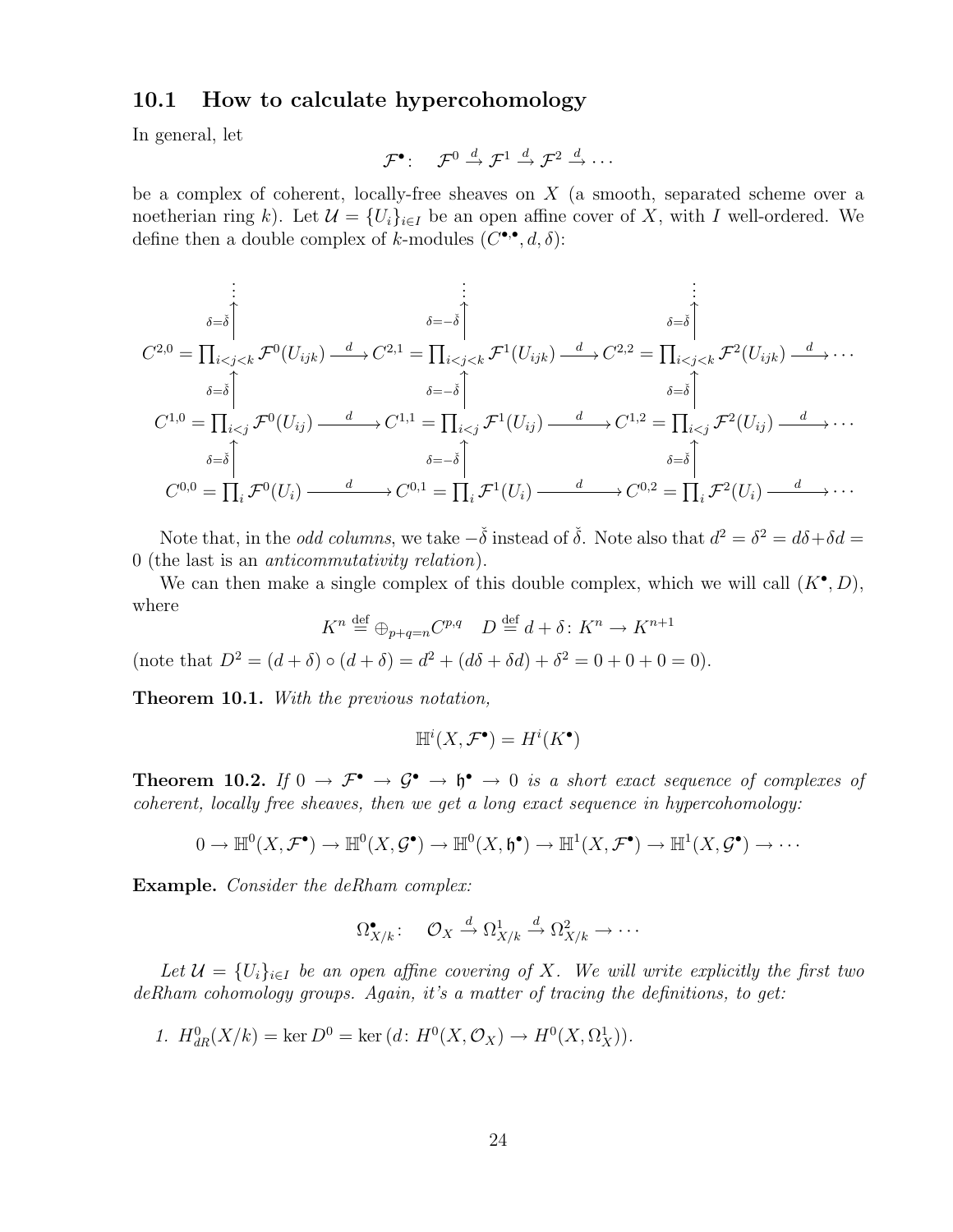### 10.1 How to calculate hypercohomology

In general, let

$$\mathcal{F}^\bullet: \quad \mathcal{F}^0 \xrightarrow{d} \mathcal{F}^1 \xrightarrow{d} \mathcal{F}^2 \xrightarrow{d} \cdots$$

be a complex of coherent, locally-free sheaves on $X$ (a smooth, separated scheme over a noetherian ring $k$). Let $\mathcal{U} = \{U_i\}_{i \in I}$ be an open affine cover of $X$, with $I$ well-ordered. We define then a double complex of $k$-modules $(C^{\bullet,\bullet}, d, \delta)$:

$$\begin{array}{ccccccc}
\vdots & & \vdots & & \vdots & & \\
\uparrow{\scriptstyle \delta=\check{\delta}} & & \uparrow{\scriptstyle \delta=-\check{\delta}} & & \uparrow{\scriptstyle \delta=\check{\delta}} & & \\
C^{2,0} = \prod_{i<j<k} \mathcal{F}^0(U_{ijk}) & \xrightarrow{d} & C^{2,1} = \prod_{i<j<k} \mathcal{F}^1(U_{ijk}) & \xrightarrow{d} & C^{2,2} = \prod_{i<j<k} \mathcal{F}^2(U_{ijk}) & \xrightarrow{d} & \cdots \\
\uparrow{\scriptstyle \delta=\check{\delta}} & & \uparrow{\scriptstyle \delta=-\check{\delta}} & & \uparrow{\scriptstyle \delta=\check{\delta}} & & \\
C^{1,0} = \prod_{i<j} \mathcal{F}^0(U_{ij}) & \xrightarrow{d} & C^{1,1} = \prod_{i<j} \mathcal{F}^1(U_{ij}) & \xrightarrow{d} & C^{1,2} = \prod_{i<j} \mathcal{F}^2(U_{ij}) & \xrightarrow{d} & \cdots \\
\uparrow{\scriptstyle \delta=\check{\delta}} & & \uparrow{\scriptstyle \delta=-\check{\delta}} & & \uparrow{\scriptstyle \delta=\check{\delta}} & & \\
C^{0,0} = \prod_{i} \mathcal{F}^0(U_{i}) & \xrightarrow{d} & C^{0,1} = \prod_{i} \mathcal{F}^1(U_{i}) & \xrightarrow{d} & C^{0,2} = \prod_{i} \mathcal{F}^2(U_{i}) & \xrightarrow{d} & \cdots
\end{array}$$

Note that, in the *odd columns*, we take $-\check{\delta}$ instead of $\check{\delta}$. Note also that $d^2 = \delta^2 = d\delta + \delta d = 0$ (the last is an *anticommutativity relation*).

We can then make a single complex of this double complex, which we will call $(K^\bullet, D)$, where

$$K^n \stackrel{\text{def}}{=} \oplus_{p+q=n} C^{p,q} \quad D \stackrel{\text{def}}{=} d + \delta \colon K^n \to K^{n+1}$$

(note that $D^2 = (d+\delta) \circ (d+\delta) = d^2 + (d\delta + \delta d) + \delta^2 = 0 + 0 + 0 = 0$).

**Theorem 10.1.** *With the previous notation,*

$$\mathbb{H}^i(X, \mathcal{F}^\bullet) = H^i(K^\bullet)$$

**Theorem 10.2.** *If $0 \to \mathcal{F}^\bullet \to \mathcal{G}^\bullet \to \mathfrak{h}^\bullet \to 0$ is a short exact sequence of complexes of coherent, locally free sheaves, then we get a long exact sequence in hypercohomology:*

$$0 \to \mathbb{H}^0(X, \mathcal{F}^\bullet) \to \mathbb{H}^0(X, \mathcal{G}^\bullet) \to \mathbb{H}^0(X, \mathfrak{h}^\bullet) \to \mathbb{H}^1(X, \mathcal{F}^\bullet) \to \mathbb{H}^1(X, \mathcal{G}^\bullet) \to \cdots$$

**Example.** *Consider the deRham complex:*

$$\Omega^\bullet_{X/k}: \quad \mathcal{O}_X \xrightarrow{d} \Omega^1_{X/k} \xrightarrow{d} \Omega^2_{X/k} \to \cdots$$

*Let $\mathcal{U} = \{U_i\}_{i \in I}$ be an open affine covering of $X$. We will write explicitly the first two deRham cohomology groups. Again, it's a matter of tracing the definitions, to get:*

1. $H^0_{dR}(X/k) = \ker D^0 = \ker (d \colon H^0(X, \mathcal{O}_X) \to H^0(X, \Omega^1_X))$.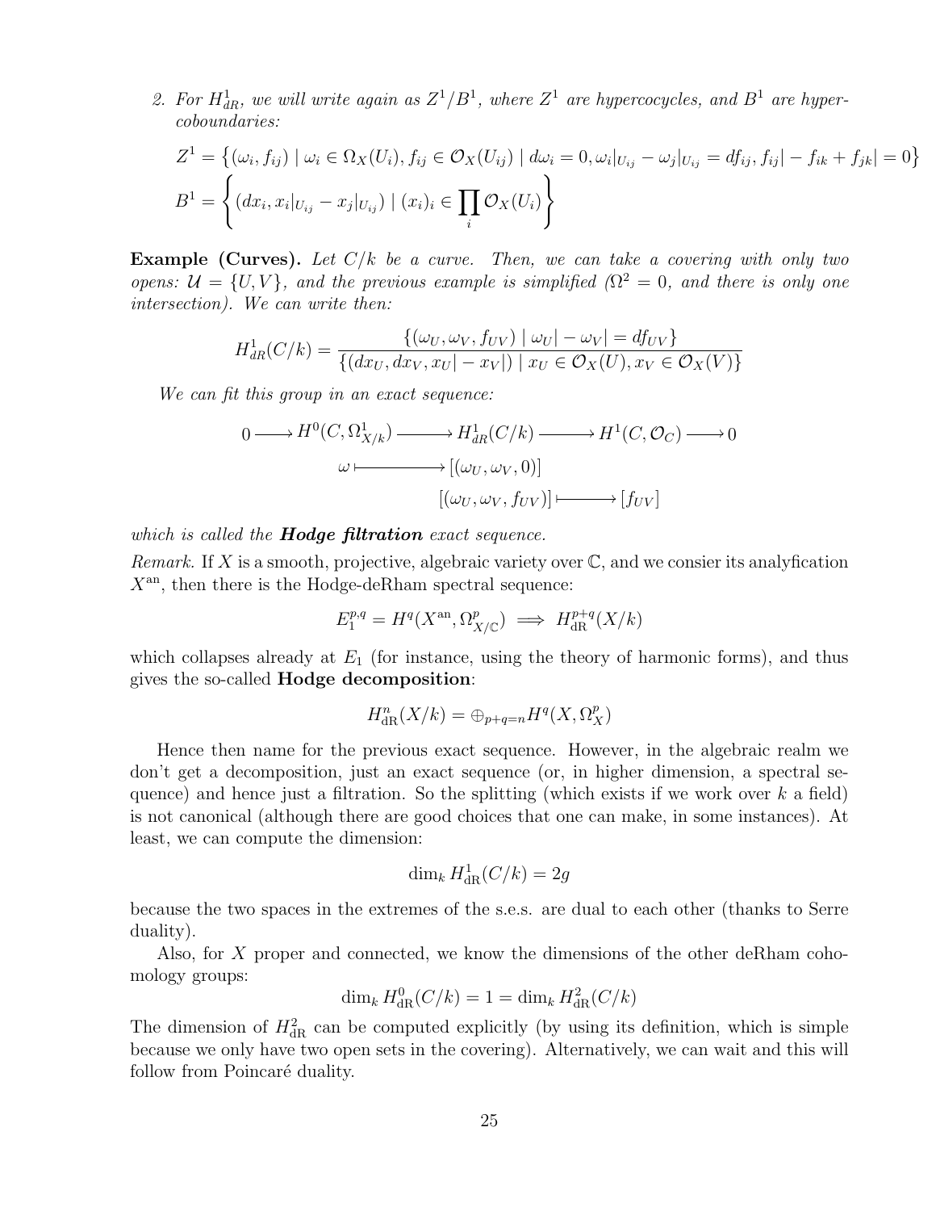2. *For $H^1_{dR}$, we will write again as $Z^1/B^1$, where $Z^1$ are hypercocycles, and $B^1$ are hypercoboundaries:*

$$Z^1 = \left\{(\omega_i, f_{ij}) \mid \omega_i \in \Omega_X(U_i), f_{ij} \in \mathcal{O}_X(U_{ij}) \mid d\omega_i = 0, \omega_i|_{U_{ij}} - \omega_j|_{U_{ij}} = df_{ij}, f_{ij}| - f_{ik} + f_{jk}| = 0\right\}$$

$$B^1 = \left\{(dx_i, x_i|_{U_{ij}} - x_j|_{U_{ij}}) \mid (x_i)_i \in \prod_i \mathcal{O}_X(U_i)\right\}$$

**Example (Curves).** *Let $C/k$ be a curve. Then, we can take a covering with only two opens: $\mathcal{U} = \{U, V\}$, and the previous example is simplified ($\Omega^2 = 0$, and there is only one intersection). We can write then:*

$$H^1_{dR}(C/k) = \frac{\{(\omega_U, \omega_V, f_{UV}) \mid \omega_U| - \omega_V| = df_{UV}\}}{\{(dx_U, dx_V, x_U| - x_V|) \mid x_U \in \mathcal{O}_X(U), x_V \in \mathcal{O}_X(V)\}}$$

*We can fit this group in an exact sequence:*

$$\begin{array}{ccccccccc} 0 & \longrightarrow & H^0(C, \Omega^1_{X/k}) & \longrightarrow & H^1_{dR}(C/k) & \longrightarrow & H^1(C, \mathcal{O}_C) & \longrightarrow & 0 \\ & & \omega & \longmapsto & [(\omega_U, \omega_V, 0)] & & & & \\ & & & & [(\omega_U, \omega_V, f_{UV})] & \longmapsto & [f_{UV}] & & \end{array}$$

*which is called the* ***Hodge filtration*** *exact sequence.*

*Remark.* If $X$ is a smooth, projective, algebraic variety over $\mathbb{C}$, and we consier its analyfication $X^{\mathrm{an}}$, then there is the Hodge-deRham spectral sequence:

$$E_1^{p,q} = H^q(X^{\mathrm{an}}, \Omega^p_{X/\mathbb{C}}) \implies H^{p+q}_{\mathrm{dR}}(X/k)$$

which collapses already at $E_1$ (for instance, using the theory of harmonic forms), and thus gives the so-called **Hodge decomposition**:

$$H^n_{\mathrm{dR}}(X/k) = \oplus_{p+q=n} H^q(X, \Omega^p_X)$$

Hence then name for the previous exact sequence. However, in the algebraic realm we don't get a decomposition, just an exact sequence (or, in higher dimension, a spectral sequence) and hence just a filtration. So the splitting (which exists if we work over $k$ a field) is not canonical (although there are good choices that one can make, in some instances). At least, we can compute the dimension:

$$\dim_k H^1_{\mathrm{dR}}(C/k) = 2g$$

because the two spaces in the extremes of the s.e.s. are dual to each other (thanks to Serre duality).

Also, for $X$ proper and connected, we know the dimensions of the other deRham cohomology groups:

$$\dim_k H^0_{\mathrm{dR}}(C/k) = 1 = \dim_k H^2_{\mathrm{dR}}(C/k)$$

The dimension of $H^2_{\mathrm{dR}}$ can be computed explicitly (by using its definition, which is simple because we only have two open sets in the covering). Alternatively, we can wait and this will follow from Poincaré duality.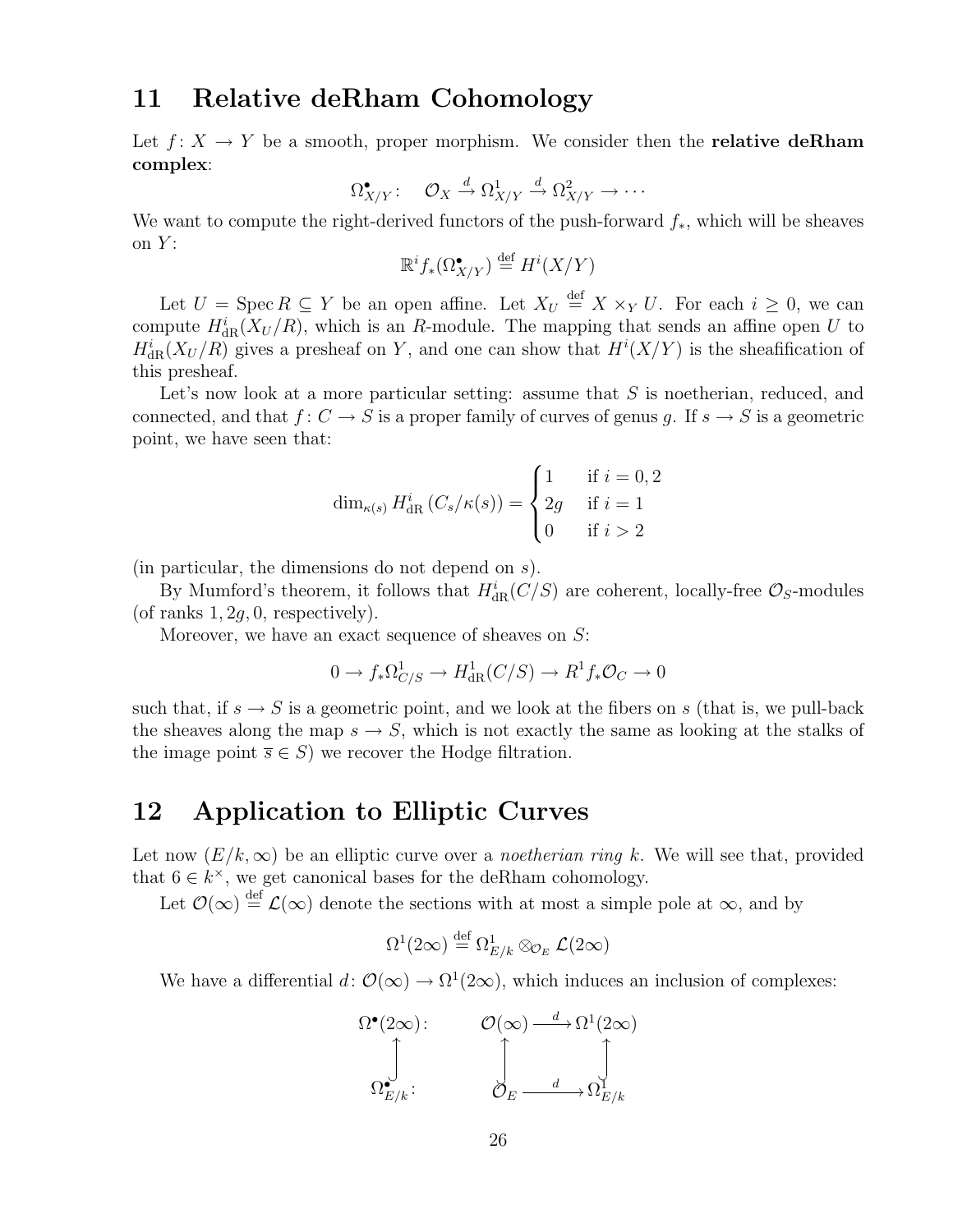## 11 Relative deRham Cohomology

Let $f\colon X \to Y$ be a smooth, proper morphism. We consider then the **relative deRham complex**:

$$\Omega^\bullet_{X/Y}\colon \quad \mathcal{O}_X \xrightarrow{d} \Omega^1_{X/Y} \xrightarrow{d} \Omega^2_{X/Y} \to \cdots$$

We want to compute the right-derived functors of the push-forward $f_*$, which will be sheaves on $Y$:

$$\mathbb{R}^i f_*(\Omega^\bullet_{X/Y}) \stackrel{\text{def}}{=} H^i(X/Y)$$

Let $U = \operatorname{Spec} R \subseteq Y$ be an open affine. Let $X_U \stackrel{\text{def}}{=} X \times_Y U$. For each $i \geq 0$, we can compute $H^i_{\text{dR}}(X_U/R)$, which is an $R$-module. The mapping that sends an affine open $U$ to $H^i_{\text{dR}}(X_U/R)$ gives a presheaf on $Y$, and one can show that $H^i(X/Y)$ is the sheafification of this presheaf.

Let's now look at a more particular setting: assume that $S$ is noetherian, reduced, and connected, and that $f\colon C \to S$ is a proper family of curves of genus $g$. If $s \to S$ is a geometric point, we have seen that:

$$\dim_{\kappa(s)} H^i_{\text{dR}}\left(C_s/\kappa(s)\right) = \begin{cases} 1 & \text{if } i = 0, 2 \\ 2g & \text{if } i = 1 \\ 0 & \text{if } i > 2 \end{cases}$$

(in particular, the dimensions do not depend on $s$).

By Mumford's theorem, it follows that $H^i_{\text{dR}}(C/S)$ are coherent, locally-free $\mathcal{O}_S$-modules (of ranks $1, 2g, 0$, respectively).

Moreover, we have an exact sequence of sheaves on $S$:

$$0 \to f_*\Omega^1_{C/S} \to H^1_{\text{dR}}(C/S) \to R^1 f_*\mathcal{O}_C \to 0$$

such that, if $s \to S$ is a geometric point, and we look at the fibers on $s$ (that is, we pull-back the sheaves along the map $s \to S$, which is not exactly the same as looking at the stalks of the image point $\overline{s} \in S$) we recover the Hodge filtration.

## 12 Application to Elliptic Curves

Let now $(E/k, \infty)$ be an elliptic curve over a *noetherian ring* $k$. We will see that, provided that $6 \in k^\times$, we get canonical bases for the deRham cohomology.

Let $\mathcal{O}(\infty) \stackrel{\text{def}}{=} \mathcal{L}(\infty)$ denote the sections with at most a simple pole at $\infty$, and by

$$\Omega^1(2\infty) \stackrel{\text{def}}{=} \Omega^1_{E/k} \otimes_{\mathcal{O}_E} \mathcal{L}(2\infty)$$

We have a differential $d\colon \mathcal{O}(\infty) \to \Omega^1(2\infty)$, which induces an inclusion of complexes:

$$\begin{array}{lccc}
\Omega^\bullet(2\infty)\colon & \mathcal{O}(\infty) & \xrightarrow{d} & \Omega^1(2\infty) \\
\quad\uparrow & \uparrow & & \uparrow \\
\Omega^\bullet_{E/k}\colon & \mathcal{O}_E & \xrightarrow{d} & \Omega^1_{E/k}
\end{array}$$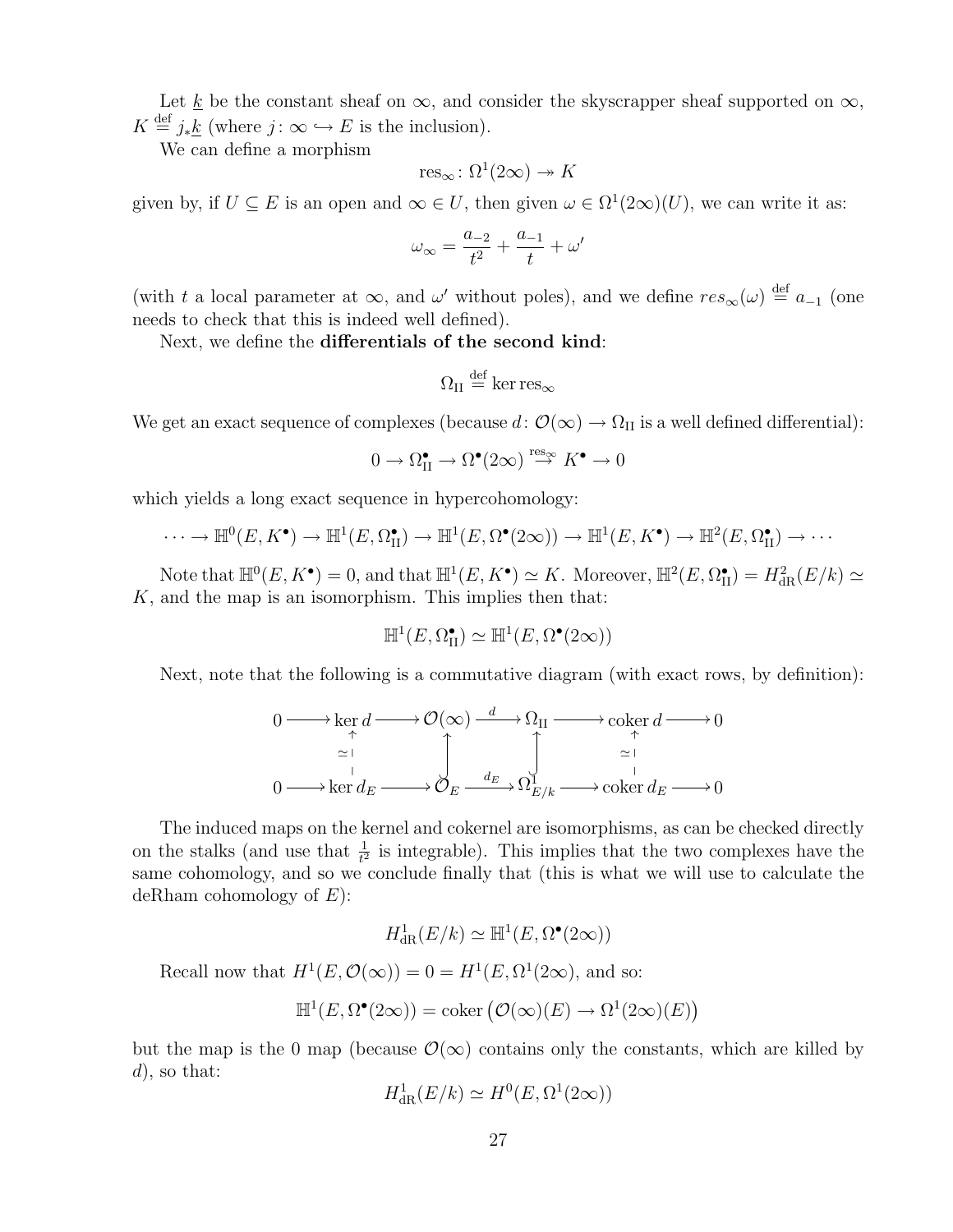Let $\underline{k}$ be the constant sheaf on $\infty$, and consider the skyscrapper sheaf supported on $\infty$, $K \stackrel{\text{def}}{=} j_*\underline{k}$ (where $j\colon \infty \hookrightarrow E$ is the inclusion).

We can define a morphism

$$\operatorname{res}_\infty \colon \Omega^1(2\infty) \twoheadrightarrow K$$

given by, if $U \subseteq E$ is an open and $\infty \in U$, then given $\omega \in \Omega^1(2\infty)(U)$, we can write it as:

$$\omega_\infty = \frac{a_{-2}}{t^2} + \frac{a_{-1}}{t} + \omega'$$

(with $t$ a local parameter at $\infty$, and $\omega'$ without poles), and we define $res_\infty(\omega) \stackrel{\text{def}}{=} a_{-1}$ (one needs to check that this is indeed well defined).

Next, we define the **differentials of the second kind**:

$$\Omega_{\mathrm{II}} \stackrel{\text{def}}{=} \ker \operatorname{res}_\infty$$

We get an exact sequence of complexes (because $d\colon \mathcal{O}(\infty) \to \Omega_{\mathrm{II}}$ is a well defined differential):

$$0 \to \Omega_{\mathrm{II}}^\bullet \to \Omega^\bullet(2\infty) \stackrel{\operatorname{res}_\infty}{\to} K^\bullet \to 0$$

which yields a long exact sequence in hypercohomology:

$$\cdots \to \mathbb{H}^0(E, K^\bullet) \to \mathbb{H}^1(E, \Omega_{\mathrm{II}}^\bullet) \to \mathbb{H}^1(E, \Omega^\bullet(2\infty)) \to \mathbb{H}^1(E, K^\bullet) \to \mathbb{H}^2(E, \Omega_{\mathrm{II}}^\bullet) \to \cdots$$

Note that $\mathbb{H}^0(E, K^\bullet) = 0$, and that $\mathbb{H}^1(E, K^\bullet) \simeq K$. Moreover, $\mathbb{H}^2(E, \Omega_{\mathrm{II}}^\bullet) = H^2_{\mathrm{dR}}(E/k) \simeq K$, and the map is an isomorphism. This implies then that:

$$\mathbb{H}^1(E, \Omega_{\mathrm{II}}^\bullet) \simeq \mathbb{H}^1(E, \Omega^\bullet(2\infty))$$

Next, note that the following is a commutative diagram (with exact rows, by definition):

$$\begin{array}{ccccccccc}
0 & \longrightarrow & \ker d & \longrightarrow & \mathcal{O}(\infty) & \stackrel{d}{\longrightarrow} & \Omega_{\mathrm{II}} & \longrightarrow & \operatorname{coker} d & \longrightarrow & 0 \\
 & & \uparrow \simeq & & \uparrow & & \uparrow & & \uparrow \simeq & & \\
0 & \longrightarrow & \ker d_E & \longrightarrow & \mathcal{O}_E & \stackrel{d_E}{\longrightarrow} & \Omega^1_{E/k} & \longrightarrow & \operatorname{coker} d_E & \longrightarrow & 0
\end{array}$$

The induced maps on the kernel and cokernel are isomorphisms, as can be checked directly on the stalks (and use that $\frac{1}{t^2}$ is integrable). This implies that the two complexes have the same cohomology, and so we conclude finally that (this is what we will use to calculate the deRham cohomology of $E$):

$$H^1_{\mathrm{dR}}(E/k) \simeq \mathbb{H}^1(E, \Omega^\bullet(2\infty))$$

Recall now that $H^1(E, \mathcal{O}(\infty)) = 0 = H^1(E, \Omega^1(2\infty)$, and so:

$$\mathbb{H}^1(E, \Omega^\bullet(2\infty)) = \operatorname{coker}\left(\mathcal{O}(\infty)(E) \to \Omega^1(2\infty)(E)\right)$$

but the map is the 0 map (because $\mathcal{O}(\infty)$ contains only the constants, which are killed by $d$), so that:

$$H^1_{\mathrm{dR}}(E/k) \simeq H^0(E, \Omega^1(2\infty))$$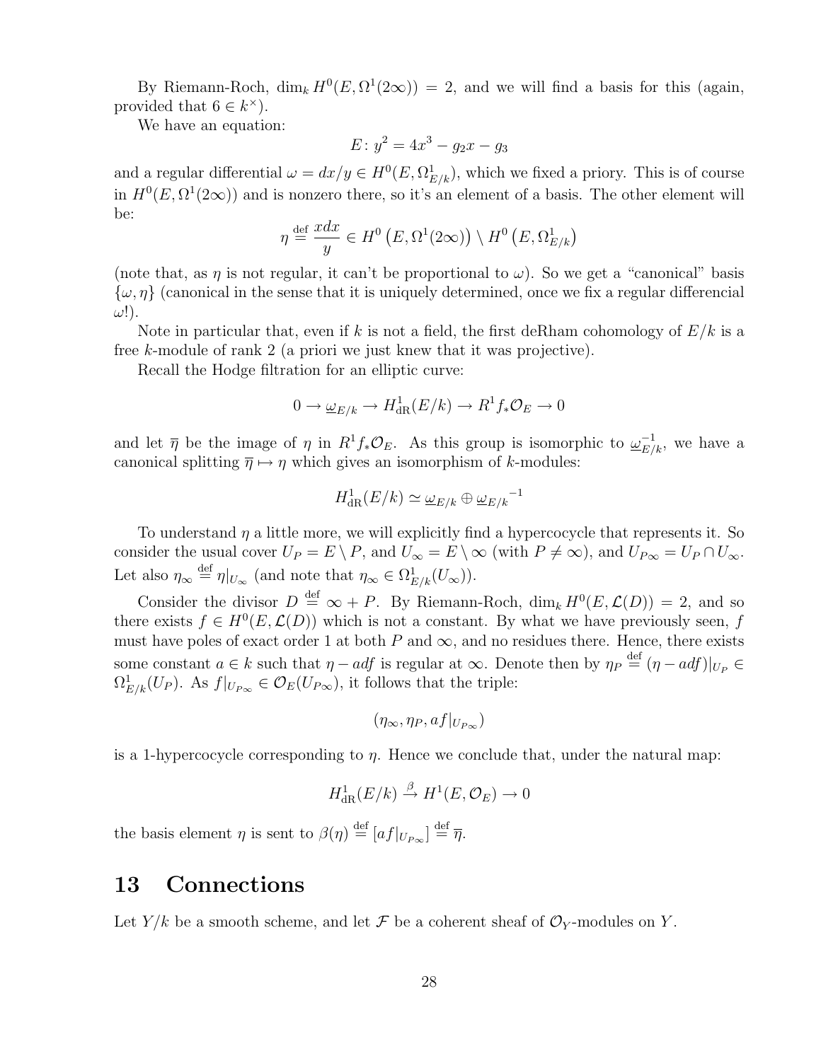By Riemann-Roch, $\dim_k H^0(E, \Omega^1(2\infty)) = 2$, and we will find a basis for this (again, provided that $6 \in k^\times$).

We have an equation:

$$E\colon y^2 = 4x^3 - g_2 x - g_3$$

and a regular differential $\omega = dx/y \in H^0(E, \Omega^1_{E/k})$, which we fixed a priory. This is of course in $H^0(E, \Omega^1(2\infty))$ and is nonzero there, so it's an element of a basis. The other element will be:

$$\eta \stackrel{\text{def}}{=} \frac{x dx}{y} \in H^0\left(E, \Omega^1(2\infty)\right) \setminus H^0\left(E, \Omega^1_{E/k}\right)$$

(note that, as $\eta$ is not regular, it can't be proportional to $\omega$). So we get a "canonical" basis $\{\omega, \eta\}$ (canonical in the sense that it is uniquely determined, once we fix a regular differencial $\omega$!).

Note in particular that, even if $k$ is not a field, the first deRham cohomology of $E/k$ is a free $k$-module of rank 2 (a priori we just knew that it was projective).

Recall the Hodge filtration for an elliptic curve:

$$0 \to \underline{\omega}_{E/k} \to H^1_{\text{dR}}(E/k) \to R^1 f_* \mathcal{O}_E \to 0$$

and let $\overline{\eta}$ be the image of $\eta$ in $R^1 f_* \mathcal{O}_E$. As this group is isomorphic to $\underline{\omega}_{E/k}^{-1}$, we have a canonical splitting $\overline{\eta} \mapsto \eta$ which gives an isomorphism of $k$-modules:

$$H^1_{\text{dR}}(E/k) \simeq \underline{\omega}_{E/k} \oplus \underline{\omega}_{E/k}{}^{-1}$$

To understand $\eta$ a little more, we will explicitly find a hypercocycle that represents it. So consider the usual cover $U_P = E \setminus P$, and $U_\infty = E \setminus \infty$ (with $P \neq \infty$), and $U_{P\infty} = U_P \cap U_\infty$. Let also $\eta_\infty \stackrel{\text{def}}{=} \eta|_{U_\infty}$ (and note that $\eta_\infty \in \Omega^1_{E/k}(U_\infty)$).

Consider the divisor $D \stackrel{\text{def}}{=} \infty + P$. By Riemann-Roch, $\dim_k H^0(E, \mathcal{L}(D)) = 2$, and so there exists $f \in H^0(E, \mathcal{L}(D))$ which is not a constant. By what we have previously seen, $f$ must have poles of exact order 1 at both $P$ and $\infty$, and no residues there. Hence, there exists some constant $a \in k$ such that $\eta - a df$ is regular at $\infty$. Denote then by $\eta_P \stackrel{\text{def}}{=} (\eta - a df)|_{U_P} \in \Omega^1_{E/k}(U_P)$. As $f|_{U_{P\infty}} \in \mathcal{O}_E(U_{P\infty})$, it follows that the triple:

$$(\eta_\infty, \eta_P, af|_{U_{P\infty}})$$

is a 1-hypercocycle corresponding to $\eta$. Hence we conclude that, under the natural map:

$$H^1_{\text{dR}}(E/k) \xrightarrow{\beta} H^1(E, \mathcal{O}_E) \to 0$$

the basis element $\eta$ is sent to $\beta(\eta) \stackrel{\text{def}}{=} [af|_{U_{P\infty}}] \stackrel{\text{def}}{=} \overline{\eta}$.

## 13 Connections

Let $Y/k$ be a smooth scheme, and let $\mathcal{F}$ be a coherent sheaf of $\mathcal{O}_Y$-modules on $Y$.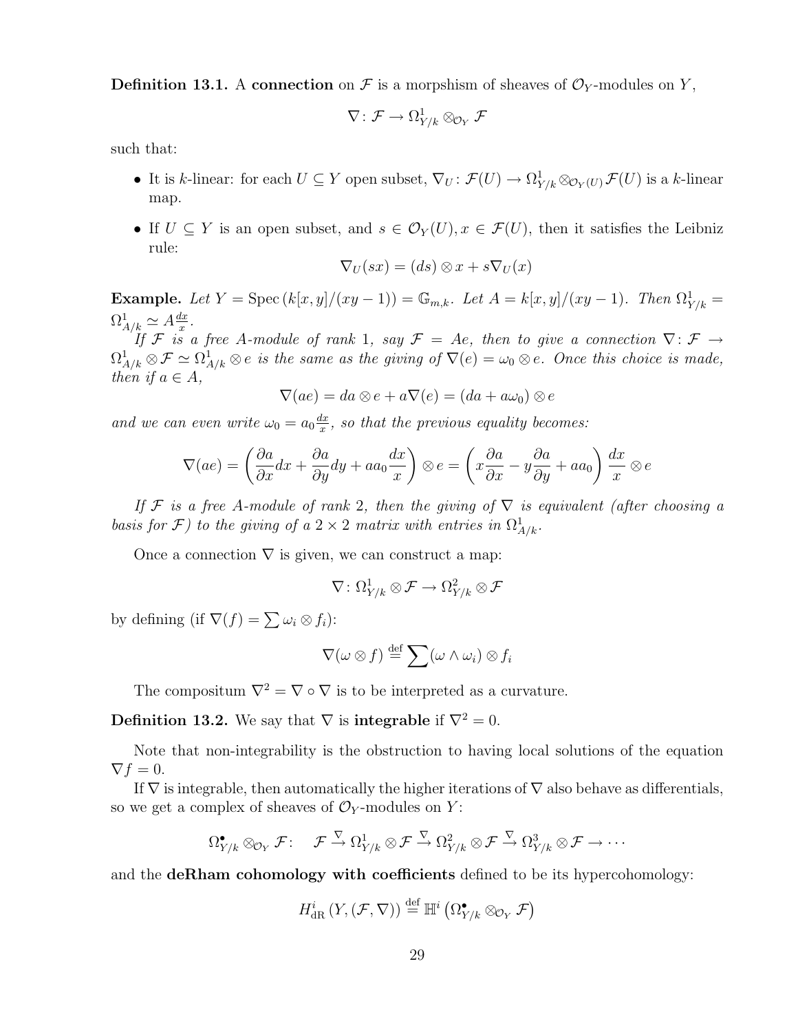**Definition 13.1.** A **connection** on $\mathcal{F}$ is a morpshism of sheaves of $\mathcal{O}_Y$-modules on $Y$,

$$\nabla \colon \mathcal{F} \to \Omega^1_{Y/k} \otimes_{\mathcal{O}_Y} \mathcal{F}$$

such that:

- It is $k$-linear: for each $U \subseteq Y$ open subset, $\nabla_U \colon \mathcal{F}(U) \to \Omega^1_{Y/k} \otimes_{\mathcal{O}_Y(U)} \mathcal{F}(U)$ is a $k$-linear map.
- If $U \subseteq Y$ is an open subset, and $s \in \mathcal{O}_Y(U), x \in \mathcal{F}(U)$, then it satisfies the Leibniz rule:

$$\nabla_U(sx) = (ds) \otimes x + s\nabla_U(x)$$

**Example.** *Let $Y = \operatorname{Spec}(k[x,y]/(xy-1)) = \mathbb{G}_{m,k}$. Let $A = k[x,y]/(xy-1)$. Then $\Omega^1_{Y/k} = \Omega^1_{A/k} \simeq A\frac{dx}{x}$.*

*If $\mathcal{F}$ is a free $A$-module of rank 1, say $\mathcal{F} = Ae$, then to give a connection $\nabla \colon \mathcal{F} \to \Omega^1_{A/k} \otimes \mathcal{F} \simeq \Omega^1_{A/k} \otimes e$ is the same as the giving of $\nabla(e) = \omega_0 \otimes e$. Once this choice is made, then if $a \in A$,*

$$\nabla(ae) = da \otimes e + a\nabla(e) = (da + a\omega_0) \otimes e$$

*and we can even write $\omega_0 = a_0 \frac{dx}{x}$, so that the previous equality becomes:*

$$\nabla(ae) = \left(\frac{\partial a}{\partial x}dx + \frac{\partial a}{\partial y}dy + aa_0\frac{dx}{x}\right) \otimes e = \left(x\frac{\partial a}{\partial x} - y\frac{\partial a}{\partial y} + aa_0\right)\frac{dx}{x} \otimes e$$

*If $\mathcal{F}$ is a free $A$-module of rank 2, then the giving of $\nabla$ is equivalent (after choosing a basis for $\mathcal{F}$) to the giving of a $2 \times 2$ matrix with entries in $\Omega^1_{A/k}$.*

Once a connection $\nabla$ is given, we can construct a map:

$$\nabla \colon \Omega^1_{Y/k} \otimes \mathcal{F} \to \Omega^2_{Y/k} \otimes \mathcal{F}$$

by defining (if $\nabla(f) = \sum \omega_i \otimes f_i$):

$$\nabla(\omega \otimes f) \stackrel{\text{def}}{=} \sum (\omega \wedge \omega_i) \otimes f_i$$

The compositum $\nabla^2 = \nabla \circ \nabla$ is to be interpreted as a curvature.

**Definition 13.2.** We say that $\nabla$ is **integrable** if $\nabla^2 = 0$.

Note that non-integrability is the obstruction to having local solutions of the equation $\nabla f = 0$.

If $\nabla$ is integrable, then automatically the higher iterations of $\nabla$ also behave as differentials, so we get a complex of sheaves of $\mathcal{O}_Y$-modules on $Y$:

$$\Omega^\bullet_{Y/k} \otimes_{\mathcal{O}_Y} \mathcal{F} \colon \quad \mathcal{F} \xrightarrow{\nabla} \Omega^1_{Y/k} \otimes \mathcal{F} \xrightarrow{\nabla} \Omega^2_{Y/k} \otimes \mathcal{F} \xrightarrow{\nabla} \Omega^3_{Y/k} \otimes \mathcal{F} \to \cdots$$

and the **deRham cohomology with coefficients** defined to be its hypercohomology:

$$H^i_{\text{dR}}(Y, (\mathcal{F}, \nabla)) \stackrel{\text{def}}{=} \mathbb{H}^i\left(\Omega^\bullet_{Y/k} \otimes_{\mathcal{O}_Y} \mathcal{F}\right)$$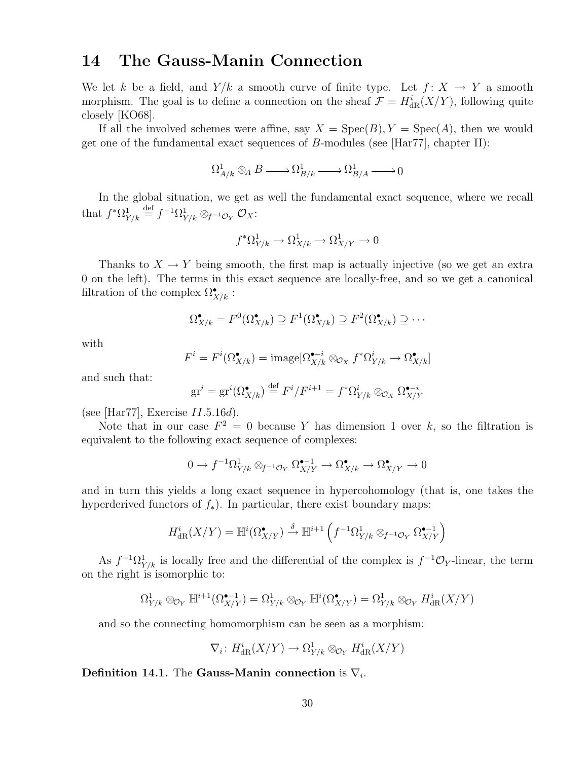# 14 The Gauss-Manin Connection

We let $k$ be a field, and $Y/k$ a smooth curve of finite type. Let $f\colon X \to Y$ a smooth morphism. The goal is to define a connection on the sheaf $\mathcal{F} = H^i_{\mathrm{dR}}(X/Y)$, following quite closely [KO68].

If all the involved schemes were affine, say $X = \operatorname{Spec}(B), Y = \operatorname{Spec}(A)$, then we would get one of the fundamental exact sequences of $B$-modules (see [Har77], chapter II):

$$\Omega^1_{A/k} \otimes_A B \longrightarrow \Omega^1_{B/k} \longrightarrow \Omega^1_{B/A} \longrightarrow 0$$

In the global situation, we get as well the fundamental exact sequence, where we recall that $f^*\Omega^1_{Y/k} \overset{\text{def}}{=} f^{-1}\Omega^1_{Y/k} \otimes_{f^{-1}\mathcal{O}_Y} \mathcal{O}_X$:

$$f^*\Omega^1_{Y/k} \to \Omega^1_{X/k} \to \Omega^1_{X/Y} \to 0$$

Thanks to $X \to Y$ being smooth, the first map is actually injective (so we get an extra 0 on the left). The terms in this exact sequence are locally-free, and so we get a canonical filtration of the complex $\Omega^\bullet_{X/k}$ :

$$\Omega^\bullet_{X/k} = F^0(\Omega^\bullet_{X/k}) \supseteq F^1(\Omega^\bullet_{X/k}) \supseteq F^2(\Omega^\bullet_{X/k}) \supseteq \cdots$$

with

$$F^i = F^i(\Omega^\bullet_{X/k}) = \operatorname{image}[\Omega^{\bullet - i}_{X/k} \otimes_{\mathcal{O}_X} f^*\Omega^i_{Y/k} \to \Omega^\bullet_{X/k}]$$

and such that:

$$\operatorname{gr}^i = \operatorname{gr}^i(\Omega^\bullet_{X/k}) \overset{\text{def}}{=} F^i/F^{i+1} = f^*\Omega^i_{Y/k} \otimes_{\mathcal{O}_X} \Omega^{\bullet - i}_{X/Y}$$

(see [Har77], Exercise $II.5.16d$).

Note that in our case $F^2 = 0$ because $Y$ has dimension 1 over $k$, so the filtration is equivalent to the following exact sequence of complexes:

$$0 \to f^{-1}\Omega^1_{Y/k} \otimes_{f^{-1}\mathcal{O}_Y} \Omega^{\bullet-1}_{X/Y} \to \Omega^\bullet_{X/k} \to \Omega^\bullet_{X/Y} \to 0$$

and in turn this yields a long exact sequence in hypercohomology (that is, one takes the hyperderived functors of $f_*$). In particular, there exist boundary maps:

$$H^i_{\mathrm{dR}}(X/Y) = \mathbb{H}^i(\Omega^\bullet_{X/Y}) \xrightarrow{\delta} \mathbb{H}^{i+1}\left(f^{-1}\Omega^1_{Y/k} \otimes_{f^{-1}\mathcal{O}_Y} \Omega^{\bullet-1}_{X/Y}\right)$$

As $f^{-1}\Omega^1_{Y/k}$ is locally free and the differential of the complex is $f^{-1}\mathcal{O}_Y$-linear, the term on the right is isomorphic to:

$$\Omega^1_{Y/k} \otimes_{\mathcal{O}_Y} \mathbb{H}^{i+1}(\Omega^{\bullet-1}_{X/Y}) = \Omega^1_{Y/k} \otimes_{\mathcal{O}_Y} \mathbb{H}^i(\Omega^\bullet_{X/Y}) = \Omega^1_{Y/k} \otimes_{\mathcal{O}_Y} H^i_{\mathrm{dR}}(X/Y)$$

and so the connecting homomorphism can be seen as a morphism:

$$\nabla_i \colon H^i_{\mathrm{dR}}(X/Y) \to \Omega^1_{Y/k} \otimes_{\mathcal{O}_Y} H^i_{\mathrm{dR}}(X/Y)$$

**Definition 14.1.** The **Gauss-Manin connection** is $\nabla_i$.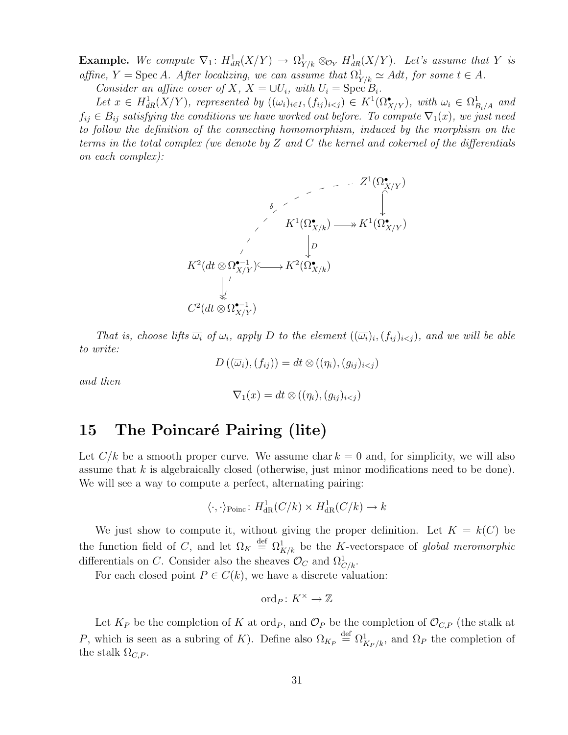**Example.** *We compute $\nabla_1 \colon H^1_{dR}(X/Y) \to \Omega^1_{Y/k} \otimes_{\mathcal{O}_Y} H^1_{dR}(X/Y)$. Let's assume that $Y$ is affine, $Y = \operatorname{Spec} A$. After localizing, we can assume that $\Omega^1_{Y/k} \simeq A dt$, for some $t \in A$.*

*Consider an affine cover of $X$, $X = \cup U_i$, with $U_i = \operatorname{Spec} B_i$.*

*Let $x \in H^1_{dR}(X/Y)$, represented by $((\omega_i)_{i \in I}, (f_{ij})_{i<j}) \in K^1(\Omega^\bullet_{X/Y})$, with $\omega_i \in \Omega^1_{B_i/A}$ and $f_{ij} \in B_{ij}$ satisfying the conditions we have worked out before. To compute $\nabla_1(x)$, we just need to follow the definition of the connecting homomorphism, induced by the morphism on the terms in the total complex (we denote by $Z$ and $C$ the kernel and cokernel of the differentials on each complex):*

$$
\begin{array}{ccccc}
 & & & & Z^1(\Omega^\bullet_{X/Y}) \\
 & & & & \downarrow \\
 & & K^1(\Omega^\bullet_{X/k}) & \twoheadrightarrow & K^1(\Omega^\bullet_{X/Y}) \\
 & & \downarrow D & & \\
K^2(dt \otimes \Omega^{\bullet-1}_{X/Y}) & \hookrightarrow & K^2(\Omega^\bullet_{X/k}) & & \\
\downarrow & & & & \\
C^2(dt \otimes \Omega^{\bullet-1}_{X/Y}) & & & &
\end{array}
$$

(with the dashed arrow $\delta \colon Z^1(\Omega^\bullet_{X/Y}) \dashrightarrow C^2(dt \otimes \Omega^{\bullet-1}_{X/Y})$)

*That is, choose lifts $\overline{\omega_i}$ of $\omega_i$, apply $D$ to the element $((\overline{\omega_i})_i, (f_{ij})_{i<j})$, and we will be able to write:*

$$D\left((\overline{\omega_i}), (f_{ij})\right) = dt \otimes ((\eta_i), (g_{ij})_{i<j})$$

*and then*

$$\nabla_1(x) = dt \otimes ((\eta_i), (g_{ij})_{i<j})$$

# 15 The Poincaré Pairing (lite)

Let $C/k$ be a smooth proper curve. We assume $\operatorname{char} k = 0$ and, for simplicity, we will also assume that $k$ is algebraically closed (otherwise, just minor modifications need to be done). We will see a way to compute a perfect, alternating pairing:

$$\langle \cdot, \cdot \rangle_{\text{Poinc}} \colon H^1_{\text{dR}}(C/k) \times H^1_{\text{dR}}(C/k) \to k$$

We just show to compute it, without giving the proper definition. Let $K = k(C)$ be the function field of $C$, and let $\Omega_K \stackrel{\text{def}}{=} \Omega^1_{K/k}$ be the $K$-vectorspace of *global meromorphic* differentials on $C$. Consider also the sheaves $\mathcal{O}_C$ and $\Omega^1_{C/k}$.

For each closed point $P \in C(k)$, we have a discrete valuation:

$$\operatorname{ord}_P \colon K^\times \to \mathbb{Z}$$

Let $K_P$ be the completion of $K$ at $\operatorname{ord}_P$, and $\mathcal{O}_P$ be the completion of $\mathcal{O}_{C,P}$ (the stalk at $P$, which is seen as a subring of $K$). Define also $\Omega_{K_P} \stackrel{\text{def}}{=} \Omega^1_{K_P/k}$, and $\Omega_P$ the completion of the stalk $\Omega_{C,P}$.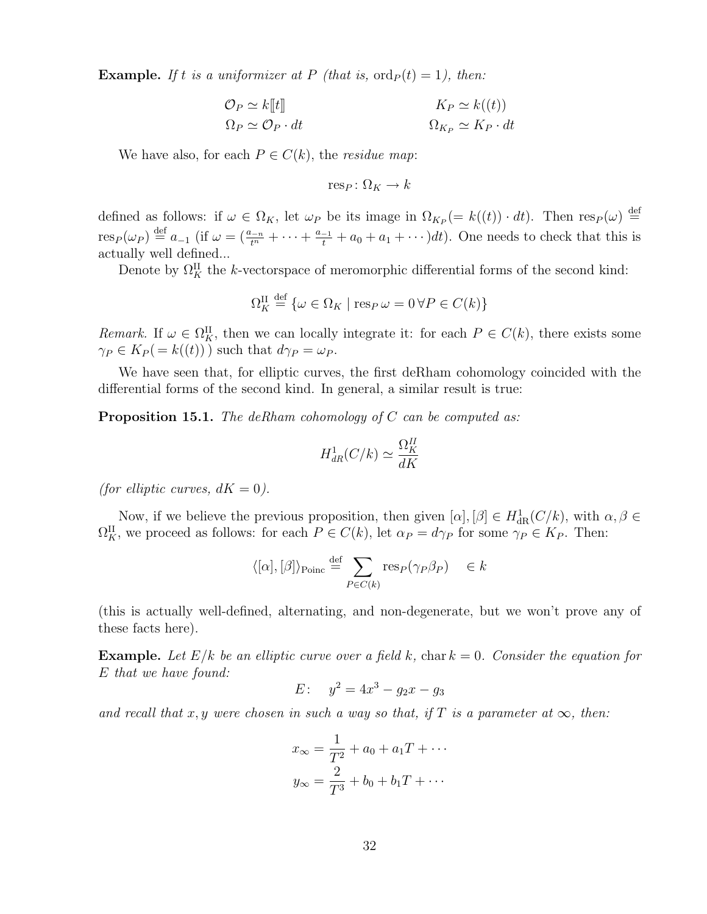**Example.** *If $t$ is a uniformizer at $P$ (that is, $\operatorname{ord}_P(t) = 1$), then:*

$$\mathcal{O}_P \simeq k[\![t]\!] \qquad\qquad K_P \simeq k((t))$$
$$\Omega_P \simeq \mathcal{O}_P \cdot dt \qquad\qquad \Omega_{K_P} \simeq K_P \cdot dt$$

We have also, for each $P \in C(k)$, the *residue map*:

$$\operatorname{res}_P \colon \Omega_K \to k$$

defined as follows: if $\omega \in \Omega_K$, let $\omega_P$ be its image in $\Omega_{K_P} (= k((t)) \cdot dt)$. Then $\operatorname{res}_P(\omega) \overset{\text{def}}{=} \operatorname{res}_P(\omega_P) \overset{\text{def}}{=} a_{-1}$ (if $\omega = (\frac{a_{-n}}{t^n} + \cdots + \frac{a_{-1}}{t} + a_0 + a_1 + \cdots)dt$). One needs to check that this is actually well defined...

Denote by $\Omega_K^{\text{II}}$ the $k$-vectorspace of meromorphic differential forms of the second kind:

$$\Omega_K^{\text{II}} \overset{\text{def}}{=} \{\omega \in \Omega_K \mid \operatorname{res}_P \omega = 0 \,\forall P \in C(k)\}$$

*Remark.* If $\omega \in \Omega_K^{\text{II}}$, then we can locally integrate it: for each $P \in C(k)$, there exists some $\gamma_P \in K_P (= k((t)))$ such that $d\gamma_P = \omega_P$.

We have seen that, for elliptic curves, the first deRham cohomology coincided with the differential forms of the second kind. In general, a similar result is true:

**Proposition 15.1.** *The deRham cohomology of $C$ can be computed as:*

$$H^1_{dR}(C/k) \simeq \frac{\Omega_K^{II}}{dK}$$

*(for elliptic curves, $dK = 0$).*

Now, if we believe the previous proposition, then given $[\alpha], [\beta] \in H^1_{\text{dR}}(C/k)$, with $\alpha, \beta \in \Omega_K^{\text{II}}$, we proceed as follows: for each $P \in C(k)$, let $\alpha_P = d\gamma_P$ for some $\gamma_P \in K_P$. Then:

$$\langle [\alpha], [\beta] \rangle_{\text{Poinc}} \overset{\text{def}}{=} \sum_{P \in C(k)} \operatorname{res}_P(\gamma_P \beta_P) \quad \in k$$

(this is actually well-defined, alternating, and non-degenerate, but we won't prove any of these facts here).

**Example.** *Let $E/k$ be an elliptic curve over a field $k$, $\operatorname{char} k = 0$. Consider the equation for $E$ that we have found:*

$$E\colon \quad y^2 = 4x^3 - g_2 x - g_3$$

*and recall that $x, y$ were chosen in such a way so that, if $T$ is a parameter at $\infty$, then:*

$$x_\infty = \frac{1}{T^2} + a_0 + a_1 T + \cdots$$
$$y_\infty = \frac{2}{T^3} + b_0 + b_1 T + \cdots$$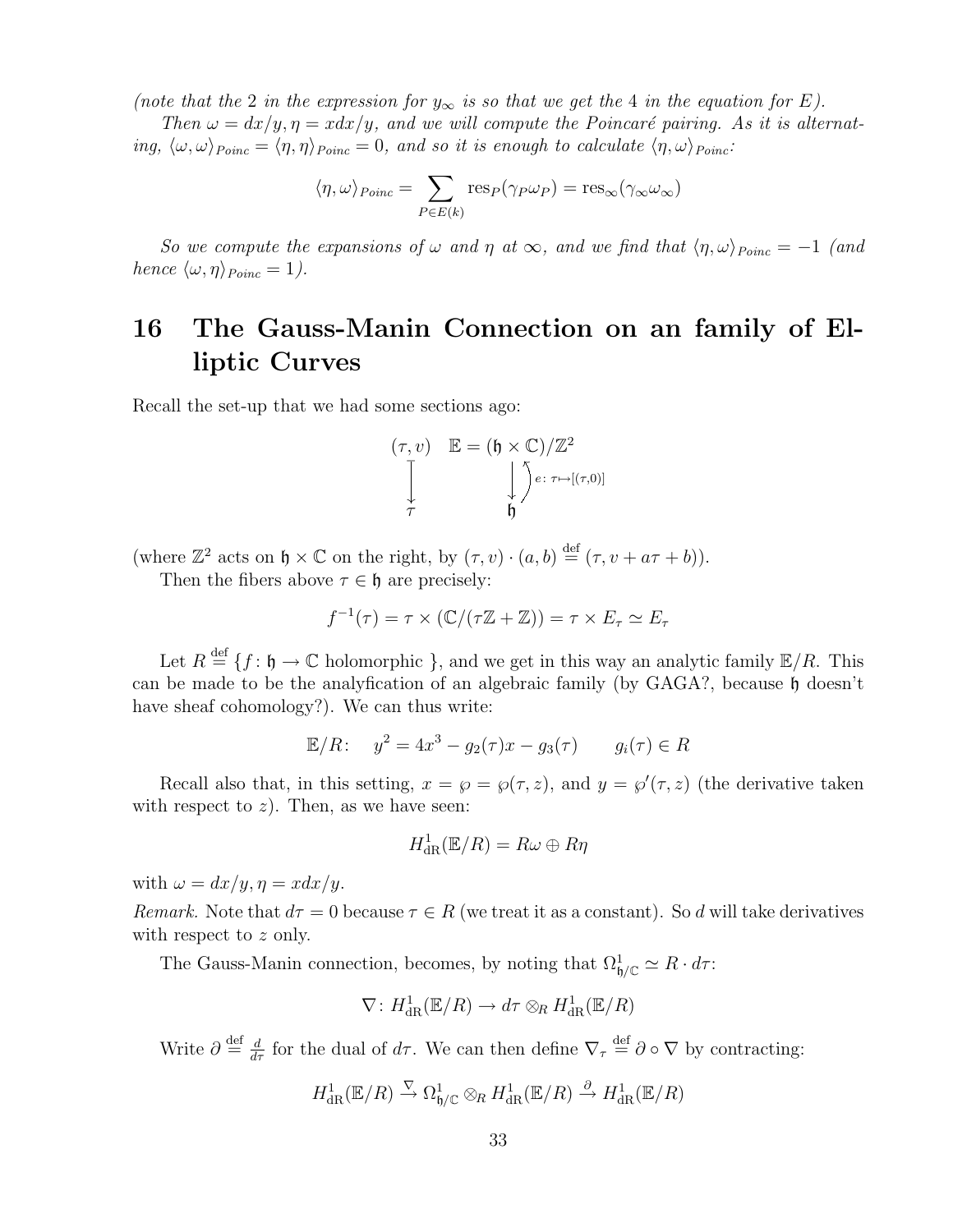*(note that the 2 in the expression for $y_\infty$ is so that we get the 4 in the equation for $E$).*

*Then $\omega = dx/y, \eta = xdx/y$, and we will compute the Poincaré pairing. As it is alternating, $\langle \omega, \omega\rangle_{Poinc} = \langle \eta, \eta\rangle_{Poinc} = 0$, and so it is enough to calculate $\langle \eta, \omega\rangle_{Poinc}$:*

$$\langle \eta, \omega\rangle_{Poinc} = \sum_{P \in E(k)} \mathrm{res}_P(\gamma_P \omega_P) = \mathrm{res}_\infty(\gamma_\infty \omega_\infty)$$

*So we compute the expansions of $\omega$ and $\eta$ at $\infty$, and we find that $\langle \eta, \omega\rangle_{Poinc} = -1$ (and hence $\langle \omega, \eta\rangle_{Poinc} = 1$).*

# 16 The Gauss-Manin Connection on an family of Elliptic Curves

Recall the set-up that we had some sections ago:

$$\begin{array}{ccc} (\tau, v) & & \mathbb{E} = (\mathfrak{h} \times \mathbb{C})/\mathbb{Z}^2 \\ \downarrow & & \downarrow \uparrow e\colon \tau \mapsto [(\tau, 0)] \\ \tau & & \mathfrak{h} \end{array}$$

(where $\mathbb{Z}^2$ acts on $\mathfrak{h} \times \mathbb{C}$ on the right, by $(\tau, v) \cdot (a, b) \overset{\text{def}}{=} (\tau, v + a\tau + b)$).

Then the fibers above $\tau \in \mathfrak{h}$ are precisely:

$$f^{-1}(\tau) = \tau \times (\mathbb{C}/(\tau\mathbb{Z} + \mathbb{Z})) = \tau \times E_\tau \simeq E_\tau$$

Let $R \overset{\text{def}}{=} \{f\colon \mathfrak{h} \to \mathbb{C} \text{ holomorphic }\}$, and we get in this way an analytic family $\mathbb{E}/R$. This can be made to be the analyfication of an algebraic family (by GAGA?, because $\mathfrak{h}$ doesn't have sheaf cohomology?). We can thus write:

$$\mathbb{E}/R\colon \quad y^2 = 4x^3 - g_2(\tau)x - g_3(\tau) \qquad g_i(\tau) \in R$$

Recall also that, in this setting, $x = \wp = \wp(\tau, z)$, and $y = \wp'(\tau, z)$ (the derivative taken with respect to $z$). Then, as we have seen:

$$H^1_{\mathrm{dR}}(\mathbb{E}/R) = R\omega \oplus R\eta$$

with $\omega = dx/y, \eta = xdx/y$.

*Remark.* Note that $d\tau = 0$ because $\tau \in R$ (we treat it as a constant). So $d$ will take derivatives with respect to $z$ only.

The Gauss-Manin connection, becomes, by noting that $\Omega^1_{\mathfrak{h}/\mathbb{C}} \simeq R \cdot d\tau$:

$$\nabla\colon H^1_{\mathrm{dR}}(\mathbb{E}/R) \to d\tau \otimes_R H^1_{\mathrm{dR}}(\mathbb{E}/R)$$

Write $\partial \overset{\text{def}}{=} \frac{d}{d\tau}$ for the dual of $d\tau$. We can then define $\nabla_\tau \overset{\text{def}}{=} \partial \circ \nabla$ by contracting:

$$H^1_{\mathrm{dR}}(\mathbb{E}/R) \xrightarrow{\nabla} \Omega^1_{\mathfrak{h}/\mathbb{C}} \otimes_R H^1_{\mathrm{dR}}(\mathbb{E}/R) \xrightarrow{\partial} H^1_{\mathrm{dR}}(\mathbb{E}/R)$$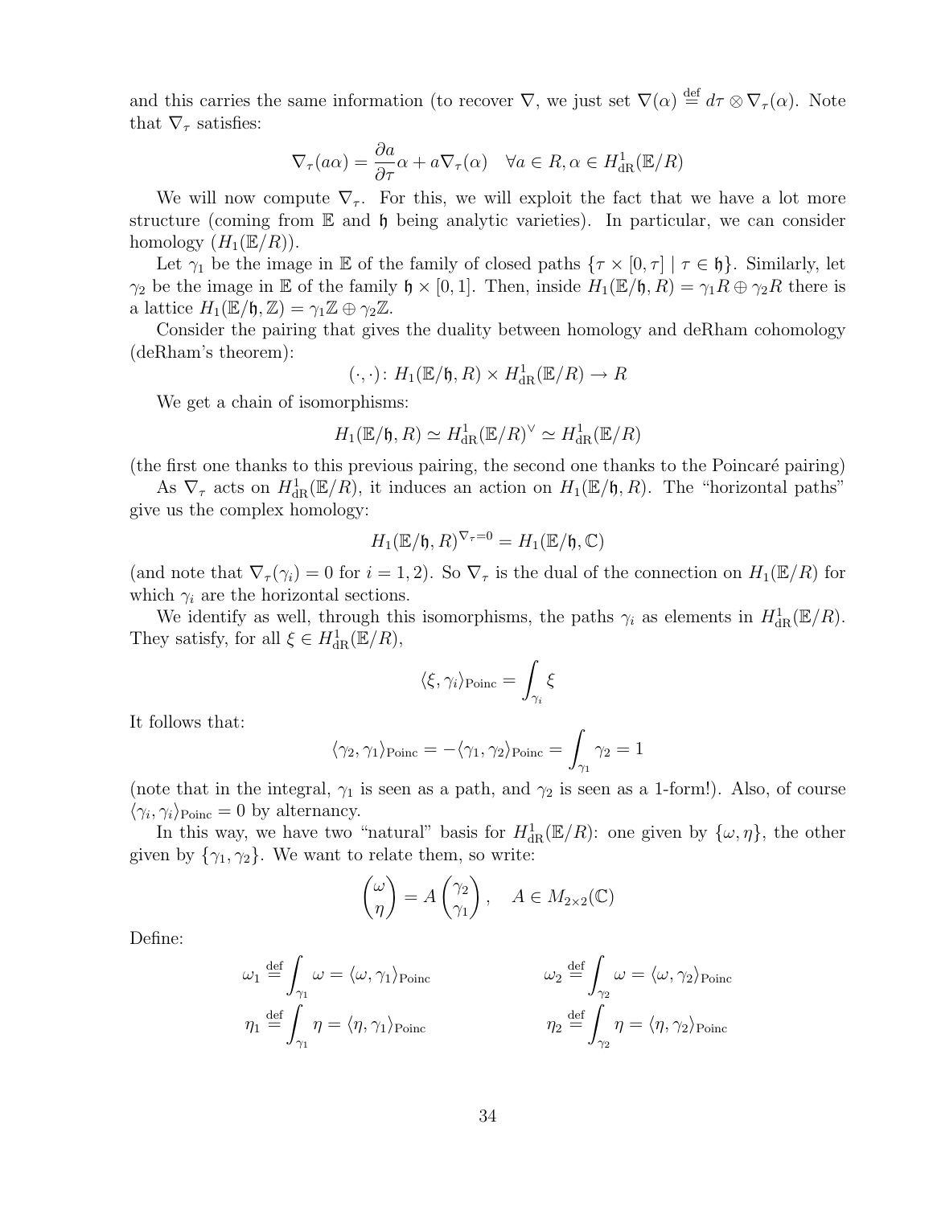and this carries the same information (to recover $\nabla$, we just set $\nabla(\alpha) \overset{\text{def}}{=} d\tau \otimes \nabla_\tau(\alpha)$. Note that $\nabla_\tau$ satisfies:

$$\nabla_\tau(a\alpha) = \frac{\partial a}{\partial \tau}\alpha + a\nabla_\tau(\alpha) \quad \forall a \in R, \alpha \in H^1_{\mathrm{dR}}(\mathbb{E}/R)$$

We will now compute $\nabla_\tau$. For this, we will exploit the fact that we have a lot more structure (coming from $\mathbb{E}$ and $\mathfrak{h}$ being analytic varieties). In particular, we can consider homology ($H_1(\mathbb{E}/R)$).

Let $\gamma_1$ be the image in $\mathbb{E}$ of the family of closed paths $\{\tau \times [0, \tau] \mid \tau \in \mathfrak{h}\}$. Similarly, let $\gamma_2$ be the image in $\mathbb{E}$ of the family $\mathfrak{h} \times [0, 1]$. Then, inside $H_1(\mathbb{E}/\mathfrak{h}, R) = \gamma_1 R \oplus \gamma_2 R$ there is a lattice $H_1(\mathbb{E}/\mathfrak{h}, \mathbb{Z}) = \gamma_1\mathbb{Z} \oplus \gamma_2\mathbb{Z}$.

Consider the pairing that gives the duality between homology and deRham cohomology (deRham's theorem):

$$(\cdot, \cdot) \colon H_1(\mathbb{E}/\mathfrak{h}, R) \times H^1_{\mathrm{dR}}(\mathbb{E}/R) \to R$$

We get a chain of isomorphisms:

$$H_1(\mathbb{E}/\mathfrak{h}, R) \simeq H^1_{\mathrm{dR}}(\mathbb{E}/R)^\vee \simeq H^1_{\mathrm{dR}}(\mathbb{E}/R)$$

(the first one thanks to this previous pairing, the second one thanks to the Poincaré pairing)

As $\nabla_\tau$ acts on $H^1_{\mathrm{dR}}(\mathbb{E}/R)$, it induces an action on $H_1(\mathbb{E}/\mathfrak{h}, R)$. The "horizontal paths" give us the complex homology:

$$H_1(\mathbb{E}/\mathfrak{h}, R)^{\nabla_\tau = 0} = H_1(\mathbb{E}/\mathfrak{h}, \mathbb{C})$$

(and note that $\nabla_\tau(\gamma_i) = 0$ for $i = 1, 2$). So $\nabla_\tau$ is the dual of the connection on $H_1(\mathbb{E}/R)$ for which $\gamma_i$ are the horizontal sections.

We identify as well, through this isomorphisms, the paths $\gamma_i$ as elements in $H^1_{\mathrm{dR}}(\mathbb{E}/R)$. They satisfy, for all $\xi \in H^1_{\mathrm{dR}}(\mathbb{E}/R)$,

$$\langle \xi, \gamma_i \rangle_{\mathrm{Poinc}} = \int_{\gamma_i} \xi$$

It follows that:

$$\langle \gamma_2, \gamma_1 \rangle_{\mathrm{Poinc}} = -\langle \gamma_1, \gamma_2 \rangle_{\mathrm{Poinc}} = \int_{\gamma_1} \gamma_2 = 1$$

(note that in the integral, $\gamma_1$ is seen as a path, and $\gamma_2$ is seen as a 1-form!). Also, of course $\langle \gamma_i, \gamma_i \rangle_{\mathrm{Poinc}} = 0$ by alternancy.

In this way, we have two "natural" basis for $H^1_{\mathrm{dR}}(\mathbb{E}/R)$: one given by $\{\omega, \eta\}$, the other given by $\{\gamma_1, \gamma_2\}$. We want to relate them, so write:

$$\begin{pmatrix} \omega \\ \eta \end{pmatrix} = A \begin{pmatrix} \gamma_2 \\ \gamma_1 \end{pmatrix}, \quad A \in M_{2\times 2}(\mathbb{C})$$

Define:

$$\omega_1 \overset{\text{def}}{=} \int_{\gamma_1} \omega = \langle \omega, \gamma_1 \rangle_{\mathrm{Poinc}} \qquad \omega_2 \overset{\text{def}}{=} \int_{\gamma_2} \omega = \langle \omega, \gamma_2 \rangle_{\mathrm{Poinc}}$$

$$\eta_1 \overset{\text{def}}{=} \int_{\gamma_1} \eta = \langle \eta, \gamma_1 \rangle_{\mathrm{Poinc}} \qquad \eta_2 \overset{\text{def}}{=} \int_{\gamma_2} \eta = \langle \eta, \gamma_2 \rangle_{\mathrm{Poinc}}$$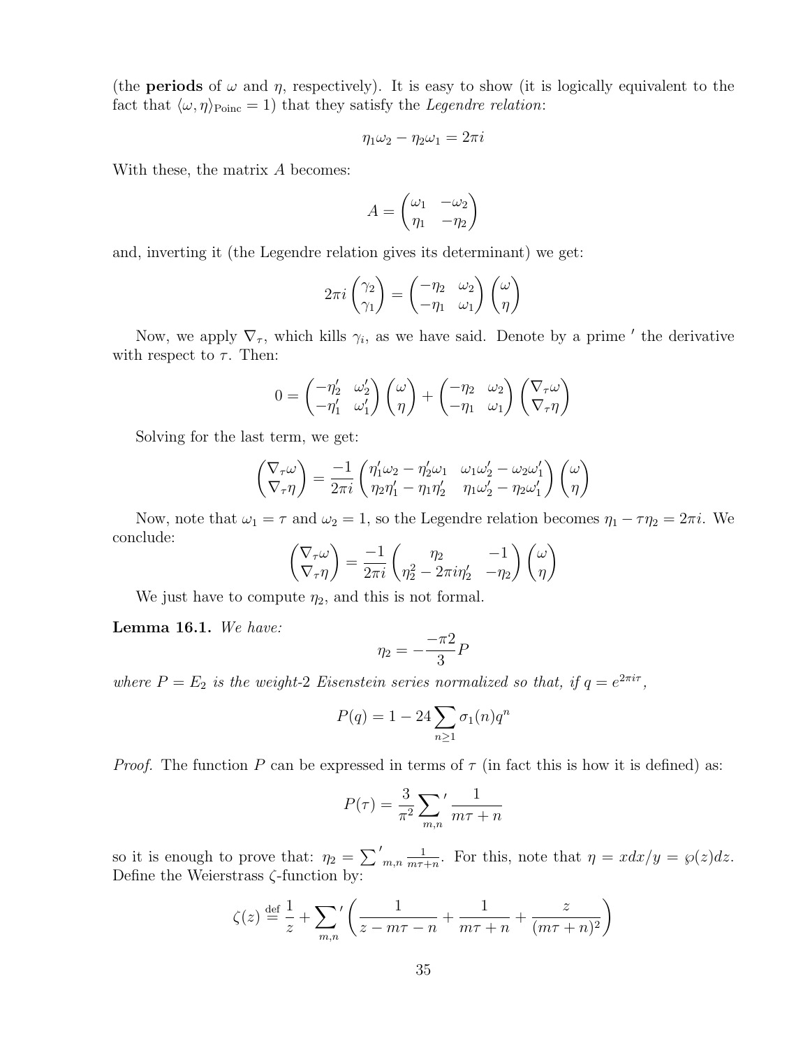(the **periods** of $\omega$ and $\eta$, respectively). It is easy to show (it is logically equivalent to the fact that $\langle \omega, \eta \rangle_{\text{Poinc}} = 1$) that they satisfy the *Legendre relation*:

$$\eta_1 \omega_2 - \eta_2 \omega_1 = 2\pi i$$

With these, the matrix $A$ becomes:

$$A = \begin{pmatrix} \omega_1 & -\omega_2 \\ \eta_1 & -\eta_2 \end{pmatrix}$$

and, inverting it (the Legendre relation gives its determinant) we get:

$$2\pi i \begin{pmatrix} \gamma_2 \\ \gamma_1 \end{pmatrix} = \begin{pmatrix} -\eta_2 & \omega_2 \\ -\eta_1 & \omega_1 \end{pmatrix} \begin{pmatrix} \omega \\ \eta \end{pmatrix}$$

Now, we apply $\nabla_\tau$, which kills $\gamma_i$, as we have said. Denote by a prime $'$ the derivative with respect to $\tau$. Then:

$$0 = \begin{pmatrix} -\eta_2' & \omega_2' \\ -\eta_1' & \omega_1' \end{pmatrix} \begin{pmatrix} \omega \\ \eta \end{pmatrix} + \begin{pmatrix} -\eta_2 & \omega_2 \\ -\eta_1 & \omega_1 \end{pmatrix} \begin{pmatrix} \nabla_\tau \omega \\ \nabla_\tau \eta \end{pmatrix}$$

Solving for the last term, we get:

$$\begin{pmatrix} \nabla_\tau \omega \\ \nabla_\tau \eta \end{pmatrix} = \frac{-1}{2\pi i} \begin{pmatrix} \eta_1' \omega_2 - \eta_2' \omega_1 & \omega_1 \omega_2' - \omega_2 \omega_1' \\ \eta_2 \eta_1' - \eta_1 \eta_2' & \eta_1 \omega_2' - \eta_2 \omega_1' \end{pmatrix} \begin{pmatrix} \omega \\ \eta \end{pmatrix}$$

Now, note that $\omega_1 = \tau$ and $\omega_2 = 1$, so the Legendre relation becomes $\eta_1 - \tau \eta_2 = 2\pi i$. We conclude:

$$\begin{pmatrix} \nabla_\tau \omega \\ \nabla_\tau \eta \end{pmatrix} = \frac{-1}{2\pi i} \begin{pmatrix} \eta_2 & -1 \\ \eta_2^2 - 2\pi i \eta_2' & -\eta_2 \end{pmatrix} \begin{pmatrix} \omega \\ \eta \end{pmatrix}$$

We just have to compute $\eta_2$, and this is not formal.

**Lemma 16.1.** *We have:*

$$\eta_2 = -\frac{-\pi 2}{3} P$$

*where $P = E_2$ is the weight-2 Eisenstein series normalized so that, if $q = e^{2\pi i \tau}$,*

$$P(q) = 1 - 24 \sum_{n \geq 1} \sigma_1(n) q^n$$

*Proof.* The function $P$ can be expressed in terms of $\tau$ (in fact this is how it is defined) as:

$$P(\tau) = \frac{3}{\pi^2} {\sum_{m,n}}' \frac{1}{m\tau + n}$$

so it is enough to prove that: $\eta_2 = {\sum}'_{m,n} \frac{1}{m\tau + n}$. For this, note that $\eta = x dx / y = \wp(z) dz$. Define the Weierstrass $\zeta$-function by:

$$\zeta(z) \overset{\text{def}}{=} \frac{1}{z} + {\sum_{m,n}}' \left( \frac{1}{z - m\tau - n} + \frac{1}{m\tau + n} + \frac{z}{(m\tau + n)^2} \right)$$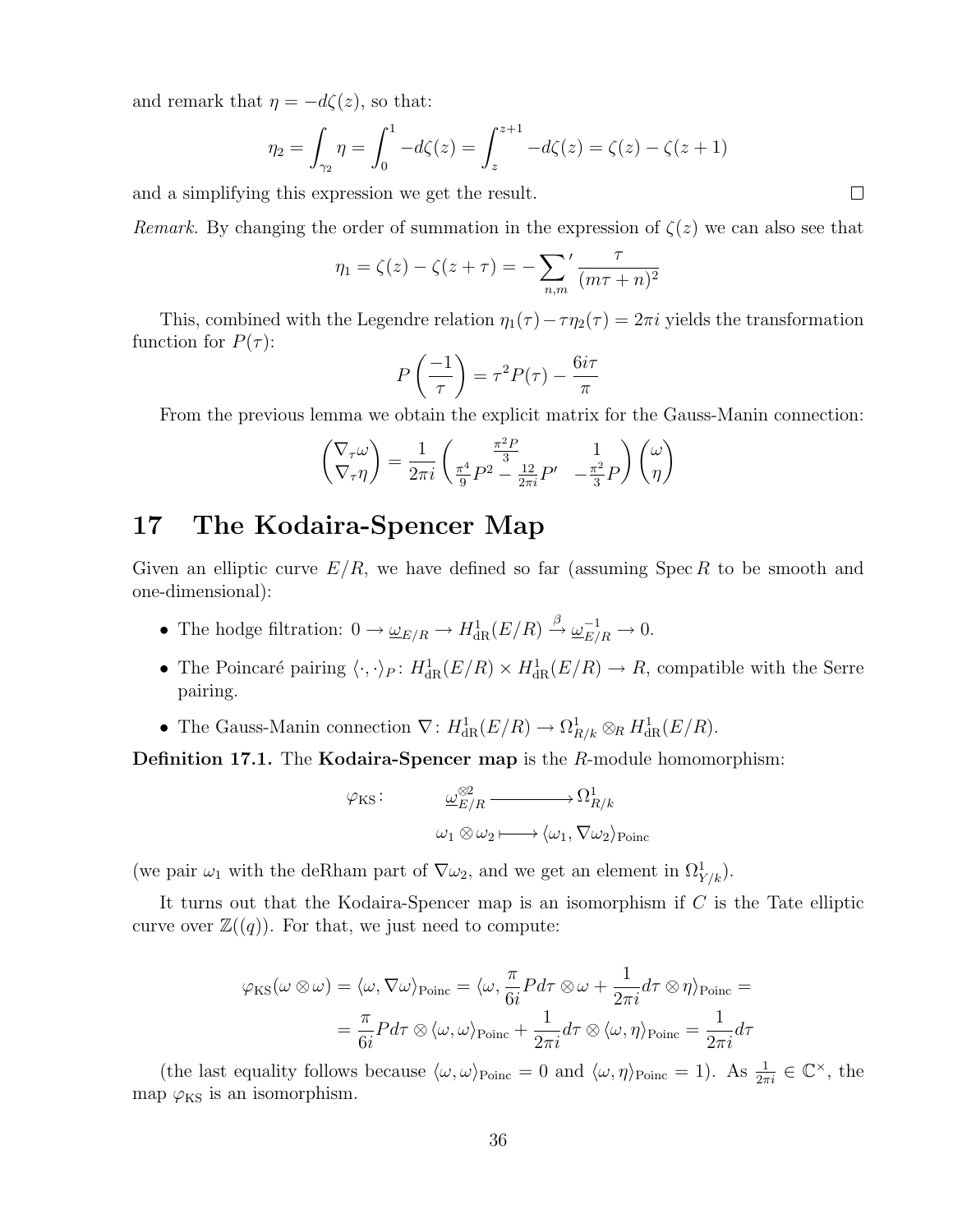and remark that $\eta = -d\zeta(z)$, so that:

$$\eta_2 = \int_{\gamma_2} \eta = \int_0^1 -d\zeta(z) = \int_z^{z+1} -d\zeta(z) = \zeta(z) - \zeta(z+1)$$

and a simplifying this expression we get the result. □

*Remark.* By changing the order of summation in the expression of $\zeta(z)$ we can also see that

$$\eta_1 = \zeta(z) - \zeta(z+\tau) = -\sum_{n,m}{}' \frac{\tau}{(m\tau+n)^2}$$

This, combined with the Legendre relation $\eta_1(\tau) - \tau\eta_2(\tau) = 2\pi i$ yields the transformation function for $P(\tau)$:

$$P\left(\frac{-1}{\tau}\right) = \tau^2 P(\tau) - \frac{6i\tau}{\pi}$$

From the previous lemma we obtain the explicit matrix for the Gauss-Manin connection:

$$\begin{pmatrix} \nabla_\tau \omega \\ \nabla_\tau \eta \end{pmatrix} = \frac{1}{2\pi i} \begin{pmatrix} \frac{\pi^2 P}{3} & 1 \\ \frac{\pi^4}{9}P^2 - \frac{12}{2\pi i}P' & -\frac{\pi^2}{3}P \end{pmatrix} \begin{pmatrix} \omega \\ \eta \end{pmatrix}$$

# 17 The Kodaira-Spencer Map

Given an elliptic curve $E/R$, we have defined so far (assuming $\operatorname{Spec} R$ to be smooth and one-dimensional):

- The hodge filtration: $0 \to \underline{\omega}_{E/R} \to H^1_{\mathrm{dR}}(E/R) \xrightarrow{\beta} \underline{\omega}_{E/R}^{-1} \to 0$.
- The Poincaré pairing $\langle \cdot, \cdot \rangle_P \colon H^1_{\mathrm{dR}}(E/R) \times H^1_{\mathrm{dR}}(E/R) \to R$, compatible with the Serre pairing.
- The Gauss-Manin connection $\nabla \colon H^1_{\mathrm{dR}}(E/R) \to \Omega^1_{R/k} \otimes_R H^1_{\mathrm{dR}}(E/R)$.

**Definition 17.1.** The **Kodaira-Spencer map** is the $R$-module homomorphism:

$$\varphi_{\mathrm{KS}} \colon \quad \underline{\omega}_{E/R}^{\otimes 2} \longrightarrow \Omega^1_{R/k}$$
$$\omega_1 \otimes \omega_2 \longmapsto \langle \omega_1, \nabla \omega_2 \rangle_{\mathrm{Poinc}}$$

(we pair $\omega_1$ with the deRham part of $\nabla\omega_2$, and we get an element in $\Omega^1_{Y/k}$).

It turns out that the Kodaira-Spencer map is an isomorphism if $C$ is the Tate elliptic curve over $\mathbb{Z}((q))$. For that, we just need to compute:

$$\begin{aligned}\varphi_{\mathrm{KS}}(\omega \otimes \omega) = \langle \omega, \nabla \omega \rangle_{\mathrm{Poinc}} = \langle \omega, \frac{\pi}{6i} P d\tau \otimes \omega + \frac{1}{2\pi i} d\tau \otimes \eta \rangle_{\mathrm{Poinc}} = \\ = \frac{\pi}{6i} P d\tau \otimes \langle \omega, \omega \rangle_{\mathrm{Poinc}} + \frac{1}{2\pi i} d\tau \otimes \langle \omega, \eta \rangle_{\mathrm{Poinc}} = \frac{1}{2\pi i} d\tau\end{aligned}$$

(the last equality follows because $\langle \omega, \omega \rangle_{\mathrm{Poinc}} = 0$ and $\langle \omega, \eta \rangle_{\mathrm{Poinc}} = 1$). As $\frac{1}{2\pi i} \in \mathbb{C}^\times$, the map $\varphi_{\mathrm{KS}}$ is an isomorphism.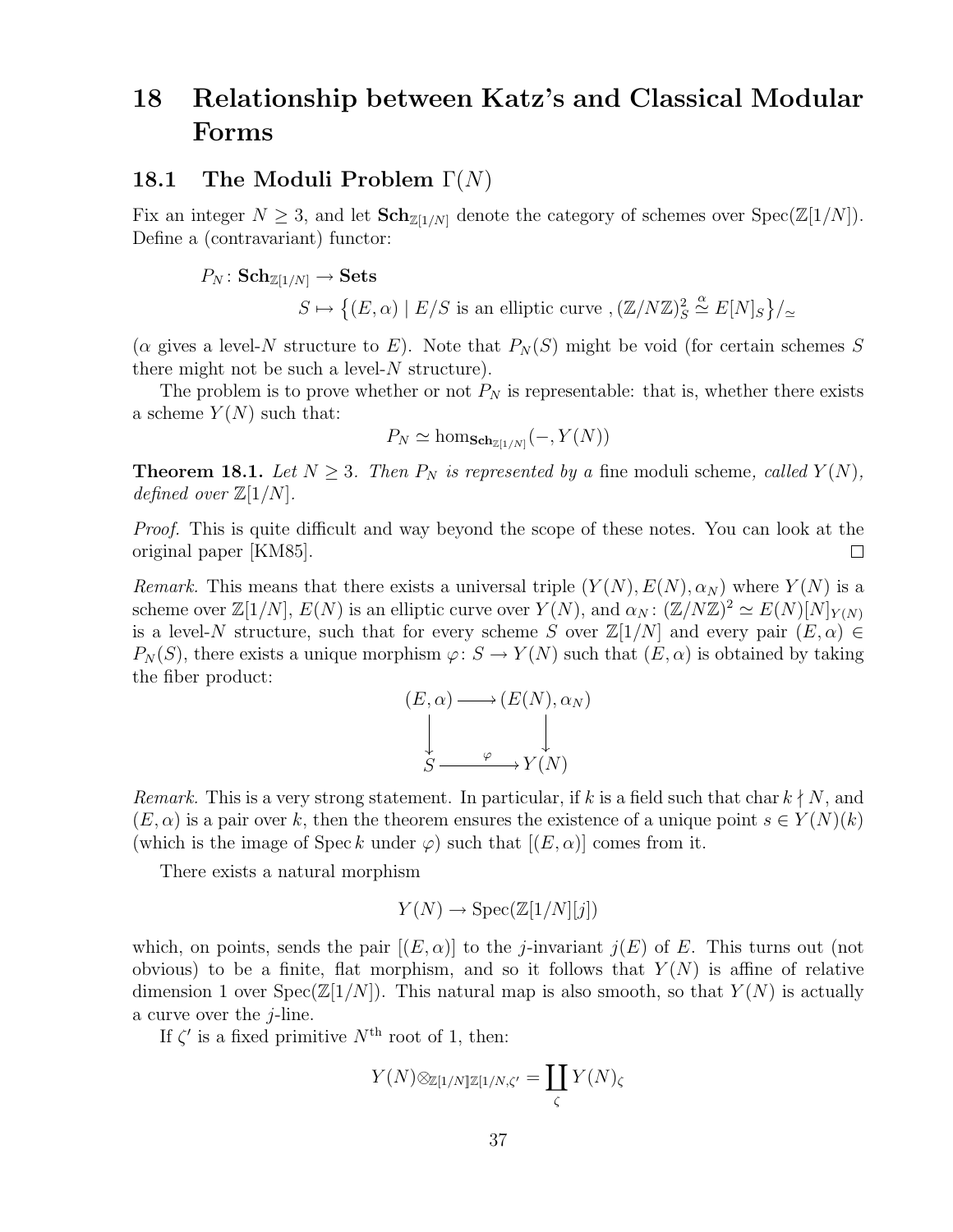# 18 Relationship between Katz's and Classical Modular Forms

## 18.1 The Moduli Problem $\Gamma(N)$

Fix an integer $N \geq 3$, and let $\mathbf{Sch}_{\mathbb{Z}[1/N]}$ denote the category of schemes over $\operatorname{Spec}(\mathbb{Z}[1/N])$. Define a (contravariant) functor:

$$P_N \colon \mathbf{Sch}_{\mathbb{Z}[1/N]} \to \mathbf{Sets}$$
$$S \mapsto \big\{(E, \alpha) \mid E/S \text{ is an elliptic curve }, (\mathbb{Z}/N\mathbb{Z})_S^2 \overset{\alpha}{\simeq} E[N]_S\big\}/_{\simeq}$$

($\alpha$ gives a level-$N$ structure to $E$). Note that $P_N(S)$ might be void (for certain schemes $S$ there might not be such a level-$N$ structure).

The problem is to prove whether or not $P_N$ is representable: that is, whether there exists a scheme $Y(N)$ such that:

$$P_N \simeq \hom_{\mathbf{Sch}_{\mathbb{Z}[1/N]}}(-, Y(N))$$

**Theorem 18.1.** *Let $N \geq 3$. Then $P_N$ is represented by a* fine moduli scheme*, called $Y(N)$, defined over $\mathbb{Z}[1/N]$.*

*Proof.* This is quite difficult and way beyond the scope of these notes. You can look at the original paper [KM85]. $\square$

*Remark.* This means that there exists a universal triple $(Y(N), E(N), \alpha_N)$ where $Y(N)$ is a scheme over $\mathbb{Z}[1/N]$, $E(N)$ is an elliptic curve over $Y(N)$, and $\alpha_N \colon (\mathbb{Z}/N\mathbb{Z})^2 \simeq E(N)[N]_{Y(N)}$ is a level-$N$ structure, such that for every scheme $S$ over $\mathbb{Z}[1/N]$ and every pair $(E, \alpha) \in P_N(S)$, there exists a unique morphism $\varphi \colon S \to Y(N)$ such that $(E, \alpha)$ is obtained by taking the fiber product:

$$\begin{array}{ccc} (E, \alpha) & \longrightarrow & (E(N), \alpha_N) \\ \downarrow & & \downarrow \\ S & \xrightarrow{\ \varphi\ } & Y(N) \end{array}$$

*Remark.* This is a very strong statement. In particular, if $k$ is a field such that $\operatorname{char} k \nmid N$, and $(E, \alpha)$ is a pair over $k$, then the theorem ensures the existence of a unique point $s \in Y(N)(k)$ (which is the image of $\operatorname{Spec} k$ under $\varphi$) such that $[(E, \alpha)]$ comes from it.

There exists a natural morphism

$$Y(N) \to \operatorname{Spec}(\mathbb{Z}[1/N][j])$$

which, on points, sends the pair $[(E, \alpha)]$ to the $j$-invariant $j(E)$ of $E$. This turns out (not obvious) to be a finite, flat morphism, and so it follows that $Y(N)$ is affine of relative dimension 1 over $\operatorname{Spec}(\mathbb{Z}[1/N])$. This natural map is also smooth, so that $Y(N)$ is actually a curve over the $j$-line.

If $\zeta'$ is a fixed primitive $N^{\text{th}}$ root of 1, then:

$$Y(N) \otimes_{\mathbb{Z}[1/N]} \mathbb{Z}[1/N, \zeta'] = \coprod_{\zeta} Y(N)_{\zeta}$$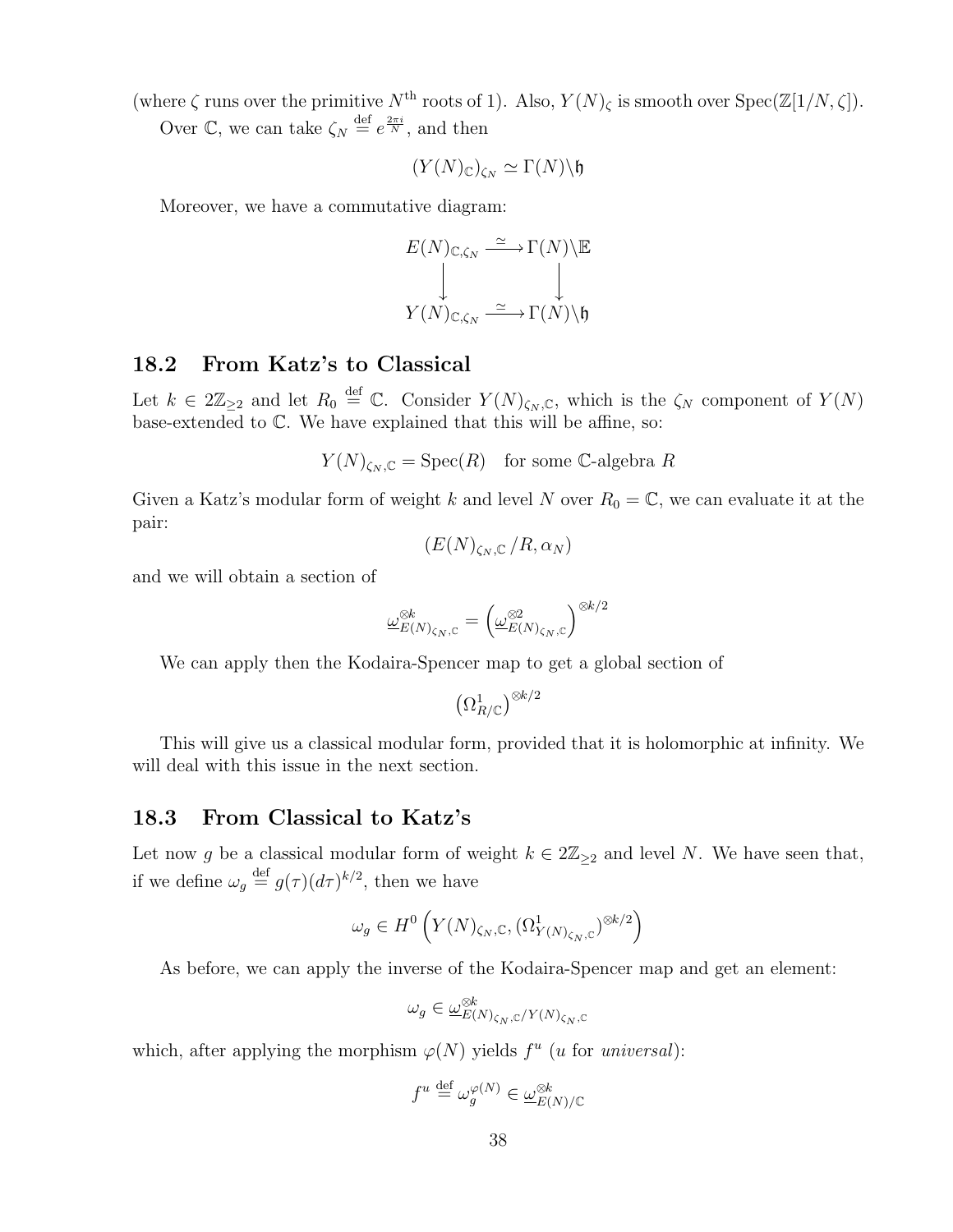(where $\zeta$ runs over the primitive $N^{\text{th}}$ roots of 1). Also, $Y(N)_\zeta$ is smooth over $\operatorname{Spec}(\mathbb{Z}[1/N, \zeta])$.

Over $\mathbb{C}$, we can take $\zeta_N \stackrel{\text{def}}{=} e^{\frac{2\pi i}{N}}$, and then

$$(Y(N)_{\mathbb{C}})_{\zeta_N} \simeq \Gamma(N)\backslash\mathfrak{h}$$

Moreover, we have a commutative diagram:

$$\begin{array}{ccc} E(N)_{\mathbb{C},\zeta_N} & \xrightarrow{\simeq} & \Gamma(N)\backslash\mathbb{E} \\ \big\downarrow & & \big\downarrow \\ Y(N)_{\mathbb{C},\zeta_N} & \xrightarrow{\simeq} & \Gamma(N)\backslash\mathfrak{h} \end{array}$$

## 18.2 From Katz's to Classical

Let $k \in 2\mathbb{Z}_{\geq 2}$ and let $R_0 \stackrel{\text{def}}{=} \mathbb{C}$. Consider $Y(N)_{\zeta_N,\mathbb{C}}$, which is the $\zeta_N$ component of $Y(N)$ base-extended to $\mathbb{C}$. We have explained that this will be affine, so:

$$Y(N)_{\zeta_N,\mathbb{C}} = \operatorname{Spec}(R) \quad \text{for some } \mathbb{C}\text{-algebra } R$$

Given a Katz's modular form of weight $k$ and level $N$ over $R_0 = \mathbb{C}$, we can evaluate it at the pair:

$$(E(N)_{\zeta_N,\mathbb{C}}/R, \alpha_N)$$

and we will obtain a section of

$$\underline{\omega}^{\otimes k}_{E(N)_{\zeta_N,\mathbb{C}}} = \left(\underline{\omega}^{\otimes 2}_{E(N)_{\zeta_N,\mathbb{C}}}\right)^{\otimes k/2}$$

We can apply then the Kodaira-Spencer map to get a global section of

$$\left(\Omega^1_{R/\mathbb{C}}\right)^{\otimes k/2}$$

This will give us a classical modular form, provided that it is holomorphic at infinity. We will deal with this issue in the next section.

## 18.3 From Classical to Katz's

Let now $g$ be a classical modular form of weight $k \in 2\mathbb{Z}_{\geq 2}$ and level $N$. We have seen that, if we define $\omega_g \stackrel{\text{def}}{=} g(\tau)(d\tau)^{k/2}$, then we have

$$\omega_g \in H^0\left(Y(N)_{\zeta_N,\mathbb{C}}, (\Omega^1_{Y(N)_{\zeta_N,\mathbb{C}}})^{\otimes k/2}\right)$$

As before, we can apply the inverse of the Kodaira-Spencer map and get an element:

$$\omega_g \in \underline{\omega}^{\otimes k}_{E(N)_{\zeta_N,\mathbb{C}}/Y(N)_{\zeta_N,\mathbb{C}}}$$

which, after applying the morphism $\varphi(N)$ yields $f^u$ ($u$ for *universal*):

$$f^u \stackrel{\text{def}}{=} \omega_g^{\varphi(N)} \in \underline{\omega}^{\otimes k}_{E(N)/\mathbb{C}}$$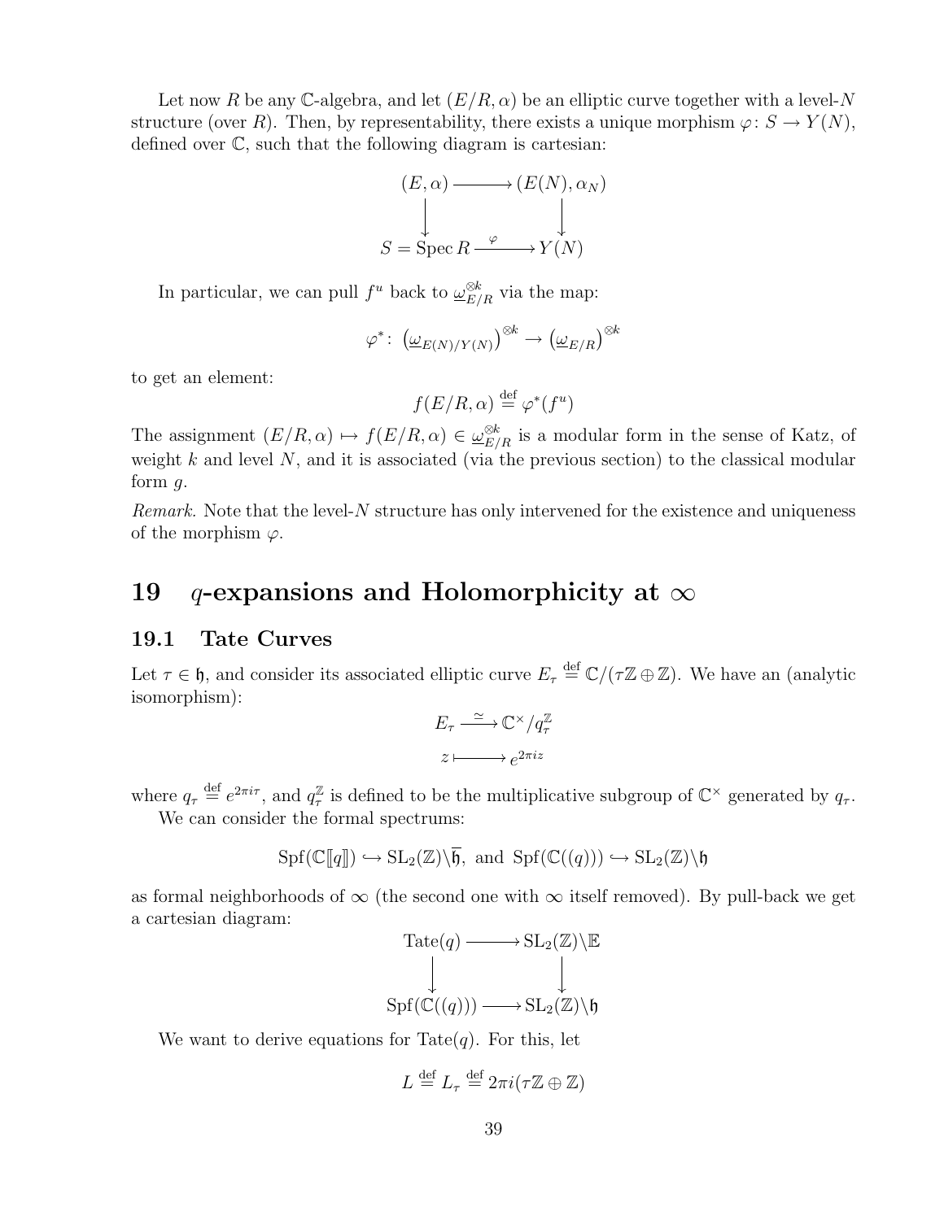Let now $R$ be any $\mathbb{C}$-algebra, and let $(E/R, \alpha)$ be an elliptic curve together with a level-$N$ structure (over $R$). Then, by representability, there exists a unique morphism $\varphi \colon S \to Y(N)$, defined over $\mathbb{C}$, such that the following diagram is cartesian:

$$\begin{array}{ccc} (E, \alpha) & \longrightarrow & (E(N), \alpha_N) \\ \big\downarrow & & \big\downarrow \\ S = \operatorname{Spec} R & \xrightarrow{\ \varphi\ } & Y(N) \end{array}$$

In particular, we can pull $f^u$ back to $\underline{\omega}_{E/R}^{\otimes k}$ via the map:

$$\varphi^* \colon \left(\underline{\omega}_{E(N)/Y(N)}\right)^{\otimes k} \to \left(\underline{\omega}_{E/R}\right)^{\otimes k}$$

to get an element:

$$f(E/R, \alpha) \stackrel{\text{def}}{=} \varphi^*(f^u)$$

The assignment $(E/R, \alpha) \mapsto f(E/R, \alpha) \in \underline{\omega}_{E/R}^{\otimes k}$ is a modular form in the sense of Katz, of weight $k$ and level $N$, and it is associated (via the previous section) to the classical modular form $g$.

*Remark.* Note that the level-$N$ structure has only intervened for the existence and uniqueness of the morphism $\varphi$.

# 19 $q$-expansions and Holomorphicity at $\infty$

## 19.1 Tate Curves

Let $\tau \in \mathfrak{h}$, and consider its associated elliptic curve $E_\tau \stackrel{\text{def}}{=} \mathbb{C}/(\tau\mathbb{Z} \oplus \mathbb{Z})$. We have an (analytic isomorphism):

$$\begin{array}{ccc} E_\tau & \xrightarrow{\ \simeq\ } & \mathbb{C}^\times / q_\tau^{\mathbb{Z}} \\ z & \longmapsto & e^{2\pi i z} \end{array}$$

where $q_\tau \stackrel{\text{def}}{=} e^{2\pi i \tau}$, and $q_\tau^{\mathbb{Z}}$ is defined to be the multiplicative subgroup of $\mathbb{C}^\times$ generated by $q_\tau$.

We can consider the formal spectrums:

$$\operatorname{Spf}(\mathbb{C}[\![q]\!]) \hookrightarrow \operatorname{SL}_2(\mathbb{Z}) \backslash \overline{\mathfrak{h}}, \text{ and } \operatorname{Spf}(\mathbb{C}((q))) \hookrightarrow \operatorname{SL}_2(\mathbb{Z}) \backslash \mathfrak{h}$$

as formal neighborhoods of $\infty$ (the second one with $\infty$ itself removed). By pull-back we get a cartesian diagram:

$$\begin{array}{ccc} \operatorname{Tate}(q) & \longrightarrow & \operatorname{SL}_2(\mathbb{Z}) \backslash \mathbb{E} \\ \big\downarrow & & \big\downarrow \\ \operatorname{Spf}(\mathbb{C}((q))) & \longrightarrow & \operatorname{SL}_2(\mathbb{Z}) \backslash \mathfrak{h} \end{array}$$

We want to derive equations for $\operatorname{Tate}(q)$. For this, let

$$L \stackrel{\text{def}}{=} L_\tau \stackrel{\text{def}}{=} 2\pi i (\tau\mathbb{Z} \oplus \mathbb{Z})$$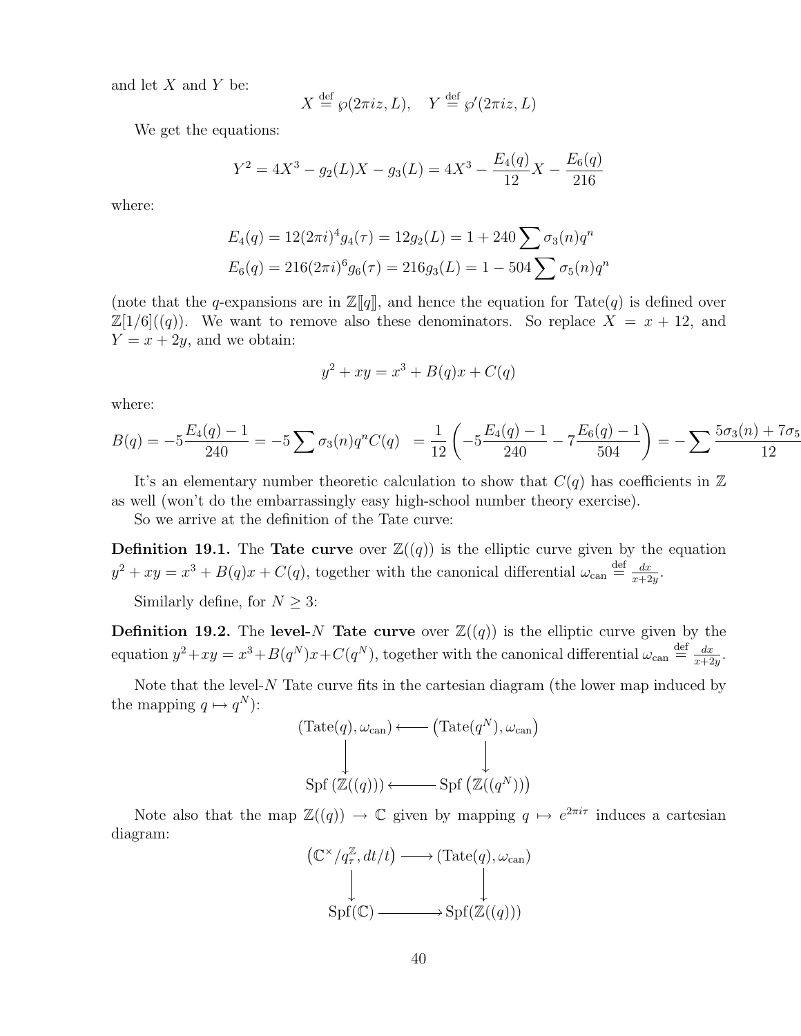and let $X$ and $Y$ be:

$$X \stackrel{\text{def}}{=} \wp(2\pi i z, L), \quad Y \stackrel{\text{def}}{=} \wp'(2\pi i z, L)$$

We get the equations:

$$Y^2 = 4X^3 - g_2(L)X - g_3(L) = 4X^3 - \frac{E_4(q)}{12}X - \frac{E_6(q)}{216}$$

where:

$$E_4(q) = 12(2\pi i)^4 g_4(\tau) = 12g_2(L) = 1 + 240\sum \sigma_3(n)q^n$$
$$E_6(q) = 216(2\pi i)^6 g_6(\tau) = 216g_3(L) = 1 - 504\sum \sigma_5(n)q^n$$

(note that the $q$-expansions are in $\mathbb{Z}[\![q]\!]$, and hence the equation for $\mathrm{Tate}(q)$ is defined over $\mathbb{Z}[1/6]((q))$. We want to remove also these denominators. So replace $X = x + 12$, and $Y = x + 2y$, and we obtain:

$$y^2 + xy = x^3 + B(q)x + C(q)$$

where:

$$B(q) = -5\frac{E_4(q) - 1}{240} = -5\sum \sigma_3(n)q^n C(q) \quad = \frac{1}{12}\left(-5\frac{E_4(q) - 1}{240} - 7\frac{E_6(q) - 1}{504}\right) = -\sum \frac{5\sigma_3(n) + 7\sigma_5}{12}$$

It's an elementary number theoretic calculation to show that $C(q)$ has coefficients in $\mathbb{Z}$ as well (won't do the embarrassingly easy high-school number theory exercise).

So we arrive at the definition of the Tate curve:

**Definition 19.1.** The **Tate curve** over $\mathbb{Z}((q))$ is the elliptic curve given by the equation $y^2 + xy = x^3 + B(q)x + C(q)$, together with the canonical differential $\omega_{\text{can}} \stackrel{\text{def}}{=} \frac{dx}{x+2y}$.

Similarly define, for $N \geq 3$:

**Definition 19.2.** The **level-$N$ Tate curve** over $\mathbb{Z}((q))$ is the elliptic curve given by the equation $y^2 + xy = x^3 + B(q^N)x + C(q^N)$, together with the canonical differential $\omega_{\text{can}} \stackrel{\text{def}}{=} \frac{dx}{x+2y}$.

Note that the level-$N$ Tate curve fits in the cartesian diagram (the lower map induced by the mapping $q \mapsto q^N$):

$$\begin{array}{ccc}
(\mathrm{Tate}(q), \omega_{\text{can}}) & \longleftarrow & \left(\mathrm{Tate}(q^N), \omega_{\text{can}}\right) \\
\downarrow & & \downarrow \\
\mathrm{Spf}\left(\mathbb{Z}((q))\right) & \longleftarrow & \mathrm{Spf}\left(\mathbb{Z}((q^N))\right)
\end{array}$$

Note also that the map $\mathbb{Z}((q)) \to \mathbb{C}$ given by mapping $q \mapsto e^{2\pi i \tau}$ induces a cartesian diagram:

$$\begin{array}{ccc}
\left(\mathbb{C}^\times / q_\tau^{\mathbb{Z}}, dt/t\right) & \longrightarrow & (\mathrm{Tate}(q), \omega_{\text{can}}) \\
\downarrow & & \downarrow \\
\mathrm{Spf}(\mathbb{C}) & \longrightarrow & \mathrm{Spf}(\mathbb{Z}((q)))
\end{array}$$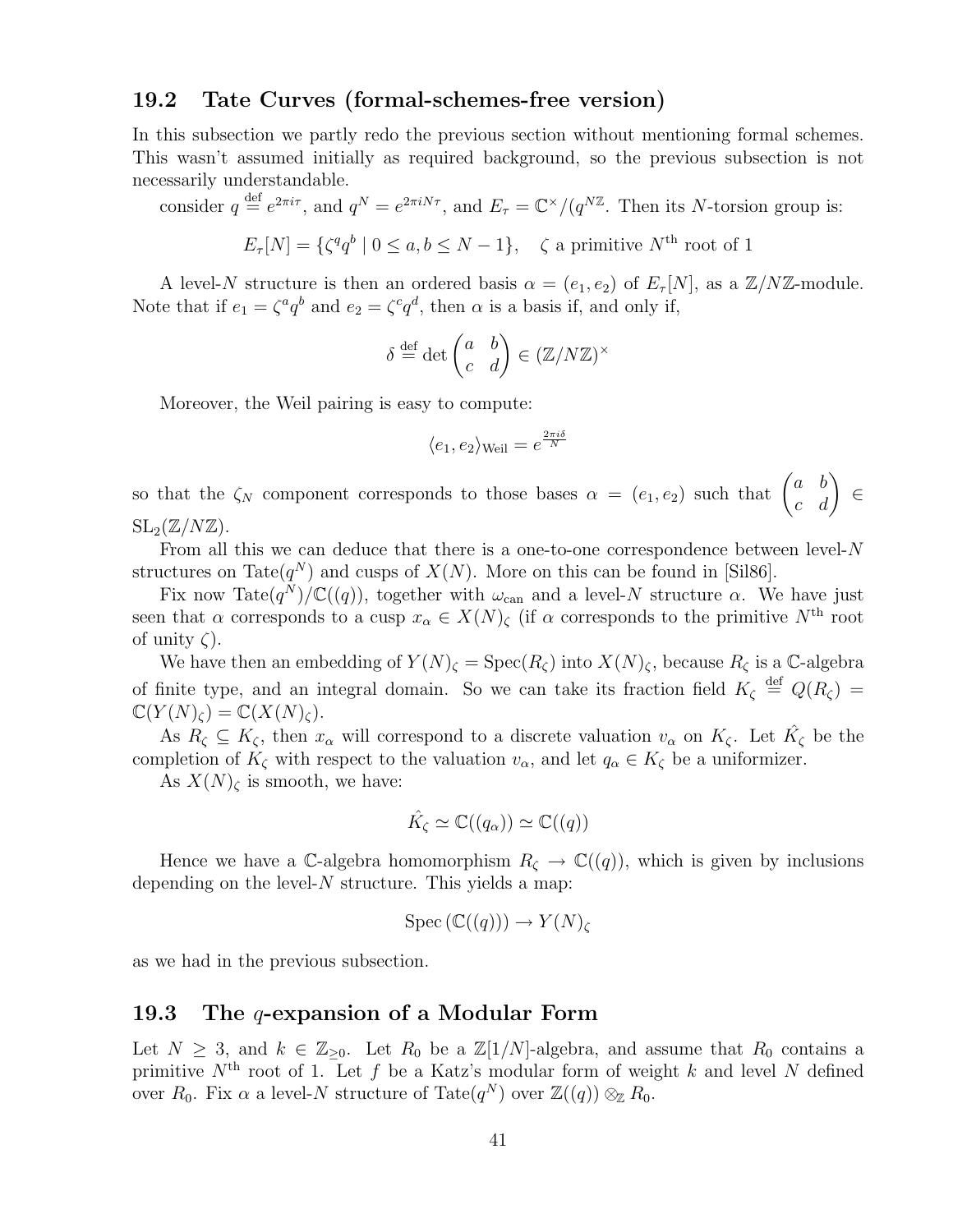## 19.2 Tate Curves (formal-schemes-free version)

In this subsection we partly redo the previous section without mentioning formal schemes. This wasn't assumed initially as required background, so the previous subsection is not necessarily understandable.

consider $q \stackrel{\text{def}}{=} e^{2\pi i\tau}$, and $q^N = e^{2\pi i N\tau}$, and $E_\tau = \mathbb{C}^\times/(q^{N\mathbb{Z}}$. Then its $N$-torsion group is:

$$E_\tau[N] = \{\zeta^q q^b \mid 0 \leq a, b \leq N-1\}, \quad \zeta \text{ a primitive } N^{\text{th}} \text{ root of } 1$$

A level-$N$ structure is then an ordered basis $\alpha = (e_1, e_2)$ of $E_\tau[N]$, as a $\mathbb{Z}/N\mathbb{Z}$-module. Note that if $e_1 = \zeta^a q^b$ and $e_2 = \zeta^c q^d$, then $\alpha$ is a basis if, and only if,

$$\delta \stackrel{\text{def}}{=} \det \begin{pmatrix} a & b \\ c & d \end{pmatrix} \in (\mathbb{Z}/N\mathbb{Z})^\times$$

Moreover, the Weil pairing is easy to compute:

$$\langle e_1, e_2 \rangle_{\text{Weil}} = e^{\frac{2\pi i \delta}{N}}$$

so that the $\zeta_N$ component corresponds to those bases $\alpha = (e_1, e_2)$ such that $\begin{pmatrix} a & b \\ c & d \end{pmatrix} \in \mathrm{SL}_2(\mathbb{Z}/N\mathbb{Z})$.

From all this we can deduce that there is a one-to-one correspondence between level-$N$ structures on $\mathrm{Tate}(q^N)$ and cusps of $X(N)$. More on this can be found in [Sil86].

Fix now $\mathrm{Tate}(q^N)/\mathbb{C}((q))$, together with $\omega_{\text{can}}$ and a level-$N$ structure $\alpha$. We have just seen that $\alpha$ corresponds to a cusp $x_\alpha \in X(N)_\zeta$ (if $\alpha$ corresponds to the primitive $N^{\text{th}}$ root of unity $\zeta$).

We have then an embedding of $Y(N)_\zeta = \mathrm{Spec}(R_\zeta)$ into $X(N)_\zeta$, because $R_\zeta$ is a $\mathbb{C}$-algebra of finite type, and an integral domain. So we can take its fraction field $K_\zeta \stackrel{\text{def}}{=} Q(R_\zeta) = \mathbb{C}(Y(N)_\zeta) = \mathbb{C}(X(N)_\zeta)$.

As $R_\zeta \subseteq K_\zeta$, then $x_\alpha$ will correspond to a discrete valuation $v_\alpha$ on $K_\zeta$. Let $\hat{K_\zeta}$ be the completion of $K_\zeta$ with respect to the valuation $v_\alpha$, and let $q_\alpha \in K_\zeta$ be a uniformizer.

As $X(N)_\zeta$ is smooth, we have:

$$\hat{K_\zeta} \simeq \mathbb{C}((q_\alpha)) \simeq \mathbb{C}((q))$$

Hence we have a $\mathbb{C}$-algebra homomorphism $R_\zeta \to \mathbb{C}((q))$, which is given by inclusions depending on the level-$N$ structure. This yields a map:

$$\mathrm{Spec}\left(\mathbb{C}((q))\right) \to Y(N)_\zeta$$

as we had in the previous subsection.

## 19.3 The $q$-expansion of a Modular Form

Let $N \geq 3$, and $k \in \mathbb{Z}_{\geq 0}$. Let $R_0$ be a $\mathbb{Z}[1/N]$-algebra, and assume that $R_0$ contains a primitive $N^{\text{th}}$ root of 1. Let $f$ be a Katz's modular form of weight $k$ and level $N$ defined over $R_0$. Fix $\alpha$ a level-$N$ structure of $\mathrm{Tate}(q^N)$ over $\mathbb{Z}((q)) \otimes_{\mathbb{Z}} R_0$.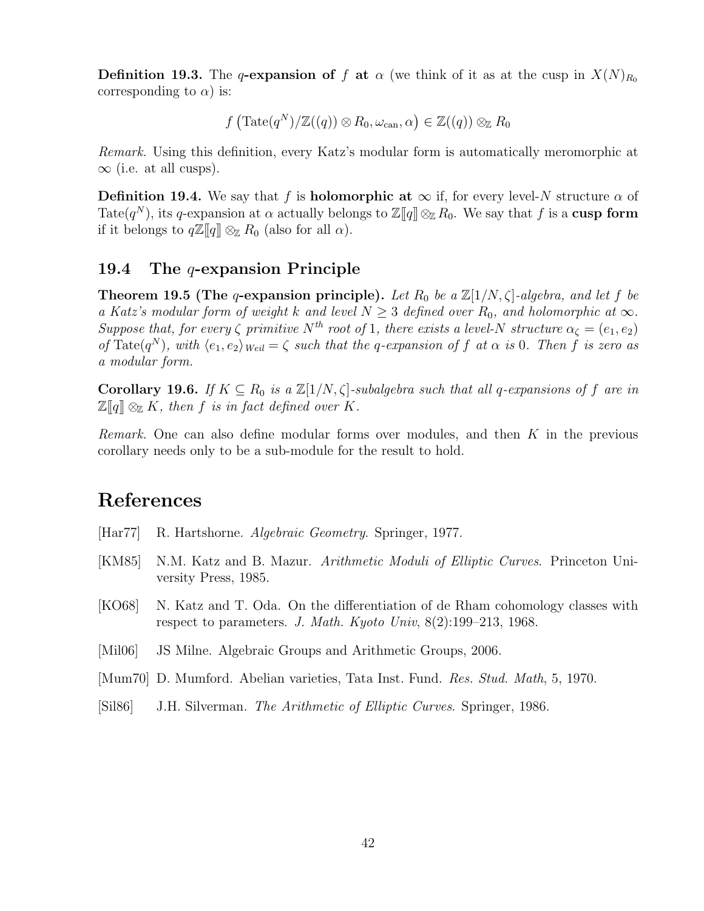**Definition 19.3.** The **$q$-expansion of** $f$ **at** $\alpha$ (we think of it as at the cusp in $X(N)_{R_0}$ corresponding to $\alpha$) is:

$$f\left(\mathrm{Tate}(q^N)/\mathbb{Z}((q)) \otimes R_0, \omega_{\mathrm{can}}, \alpha\right) \in \mathbb{Z}((q)) \otimes_{\mathbb{Z}} R_0$$

*Remark.* Using this definition, every Katz's modular form is automatically meromorphic at $\infty$ (i.e. at all cusps).

**Definition 19.4.** We say that $f$ is **holomorphic at** $\infty$ if, for every level-$N$ structure $\alpha$ of $\mathrm{Tate}(q^N)$, its $q$-expansion at $\alpha$ actually belongs to $\mathbb{Z}[\![q]\!] \otimes_{\mathbb{Z}} R_0$. We say that $f$ is a **cusp form** if it belongs to $q\mathbb{Z}[\![q]\!] \otimes_{\mathbb{Z}} R_0$ (also for all $\alpha$).

## 19.4 The $q$-expansion Principle

**Theorem 19.5 (The $q$-expansion principle).** *Let $R_0$ be a $\mathbb{Z}[1/N, \zeta]$-algebra, and let $f$ be a Katz's modular form of weight $k$ and level $N \geq 3$ defined over $R_0$, and holomorphic at $\infty$. Suppose that, for every $\zeta$ primitive $N^{th}$ root of 1, there exists a level-$N$ structure $\alpha_\zeta = (e_1, e_2)$ of $\mathrm{Tate}(q^N)$, with $\langle e_1, e_2 \rangle_{Weil} = \zeta$ such that the $q$-expansion of $f$ at $\alpha$ is 0. Then $f$ is zero as a modular form.*

**Corollary 19.6.** *If $K \subseteq R_0$ is a $\mathbb{Z}[1/N, \zeta]$-subalgebra such that all $q$-expansions of $f$ are in $\mathbb{Z}[\![q]\!] \otimes_{\mathbb{Z}} K$, then $f$ is in fact defined over $K$.*

*Remark.* One can also define modular forms over modules, and then $K$ in the previous corollary needs only to be a sub-module for the result to hold.

# References

[Har77] R. Hartshorne. *Algebraic Geometry*. Springer, 1977.

[KM85] N.M. Katz and B. Mazur. *Arithmetic Moduli of Elliptic Curves*. Princeton University Press, 1985.

[KO68] N. Katz and T. Oda. On the differentiation of de Rham cohomology classes with respect to parameters. *J. Math. Kyoto Univ*, 8(2):199–213, 1968.

[Mil06] JS Milne. Algebraic Groups and Arithmetic Groups, 2006.

[Mum70] D. Mumford. Abelian varieties, Tata Inst. Fund. *Res. Stud. Math*, 5, 1970.

[Sil86] J.H. Silverman. *The Arithmetic of Elliptic Curves*. Springer, 1986.